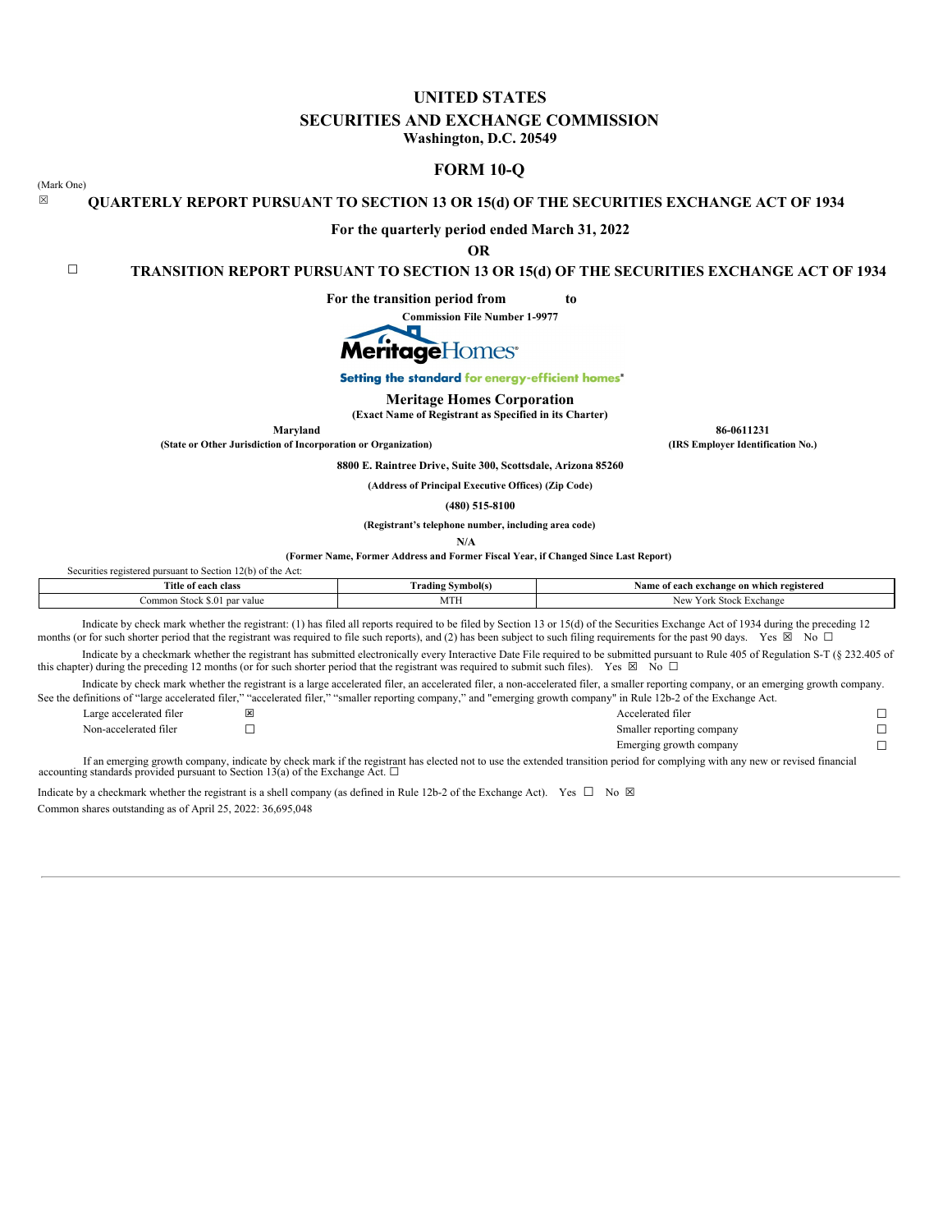# UNITED STATES
# SECURITIES AND EXCHANGE COMMISSION
**Washington, D.C. 20549**

## FORM 10-Q

(Mark One)

☒ **QUARTERLY REPORT PURSUANT TO SECTION 13 OR 15(d) OF THE SECURITIES EXCHANGE ACT OF 1934**

**For the quarterly period ended March 31, 2022**

**OR**

☐ **TRANSITION REPORT PURSUANT TO SECTION 13 OR 15(d) OF THE SECURITIES EXCHANGE ACT OF 1934**

**For the transition period from to**

**Commission File Number 1-9977**

MeritageHomes®

**Setting the standard for energy-efficient homes®**

**Meritage Homes Corporation**
**(Exact Name of Registrant as Specified in its Charter)**

| **Maryland** | **86-0611231** |
|---|---|
| **(State or Other Jurisdiction of Incorporation or Organization)** | **(IRS Employer Identification No.)** |

**8800 E. Raintree Drive, Suite 300, Scottsdale, Arizona 85260**

**(Address of Principal Executive Offices) (Zip Code)**

**(480) 515-8100**

**(Registrant's telephone number, including area code)**

**N/A**

**(Former Name, Former Address and Former Fiscal Year, if Changed Since Last Report)**

Securities registered pursuant to Section 12(b) of the Act:

| Title of each class | Trading Symbol(s) | Name of each exchange on which registered |
|---|---|---|
| Common Stock $.01 par value | MTH | New York Stock Exchange |

Indicate by check mark whether the registrant: (1) has filed all reports required to be filed by Section 13 or 15(d) of the Securities Exchange Act of 1934 during the preceding 12 months (or for such shorter period that the registrant was required to file such reports), and (2) has been subject to such filing requirements for the past 90 days. Yes ☒ No ☐

Indicate by a checkmark whether the registrant has submitted electronically every Interactive Date File required to be submitted pursuant to Rule 405 of Regulation S-T (§ 232.405 of this chapter) during the preceding 12 months (or for such shorter period that the registrant was required to submit such files). Yes ☒ No ☐

Indicate by check mark whether the registrant is a large accelerated filer, an accelerated filer, a non-accelerated filer, a smaller reporting company, or an emerging growth company. See the definitions of "large accelerated filer," "accelerated filer," "smaller reporting company," and "emerging growth company" in Rule 12b-2 of the Exchange Act.

| | | | |
|---|---|---|---|
| Large accelerated filer | ☒ | Accelerated filer | ☐ |
| Non-accelerated filer | ☐ | Smaller reporting company | ☐ |
| | | Emerging growth company | ☐ |

If an emerging growth company, indicate by check mark if the registrant has elected not to use the extended transition period for complying with any new or revised financial accounting standards provided pursuant to Section 13(a) of the Exchange Act. ☐

Indicate by a checkmark whether the registrant is a shell company (as defined in Rule 12b-2 of the Exchange Act). Yes ☐ No ☒

Common shares outstanding as of April 25, 2022: 36,695,048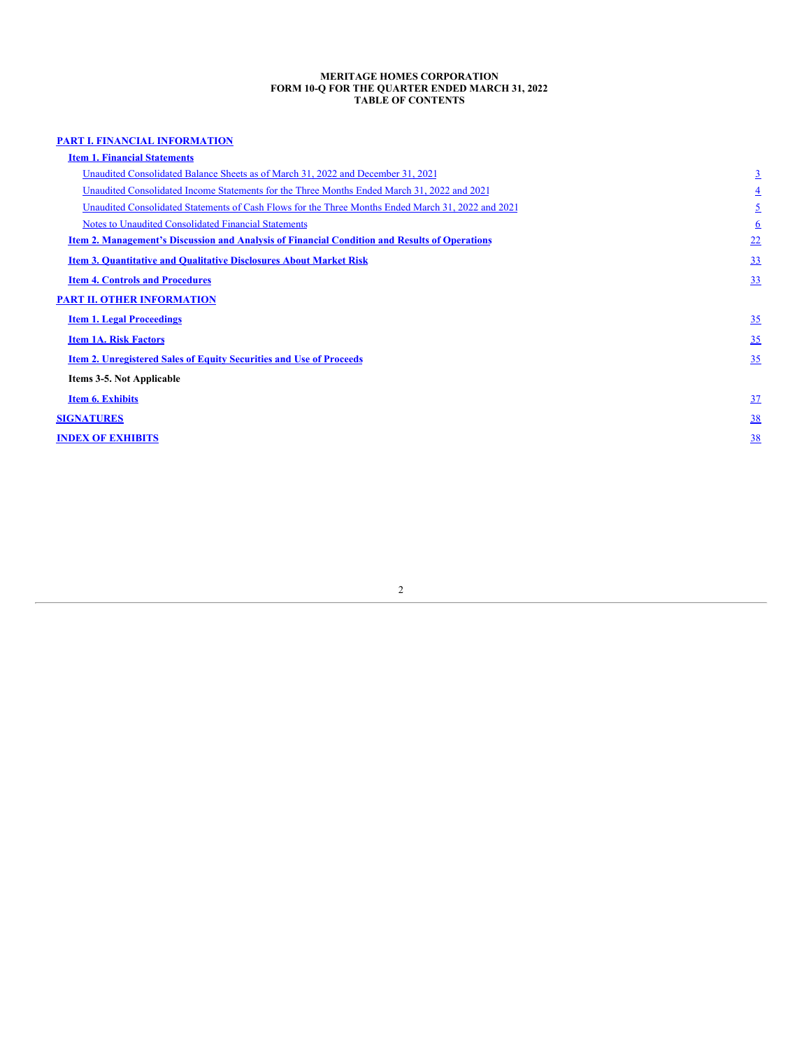**MERITAGE HOMES CORPORATION**
**FORM 10-Q FOR THE QUARTER ENDED MARCH 31, 2022**
**TABLE OF CONTENTS**

| | |
|---|---|
| **PART I. FINANCIAL INFORMATION** | |
| **Item 1. Financial Statements** | |
| Unaudited Consolidated Balance Sheets as of March 31, 2022 and December 31, 2021 | 3 |
| Unaudited Consolidated Income Statements for the Three Months Ended March 31, 2022 and 2021 | 4 |
| Unaudited Consolidated Statements of Cash Flows for the Three Months Ended March 31, 2022 and 2021 | 5 |
| Notes to Unaudited Consolidated Financial Statements | 6 |
| **Item 2. Management's Discussion and Analysis of Financial Condition and Results of Operations** | 22 |
| **Item 3. Quantitative and Qualitative Disclosures About Market Risk** | 33 |
| **Item 4. Controls and Procedures** | 33 |
| **PART II. OTHER INFORMATION** | |
| **Item 1. Legal Proceedings** | 35 |
| **Item 1A. Risk Factors** | 35 |
| **Item 2. Unregistered Sales of Equity Securities and Use of Proceeds** | 35 |
| **Items 3-5. Not Applicable** | |
| **Item 6. Exhibits** | 37 |
| **SIGNATURES** | 38 |
| **INDEX OF EXHIBITS** | 38 |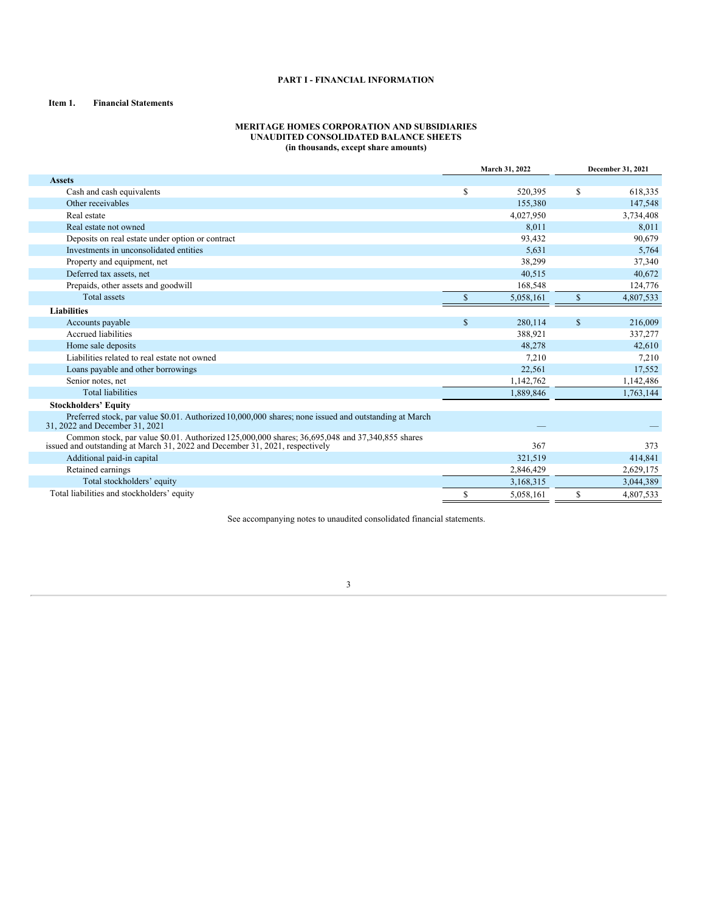# PART I - FINANCIAL INFORMATION

**Item 1. Financial Statements**

**MERITAGE HOMES CORPORATION AND SUBSIDIARIES**
**UNAUDITED CONSOLIDATED BALANCE SHEETS**
**(in thousands, except share amounts)**

| | March 31, 2022 | December 31, 2021 |
|---|---|---|
| **Assets** | | |
| Cash and cash equivalents | $ 520,395 | $ 618,335 |
| Other receivables | 155,380 | 147,548 |
| Real estate | 4,027,950 | 3,734,408 |
| Real estate not owned | 8,011 | 8,011 |
| Deposits on real estate under option or contract | 93,432 | 90,679 |
| Investments in unconsolidated entities | 5,631 | 5,764 |
| Property and equipment, net | 38,299 | 37,340 |
| Deferred tax assets, net | 40,515 | 40,672 |
| Prepaids, other assets and goodwill | 168,548 | 124,776 |
| Total assets | $ 5,058,161 | $ 4,807,533 |
| **Liabilities** | | |
| Accounts payable | $ 280,114 | $ 216,009 |
| Accrued liabilities | 388,921 | 337,277 |
| Home sale deposits | 48,278 | 42,610 |
| Liabilities related to real estate not owned | 7,210 | 7,210 |
| Loans payable and other borrowings | 22,561 | 17,552 |
| Senior notes, net | 1,142,762 | 1,142,486 |
| Total liabilities | 1,889,846 | 1,763,144 |
| **Stockholders' Equity** | | |
| Preferred stock, par value $0.01. Authorized 10,000,000 shares; none issued and outstanding at March 31, 2022 and December 31, 2021 | — | — |
| Common stock, par value $0.01. Authorized 125,000,000 shares; 36,695,048 and 37,340,855 shares issued and outstanding at March 31, 2022 and December 31, 2021, respectively | 367 | 373 |
| Additional paid-in capital | 321,519 | 414,841 |
| Retained earnings | 2,846,429 | 2,629,175 |
| Total stockholders' equity | 3,168,315 | 3,044,389 |
| Total liabilities and stockholders' equity | $ 5,058,161 | $ 4,807,533 |

See accompanying notes to unaudited consolidated financial statements.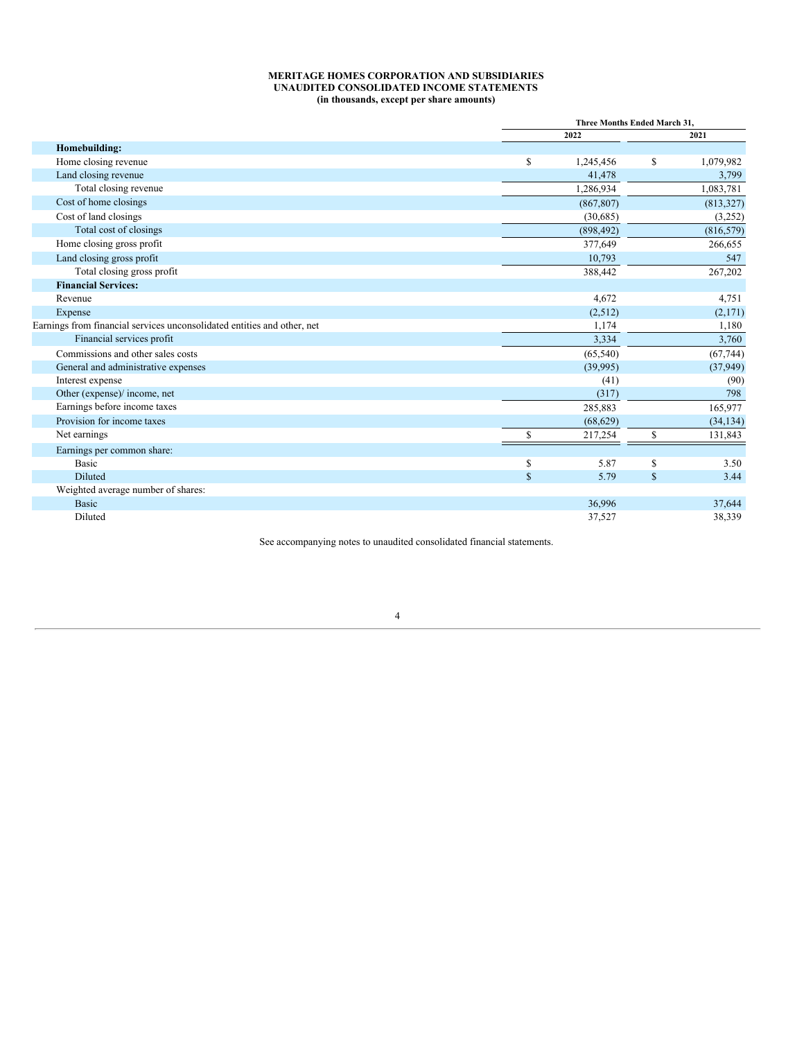**MERITAGE HOMES CORPORATION AND SUBSIDIARIES**
**UNAUDITED CONSOLIDATED INCOME STATEMENTS**
**(in thousands, except per share amounts)**

| | Three Months Ended March 31, | |
|---|---|---|
| | 2022 | 2021 |
| **Homebuilding:** | | |
| Home closing revenue | $ 1,245,456 | $ 1,079,982 |
| Land closing revenue | 41,478 | 3,799 |
| Total closing revenue | 1,286,934 | 1,083,781 |
| Cost of home closings | (867,807) | (813,327) |
| Cost of land closings | (30,685) | (3,252) |
| Total cost of closings | (898,492) | (816,579) |
| Home closing gross profit | 377,649 | 266,655 |
| Land closing gross profit | 10,793 | 547 |
| Total closing gross profit | 388,442 | 267,202 |
| **Financial Services:** | | |
| Revenue | 4,672 | 4,751 |
| Expense | (2,512) | (2,171) |
| Earnings from financial services unconsolidated entities and other, net | 1,174 | 1,180 |
| Financial services profit | 3,334 | 3,760 |
| Commissions and other sales costs | (65,540) | (67,744) |
| General and administrative expenses | (39,995) | (37,949) |
| Interest expense | (41) | (90) |
| Other (expense)/ income, net | (317) | 798 |
| Earnings before income taxes | 285,883 | 165,977 |
| Provision for income taxes | (68,629) | (34,134) |
| Net earnings | $ 217,254 | $ 131,843 |
| Earnings per common share: | | |
| Basic | $ 5.87 | $ 3.50 |
| Diluted | $ 5.79 | $ 3.44 |
| Weighted average number of shares: | | |
| Basic | 36,996 | 37,644 |
| Diluted | 37,527 | 38,339 |

See accompanying notes to unaudited consolidated financial statements.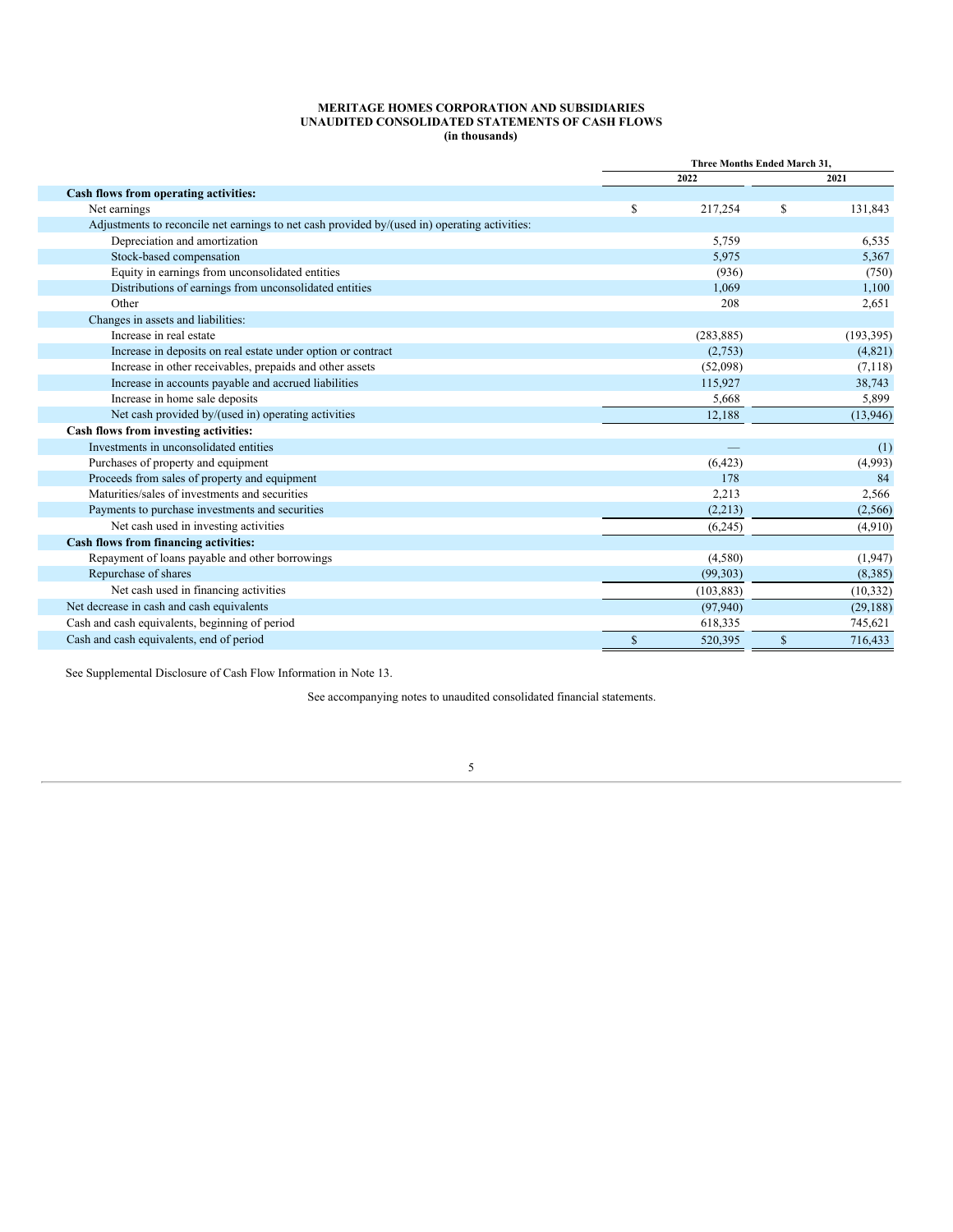**MERITAGE HOMES CORPORATION AND SUBSIDIARIES**
**UNAUDITED CONSOLIDATED STATEMENTS OF CASH FLOWS**
**(in thousands)**

| | Three Months Ended March 31, | |
|---|---|---|
| | 2022 | 2021 |
| **Cash flows from operating activities:** | | |
| Net earnings | $ 217,254 | $ 131,843 |
| Adjustments to reconcile net earnings to net cash provided by/(used in) operating activities: | | |
| Depreciation and amortization | 5,759 | 6,535 |
| Stock-based compensation | 5,975 | 5,367 |
| Equity in earnings from unconsolidated entities | (936) | (750) |
| Distributions of earnings from unconsolidated entities | 1,069 | 1,100 |
| Other | 208 | 2,651 |
| Changes in assets and liabilities: | | |
| Increase in real estate | (283,885) | (193,395) |
| Increase in deposits on real estate under option or contract | (2,753) | (4,821) |
| Increase in other receivables, prepaids and other assets | (52,098) | (7,118) |
| Increase in accounts payable and accrued liabilities | 115,927 | 38,743 |
| Increase in home sale deposits | 5,668 | 5,899 |
| Net cash provided by/(used in) operating activities | 12,188 | (13,946) |
| **Cash flows from investing activities:** | | |
| Investments in unconsolidated entities | — | (1) |
| Purchases of property and equipment | (6,423) | (4,993) |
| Proceeds from sales of property and equipment | 178 | 84 |
| Maturities/sales of investments and securities | 2,213 | 2,566 |
| Payments to purchase investments and securities | (2,213) | (2,566) |
| Net cash used in investing activities | (6,245) | (4,910) |
| **Cash flows from financing activities:** | | |
| Repayment of loans payable and other borrowings | (4,580) | (1,947) |
| Repurchase of shares | (99,303) | (8,385) |
| Net cash used in financing activities | (103,883) | (10,332) |
| Net decrease in cash and cash equivalents | (97,940) | (29,188) |
| Cash and cash equivalents, beginning of period | 618,335 | 745,621 |
| Cash and cash equivalents, end of period | $ 520,395 | $ 716,433 |

See Supplemental Disclosure of Cash Flow Information in Note 13.

See accompanying notes to unaudited consolidated financial statements.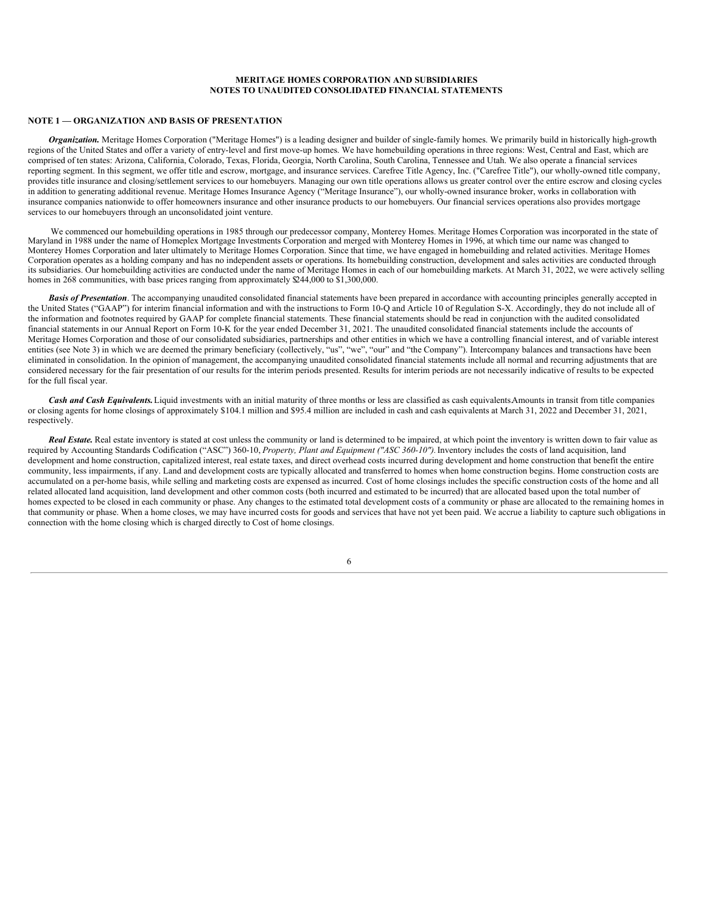**MERITAGE HOMES CORPORATION AND SUBSIDIARIES**
**NOTES TO UNAUDITED CONSOLIDATED FINANCIAL STATEMENTS**

## NOTE 1 — ORGANIZATION AND BASIS OF PRESENTATION

***Organization.*** Meritage Homes Corporation ("Meritage Homes") is a leading designer and builder of single-family homes. We primarily build in historically high-growth regions of the United States and offer a variety of entry-level and first move-up homes. We have homebuilding operations in three regions: West, Central and East, which are comprised of ten states: Arizona, California, Colorado, Texas, Florida, Georgia, North Carolina, South Carolina, Tennessee and Utah. We also operate a financial services reporting segment. In this segment, we offer title and escrow, mortgage, and insurance services. Carefree Title Agency, Inc. ("Carefree Title"), our wholly-owned title company, provides title insurance and closing/settlement services to our homebuyers. Managing our own title operations allows us greater control over the entire escrow and closing cycles in addition to generating additional revenue. Meritage Homes Insurance Agency ("Meritage Insurance"), our wholly-owned insurance broker, works in collaboration with insurance companies nationwide to offer homeowners insurance and other insurance products to our homebuyers. Our financial services operations also provides mortgage services to our homebuyers through an unconsolidated joint venture.

We commenced our homebuilding operations in 1985 through our predecessor company, Monterey Homes. Meritage Homes Corporation was incorporated in the state of Maryland in 1988 under the name of Homeplex Mortgage Investments Corporation and merged with Monterey Homes in 1996, at which time our name was changed to Monterey Homes Corporation and later ultimately to Meritage Homes Corporation. Since that time, we have engaged in homebuilding and related activities. Meritage Homes Corporation operates as a holding company and has no independent assets or operations. Its homebuilding construction, development and sales activities are conducted through its subsidiaries. Our homebuilding activities are conducted under the name of Meritage Homes in each of our homebuilding markets. At March 31, 2022, we were actively selling homes in 268 communities, with base prices ranging from approximately $244,000 to $1,300,000.

***Basis of Presentation***. The accompanying unaudited consolidated financial statements have been prepared in accordance with accounting principles generally accepted in the United States ("GAAP") for interim financial information and with the instructions to Form 10-Q and Article 10 of Regulation S-X. Accordingly, they do not include all of the information and footnotes required by GAAP for complete financial statements. These financial statements should be read in conjunction with the audited consolidated financial statements in our Annual Report on Form 10-K for the year ended December 31, 2021. The unaudited consolidated financial statements include the accounts of Meritage Homes Corporation and those of our consolidated subsidiaries, partnerships and other entities in which we have a controlling financial interest, and of variable interest entities (see Note 3) in which we are deemed the primary beneficiary (collectively, "us", "we", "our" and "the Company"). Intercompany balances and transactions have been eliminated in consolidation. In the opinion of management, the accompanying unaudited consolidated financial statements include all normal and recurring adjustments that are considered necessary for the fair presentation of our results for the interim periods presented. Results for interim periods are not necessarily indicative of results to be expected for the full fiscal year.

***Cash and Cash Equivalents.*** Liquid investments with an initial maturity of three months or less are classified as cash equivalents. Amounts in transit from title companies or closing agents for home closings of approximately $104.1 million and $95.4 million are included in cash and cash equivalents at March 31, 2022 and December 31, 2021, respectively.

***Real Estate.*** Real estate inventory is stated at cost unless the community or land is determined to be impaired, at which point the inventory is written down to fair value as required by Accounting Standards Codification ("ASC") 360-10, *Property, Plant and Equipment ("ASC 360-10")*. Inventory includes the costs of land acquisition, land development and home construction, capitalized interest, real estate taxes, and direct overhead costs incurred during development and home construction that benefit the entire community, less impairments, if any. Land and development costs are typically allocated and transferred to homes when home construction begins. Home construction costs are accumulated on a per-home basis, while selling and marketing costs are expensed as incurred. Cost of home closings includes the specific construction costs of the home and all related allocated land acquisition, land development and other common costs (both incurred and estimated to be incurred) that are allocated based upon the total number of homes expected to be closed in each community or phase. Any changes to the estimated total development costs of a community or phase are allocated to the remaining homes in that community or phase. When a home closes, we may have incurred costs for goods and services that have not yet been paid. We accrue a liability to capture such obligations in connection with the home closing which is charged directly to Cost of home closings.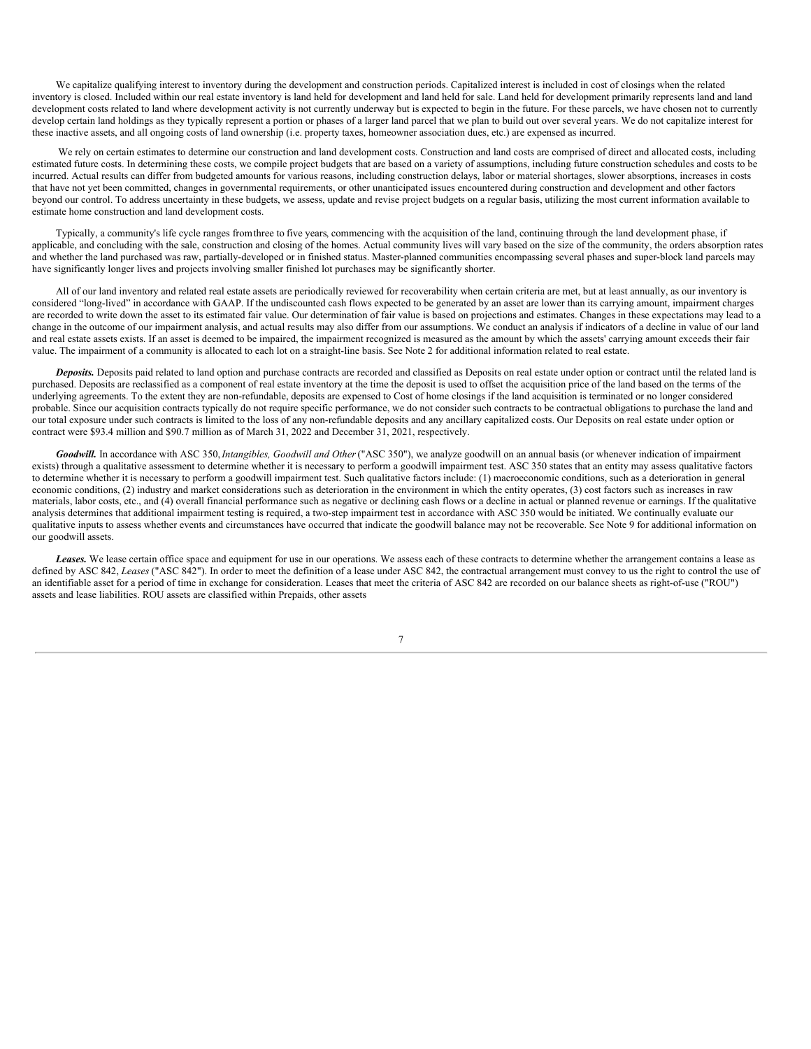We capitalize qualifying interest to inventory during the development and construction periods. Capitalized interest is included in cost of closings when the related inventory is closed. Included within our real estate inventory is land held for development and land held for sale. Land held for development primarily represents land and land development costs related to land where development activity is not currently underway but is expected to begin in the future. For these parcels, we have chosen not to currently develop certain land holdings as they typically represent a portion or phases of a larger land parcel that we plan to build out over several years. We do not capitalize interest for these inactive assets, and all ongoing costs of land ownership (i.e. property taxes, homeowner association dues, etc.) are expensed as incurred.

We rely on certain estimates to determine our construction and land development costs. Construction and land costs are comprised of direct and allocated costs, including estimated future costs. In determining these costs, we compile project budgets that are based on a variety of assumptions, including future construction schedules and costs to be incurred. Actual results can differ from budgeted amounts for various reasons, including construction delays, labor or material shortages, slower absorptions, increases in costs that have not yet been committed, changes in governmental requirements, or other unanticipated issues encountered during construction and development and other factors beyond our control. To address uncertainty in these budgets, we assess, update and revise project budgets on a regular basis, utilizing the most current information available to estimate home construction and land development costs.

Typically, a community's life cycle ranges from three to five years, commencing with the acquisition of the land, continuing through the land development phase, if applicable, and concluding with the sale, construction and closing of the homes. Actual community lives will vary based on the size of the community, the orders absorption rates and whether the land purchased was raw, partially-developed or in finished status. Master-planned communities encompassing several phases and super-block land parcels may have significantly longer lives and projects involving smaller finished lot purchases may be significantly shorter.

All of our land inventory and related real estate assets are periodically reviewed for recoverability when certain criteria are met, but at least annually, as our inventory is considered "long-lived" in accordance with GAAP. If the undiscounted cash flows expected to be generated by an asset are lower than its carrying amount, impairment charges are recorded to write down the asset to its estimated fair value. Our determination of fair value is based on projections and estimates. Changes in these expectations may lead to a change in the outcome of our impairment analysis, and actual results may also differ from our assumptions. We conduct an analysis if indicators of a decline in value of our land and real estate assets exists. If an asset is deemed to be impaired, the impairment recognized is measured as the amount by which the assets' carrying amount exceeds their fair value. The impairment of a community is allocated to each lot on a straight-line basis. See Note 2 for additional information related to real estate.

***Deposits.*** Deposits paid related to land option and purchase contracts are recorded and classified as Deposits on real estate under option or contract until the related land is purchased. Deposits are reclassified as a component of real estate inventory at the time the deposit is used to offset the acquisition price of the land based on the terms of the underlying agreements. To the extent they are non-refundable, deposits are expensed to Cost of home closings if the land acquisition is terminated or no longer considered probable. Since our acquisition contracts typically do not require specific performance, we do not consider such contracts to be contractual obligations to purchase the land and our total exposure under such contracts is limited to the loss of any non-refundable deposits and any ancillary capitalized costs. Our Deposits on real estate under option or contract were $93.4 million and $90.7 million as of March 31, 2022 and December 31, 2021, respectively.

***Goodwill.*** In accordance with ASC 350, *Intangibles, Goodwill and Other* ("ASC 350"), we analyze goodwill on an annual basis (or whenever indication of impairment exists) through a qualitative assessment to determine whether it is necessary to perform a goodwill impairment test. ASC 350 states that an entity may assess qualitative factors to determine whether it is necessary to perform a goodwill impairment test. Such qualitative factors include: (1) macroeconomic conditions, such as a deterioration in general economic conditions, (2) industry and market considerations such as deterioration in the environment in which the entity operates, (3) cost factors such as increases in raw materials, labor costs, etc., and (4) overall financial performance such as negative or declining cash flows or a decline in actual or planned revenue or earnings. If the qualitative analysis determines that additional impairment testing is required, a two-step impairment test in accordance with ASC 350 would be initiated. We continually evaluate our qualitative inputs to assess whether events and circumstances have occurred that indicate the goodwill balance may not be recoverable. See Note 9 for additional information on our goodwill assets.

***Leases.*** We lease certain office space and equipment for use in our operations. We assess each of these contracts to determine whether the arrangement contains a lease as defined by ASC 842, *Leases* ("ASC 842"). In order to meet the definition of a lease under ASC 842, the contractual arrangement must convey to us the right to control the use of an identifiable asset for a period of time in exchange for consideration. Leases that meet the criteria of ASC 842 are recorded on our balance sheets as right-of-use ("ROU") assets and lease liabilities. ROU assets are classified within Prepaids, other assets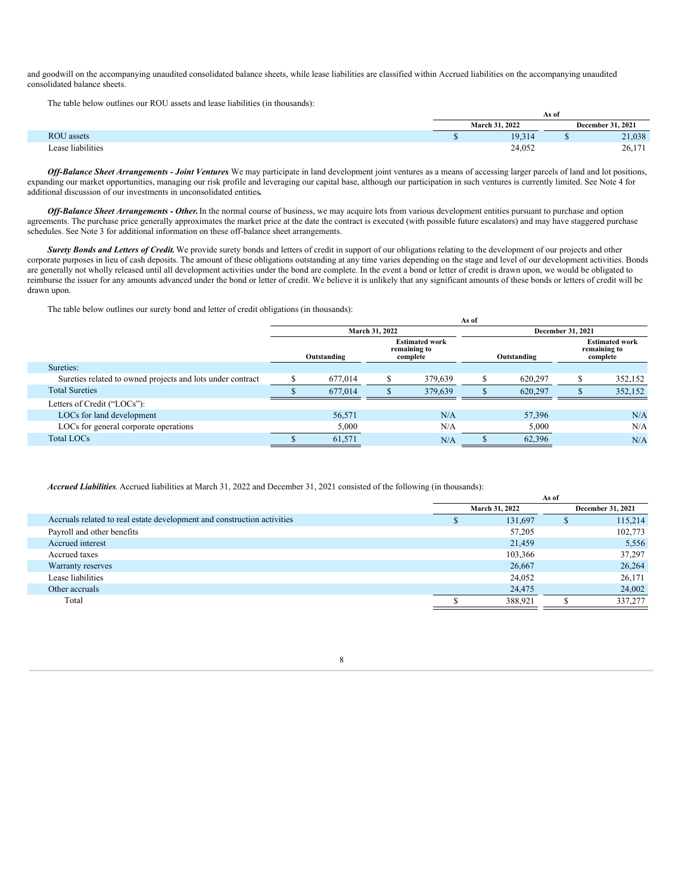and goodwill on the accompanying unaudited consolidated balance sheets, while lease liabilities are classified within Accrued liabilities on the accompanying unaudited consolidated balance sheets.

The table below outlines our ROU assets and lease liabilities (in thousands):

| | As of | |
|---|---|---|
| | March 31, 2022 | December 31, 2021 |
| ROU assets | $ 19,314 | $ 21,038 |
| Lease liabilities | 24,052 | 26,171 |

***Off-Balance Sheet Arrangements - Joint Ventures*** We may participate in land development joint ventures as a means of accessing larger parcels of land and lot positions, expanding our market opportunities, managing our risk profile and leveraging our capital base, although our participation in such ventures is currently limited. See Note 4 for additional discussion of our investments in unconsolidated entities**.**

***Off-Balance Sheet Arrangements - Other.*** In the normal course of business, we may acquire lots from various development entities pursuant to purchase and option agreements. The purchase price generally approximates the market price at the date the contract is executed (with possible future escalators) and may have staggered purchase schedules. See Note 3 for additional information on these off-balance sheet arrangements.

***Surety Bonds and Letters of Credit.*** We provide surety bonds and letters of credit in support of our obligations relating to the development of our projects and other corporate purposes in lieu of cash deposits. The amount of these obligations outstanding at any time varies depending on the stage and level of our development activities. Bonds are generally not wholly released until all development activities under the bond are complete. In the event a bond or letter of credit is drawn upon, we would be obligated to reimburse the issuer for any amounts advanced under the bond or letter of credit. We believe it is unlikely that any significant amounts of these bonds or letters of credit will be drawn upon.

The table below outlines our surety bond and letter of credit obligations (in thousands):

| | As of | | | |
|---|---|---|---|---|
| | March 31, 2022 | | December 31, 2021 | |
| | Outstanding | Estimated work remaining to complete | Outstanding | Estimated work remaining to complete |
| Sureties: | | | | |
| Sureties related to owned projects and lots under contract | $ 677,014 | $ 379,639 | $ 620,297 | $ 352,152 |
| Total Sureties | $ 677,014 | $ 379,639 | $ 620,297 | $ 352,152 |
| Letters of Credit ("LOCs"): | | | | |
| LOCs for land development | 56,571 | N/A | 57,396 | N/A |
| LOCs for general corporate operations | 5,000 | N/A | 5,000 | N/A |
| Total LOCs | $ 61,571 | N/A | $ 62,396 | N/A |

***Accrued Liabilities***. Accrued liabilities at March 31, 2022 and December 31, 2021 consisted of the following (in thousands):

| | As of | |
|---|---|---|
| | March 31, 2022 | December 31, 2021 |
| Accruals related to real estate development and construction activities | $ 131,697 | $ 115,214 |
| Payroll and other benefits | 57,205 | 102,773 |
| Accrued interest | 21,459 | 5,556 |
| Accrued taxes | 103,366 | 37,297 |
| Warranty reserves | 26,667 | 26,264 |
| Lease liabilities | 24,052 | 26,171 |
| Other accruals | 24,475 | 24,002 |
| Total | $ 388,921 | $ 337,277 |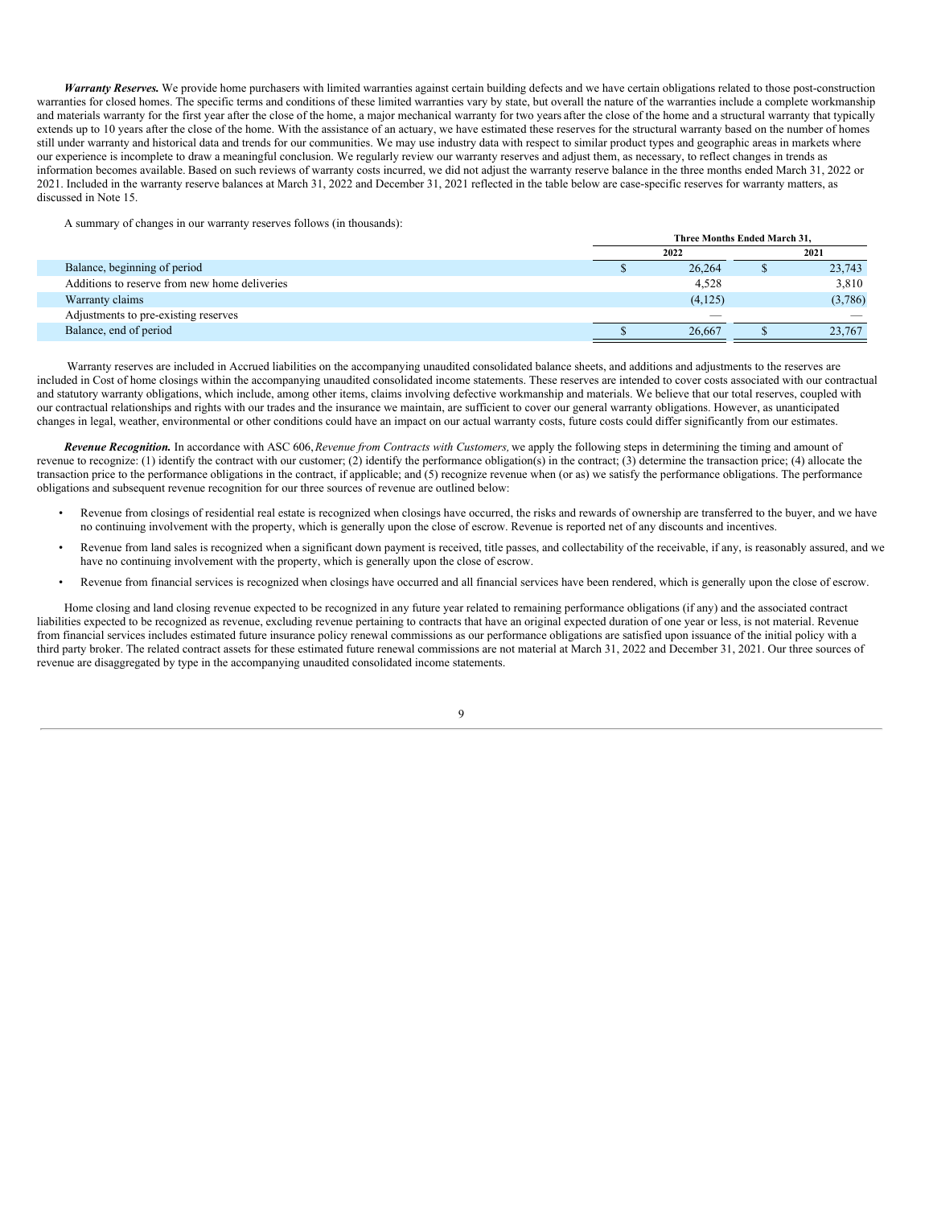***Warranty Reserves.*** We provide home purchasers with limited warranties against certain building defects and we have certain obligations related to those post-construction warranties for closed homes. The specific terms and conditions of these limited warranties vary by state, but overall the nature of the warranties include a complete workmanship and materials warranty for the first year after the close of the home, a major mechanical warranty for two years after the close of the home and a structural warranty that typically extends up to 10 years after the close of the home. With the assistance of an actuary, we have estimated these reserves for the structural warranty based on the number of homes still under warranty and historical data and trends for our communities. We may use industry data with respect to similar product types and geographic areas in markets where our experience is incomplete to draw a meaningful conclusion. We regularly review our warranty reserves and adjust them, as necessary, to reflect changes in trends as information becomes available. Based on such reviews of warranty costs incurred, we did not adjust the warranty reserve balance in the three months ended March 31, 2022 or 2021. Included in the warranty reserve balances at March 31, 2022 and December 31, 2021 reflected in the table below are case-specific reserves for warranty matters, as discussed in Note 15.

A summary of changes in our warranty reserves follows (in thousands):

| | Three Months Ended March 31, | |
|---|---|---|
| | 2022 | 2021 |
| Balance, beginning of period | $ 26,264 | $ 23,743 |
| Additions to reserve from new home deliveries | 4,528 | 3,810 |
| Warranty claims | (4,125) | (3,786) |
| Adjustments to pre-existing reserves | — | — |
| Balance, end of period | $ 26,667 | $ 23,767 |

Warranty reserves are included in Accrued liabilities on the accompanying unaudited consolidated balance sheets, and additions and adjustments to the reserves are included in Cost of home closings within the accompanying unaudited consolidated income statements. These reserves are intended to cover costs associated with our contractual and statutory warranty obligations, which include, among other items, claims involving defective workmanship and materials. We believe that our total reserves, coupled with our contractual relationships and rights with our trades and the insurance we maintain, are sufficient to cover our general warranty obligations. However, as unanticipated changes in legal, weather, environmental or other conditions could have an impact on our actual warranty costs, future costs could differ significantly from our estimates.

***Revenue Recognition.*** In accordance with ASC 606, *Revenue from Contracts with Customers,* we apply the following steps in determining the timing and amount of revenue to recognize: (1) identify the contract with our customer; (2) identify the performance obligation(s) in the contract; (3) determine the transaction price; (4) allocate the transaction price to the performance obligations in the contract, if applicable; and (5) recognize revenue when (or as) we satisfy the performance obligations. The performance obligations and subsequent revenue recognition for our three sources of revenue are outlined below:

- Revenue from closings of residential real estate is recognized when closings have occurred, the risks and rewards of ownership are transferred to the buyer, and we have no continuing involvement with the property, which is generally upon the close of escrow. Revenue is reported net of any discounts and incentives.
- Revenue from land sales is recognized when a significant down payment is received, title passes, and collectability of the receivable, if any, is reasonably assured, and we have no continuing involvement with the property, which is generally upon the close of escrow.
- Revenue from financial services is recognized when closings have occurred and all financial services have been rendered, which is generally upon the close of escrow.

Home closing and land closing revenue expected to be recognized in any future year related to remaining performance obligations (if any) and the associated contract liabilities expected to be recognized as revenue, excluding revenue pertaining to contracts that have an original expected duration of one year or less, is not material. Revenue from financial services includes estimated future insurance policy renewal commissions as our performance obligations are satisfied upon issuance of the initial policy with a third party broker. The related contract assets for these estimated future renewal commissions are not material at March 31, 2022 and December 31, 2021. Our three sources of revenue are disaggregated by type in the accompanying unaudited consolidated income statements.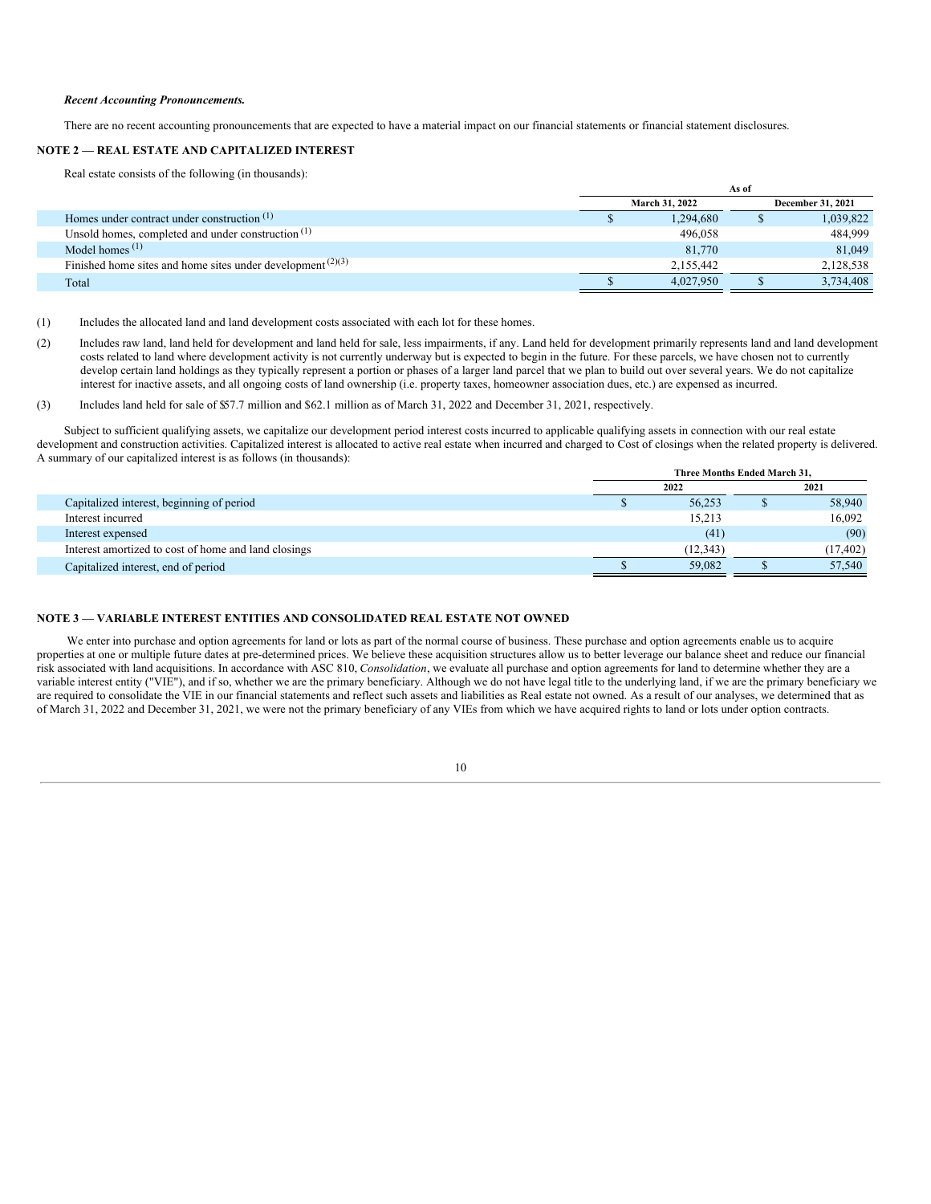***Recent Accounting Pronouncements.***

There are no recent accounting pronouncements that are expected to have a material impact on our financial statements or financial statement disclosures.

### NOTE 2 — REAL ESTATE AND CAPITALIZED INTEREST

Real estate consists of the following (in thousands):

| | As of | |
|---|---|---|
| | March 31, 2022 | December 31, 2021 |
| Homes under contract under construction [(1)] | $ 1,294,680 | $ 1,039,822 |
| Unsold homes, completed and under construction [(1)] | 496,058 | 484,999 |
| Model homes [(1)] | 81,770 | 81,049 |
| Finished home sites and home sites under development [(2)(3)] | 2,155,442 | 2,128,538 |
| Total | $ 4,027,950 | $ 3,734,408 |

(1) Includes the allocated land and land development costs associated with each lot for these homes.

(2) Includes raw land, land held for development and land held for sale, less impairments, if any. Land held for development primarily represents land and land development costs related to land where development activity is not currently underway but is expected to begin in the future. For these parcels, we have chosen not to currently develop certain land holdings as they typically represent a portion or phases of a larger land parcel that we plan to build out over several years. We do not capitalize interest for inactive assets, and all ongoing costs of land ownership (i.e. property taxes, homeowner association dues, etc.) are expensed as incurred.

(3) Includes land held for sale of $57.7 million and $62.1 million as of March 31, 2022 and December 31, 2021, respectively.

Subject to sufficient qualifying assets, we capitalize our development period interest costs incurred to applicable qualifying assets in connection with our real estate development and construction activities. Capitalized interest is allocated to active real estate when incurred and charged to Cost of closings when the related property is delivered. A summary of our capitalized interest is as follows (in thousands):

| | Three Months Ended March 31, | |
|---|---|---|
| | 2022 | 2021 |
| Capitalized interest, beginning of period | $ 56,253 | $ 58,940 |
| Interest incurred | 15,213 | 16,092 |
| Interest expensed | (41) | (90) |
| Interest amortized to cost of home and land closings | (12,343) | (17,402) |
| Capitalized interest, end of period | $ 59,082 | $ 57,540 |

### NOTE 3 — VARIABLE INTEREST ENTITIES AND CONSOLIDATED REAL ESTATE NOT OWNED

We enter into purchase and option agreements for land or lots as part of the normal course of business. These purchase and option agreements enable us to acquire properties at one or multiple future dates at pre-determined prices. We believe these acquisition structures allow us to better leverage our balance sheet and reduce our financial risk associated with land acquisitions. In accordance with ASC 810, *Consolidation*, we evaluate all purchase and option agreements for land to determine whether they are a variable interest entity ("VIE"), and if so, whether we are the primary beneficiary. Although we do not have legal title to the underlying land, if we are the primary beneficiary we are required to consolidate the VIE in our financial statements and reflect such assets and liabilities as Real estate not owned. As a result of our analyses, we determined that as of March 31, 2022 and December 31, 2021, we were not the primary beneficiary of any VIEs from which we have acquired rights to land or lots under option contracts.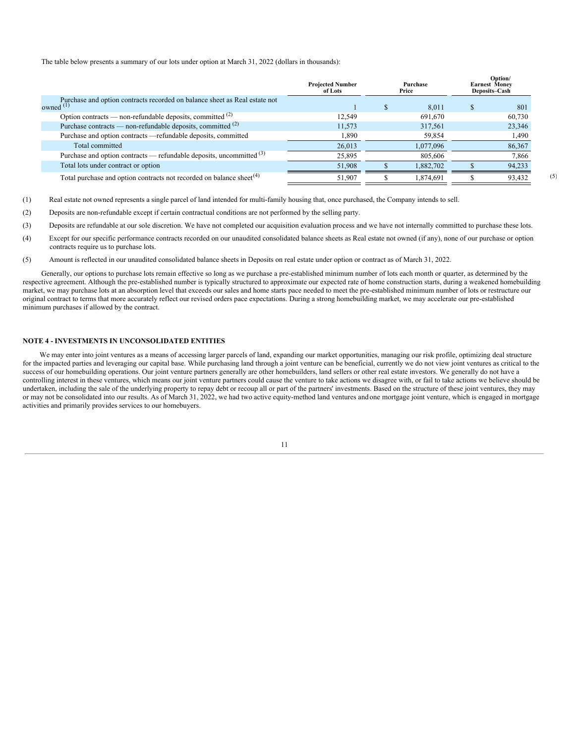The table below presents a summary of our lots under option at March 31, 2022 (dollars in thousands):

| | Projected Number of Lots | Purchase Price | Option/ Earnest Money Deposits–Cash |
|---|---|---|---|
| Purchase and option contracts recorded on balance sheet as Real estate not owned [(1)] | 1 | $ 8,011 | $ 801 |
| Option contracts — non-refundable deposits, committed [(2)] | 12,549 | 691,670 | 60,730 |
| Purchase contracts — non-refundable deposits, committed [(2)] | 11,573 | 317,561 | 23,346 |
| Purchase and option contracts —refundable deposits, committed | 1,890 | 59,854 | 1,490 |
| Total committed | 26,013 | 1,077,096 | 86,367 |
| Purchase and option contracts — refundable deposits, uncommitted [(3)] | 25,895 | 805,606 | 7,866 |
| Total lots under contract or option | 51,908 | $ 1,882,702 | $ 94,233 |
| Total purchase and option contracts not recorded on balance sheet[(4)] | 51,907 | $ 1,874,691 | $ 93,432 [(5)] |

(1) Real estate not owned represents a single parcel of land intended for multi-family housing that, once purchased, the Company intends to sell.

(2) Deposits are non-refundable except if certain contractual conditions are not performed by the selling party.

(3) Deposits are refundable at our sole discretion. We have not completed our acquisition evaluation process and we have not internally committed to purchase these lots.

(4) Except for our specific performance contracts recorded on our unaudited consolidated balance sheets as Real estate not owned (if any), none of our purchase or option contracts require us to purchase lots.

(5) Amount is reflected in our unaudited consolidated balance sheets in Deposits on real estate under option or contract as of March 31, 2022.

Generally, our options to purchase lots remain effective so long as we purchase a pre-established minimum number of lots each month or quarter, as determined by the respective agreement. Although the pre-established number is typically structured to approximate our expected rate of home construction starts, during a weakened homebuilding market, we may purchase lots at an absorption level that exceeds our sales and home starts pace needed to meet the pre-established minimum number of lots or restructure our original contract to terms that more accurately reflect our revised orders pace expectations. During a strong homebuilding market, we may accelerate our pre-established minimum purchases if allowed by the contract.

## NOTE 4 - INVESTMENTS IN UNCONSOLIDATED ENTITIES

We may enter into joint ventures as a means of accessing larger parcels of land, expanding our market opportunities, managing our risk profile, optimizing deal structure for the impacted parties and leveraging our capital base. While purchasing land through a joint venture can be beneficial, currently we do not view joint ventures as critical to the success of our homebuilding operations. Our joint venture partners generally are other homebuilders, land sellers or other real estate investors. We generally do not have a controlling interest in these ventures, which means our joint venture partners could cause the venture to take actions we disagree with, or fail to take actions we believe should be undertaken, including the sale of the underlying property to repay debt or recoup all or part of the partners' investments. Based on the structure of these joint ventures, they may or may not be consolidated into our results. As of March 31, 2022, we had two active equity-method land ventures and one mortgage joint venture, which is engaged in mortgage activities and primarily provides services to our homebuyers.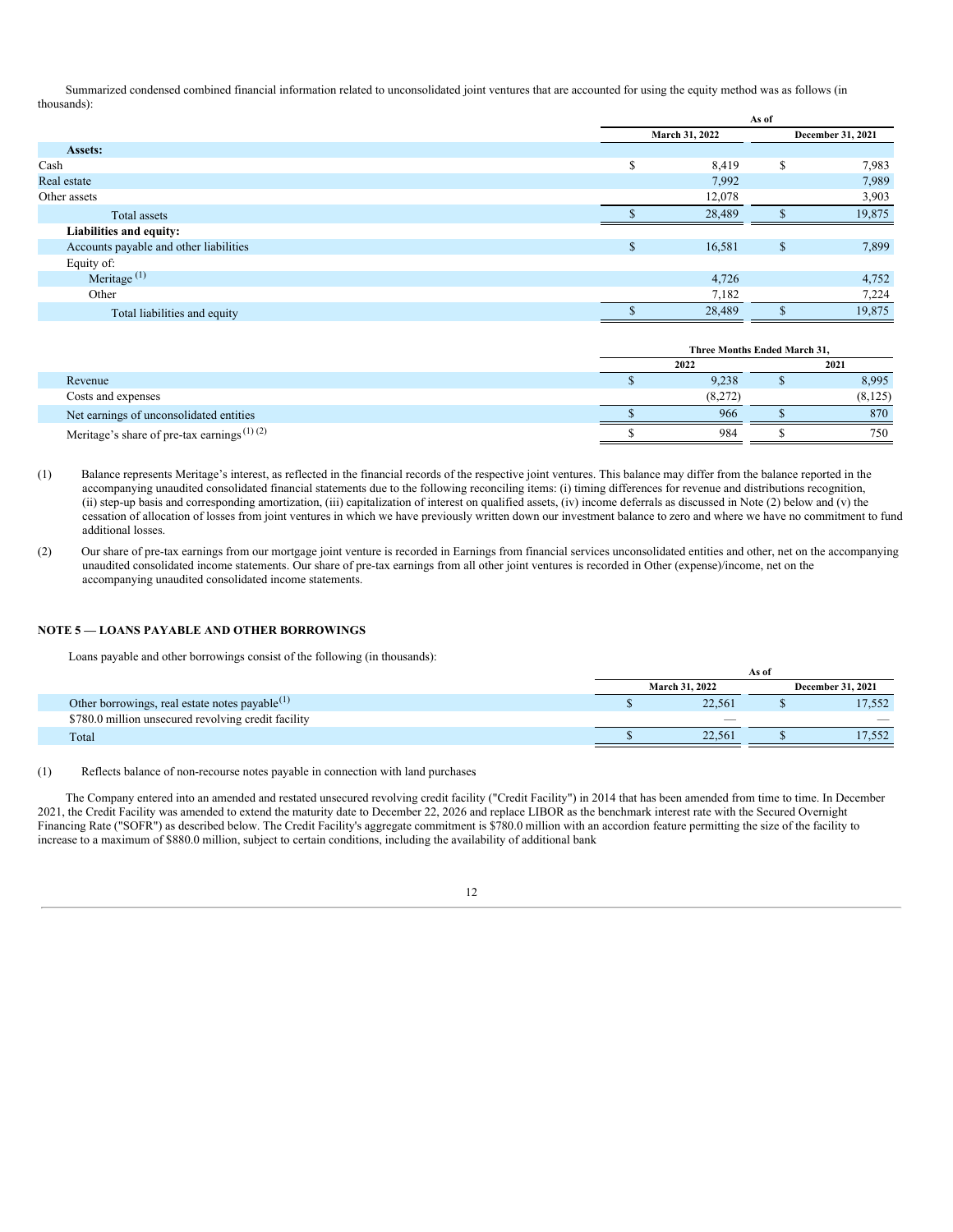Summarized condensed combined financial information related to unconsolidated joint ventures that are accounted for using the equity method was as follows (in thousands):

| | As of | |
|---|---|---|
| | March 31, 2022 | December 31, 2021 |
| **Assets:** | | |
| Cash | $ 8,419 | $ 7,983 |
| Real estate | 7,992 | 7,989 |
| Other assets | 12,078 | 3,903 |
| Total assets | $ 28,489 | $ 19,875 |
| **Liabilities and equity:** | | |
| Accounts payable and other liabilities | $ 16,581 | $ 7,899 |
| Equity of: | | |
| Meritage [1] | 4,726 | 4,752 |
| Other | 7,182 | 7,224 |
| Total liabilities and equity | $ 28,489 | $ 19,875 |

| | Three Months Ended March 31, | |
|---|---|---|
| | 2022 | 2021 |
| Revenue | $ 9,238 | $ 8,995 |
| Costs and expenses | (8,272) | (8,125) |
| Net earnings of unconsolidated entities | $ 966 | $ 870 |
| Meritage's share of pre-tax earnings [1] [2] | $ 984 | $ 750 |

(1) Balance represents Meritage's interest, as reflected in the financial records of the respective joint ventures. This balance may differ from the balance reported in the accompanying unaudited consolidated financial statements due to the following reconciling items: (i) timing differences for revenue and distributions recognition, (ii) step-up basis and corresponding amortization, (iii) capitalization of interest on qualified assets, (iv) income deferrals as discussed in Note (2) below and (v) the cessation of allocation of losses from joint ventures in which we have previously written down our investment balance to zero and where we have no commitment to fund additional losses.

(2) Our share of pre-tax earnings from our mortgage joint venture is recorded in Earnings from financial services unconsolidated entities and other, net on the accompanying unaudited consolidated income statements. Our share of pre-tax earnings from all other joint ventures is recorded in Other (expense)/income, net on the accompanying unaudited consolidated income statements.

## NOTE 5 — LOANS PAYABLE AND OTHER BORROWINGS

Loans payable and other borrowings consist of the following (in thousands):

| | As of | |
|---|---|---|
| | March 31, 2022 | December 31, 2021 |
| Other borrowings, real estate notes payable [1] | $ 22,561 | $ 17,552 |
| $780.0 million unsecured revolving credit facility | — | — |
| Total | $ 22,561 | $ 17,552 |

(1) Reflects balance of non-recourse notes payable in connection with land purchases

The Company entered into an amended and restated unsecured revolving credit facility ("Credit Facility") in 2014 that has been amended from time to time. In December 2021, the Credit Facility was amended to extend the maturity date to December 22, 2026 and replace LIBOR as the benchmark interest rate with the Secured Overnight Financing Rate ("SOFR") as described below. The Credit Facility's aggregate commitment is $780.0 million with an accordion feature permitting the size of the facility to increase to a maximum of $880.0 million, subject to certain conditions, including the availability of additional bank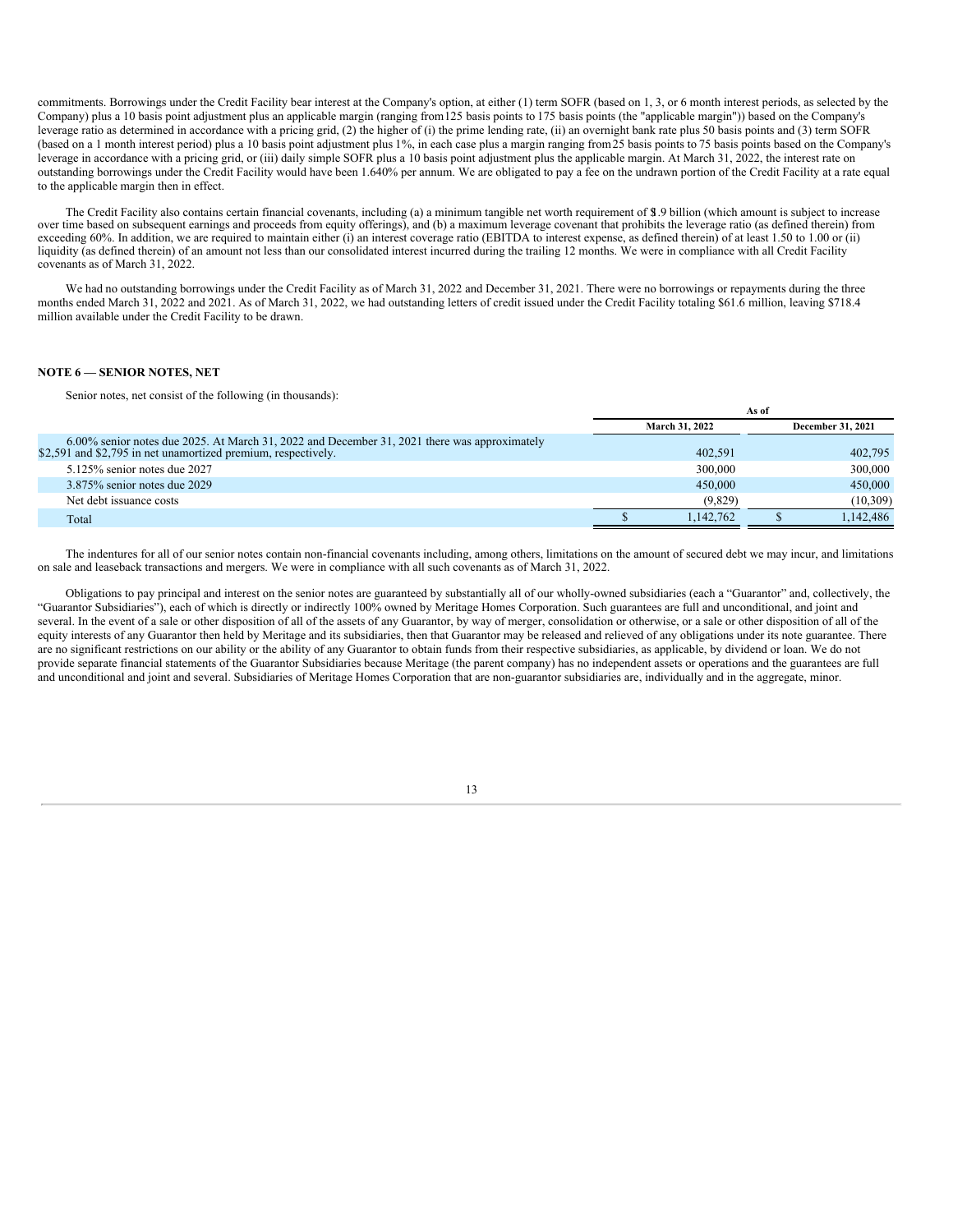commitments. Borrowings under the Credit Facility bear interest at the Company's option, at either (1) term SOFR (based on 1, 3, or 6 month interest periods, as selected by the Company) plus a 10 basis point adjustment plus an applicable margin (ranging from125 basis points to 175 basis points (the "applicable margin")) based on the Company's leverage ratio as determined in accordance with a pricing grid, (2) the higher of (i) the prime lending rate, (ii) an overnight bank rate plus 50 basis points and (3) term SOFR (based on a 1 month interest period) plus a 10 basis point adjustment plus 1%, in each case plus a margin ranging from25 basis points to 75 basis points based on the Company's leverage in accordance with a pricing grid, or (iii) daily simple SOFR plus a 10 basis point adjustment plus the applicable margin. At March 31, 2022, the interest rate on outstanding borrowings under the Credit Facility would have been 1.640% per annum. We are obligated to pay a fee on the undrawn portion of the Credit Facility at a rate equal to the applicable margin then in effect.

The Credit Facility also contains certain financial covenants, including (a) a minimum tangible net worth requirement of $1.9 billion (which amount is subject to increase over time based on subsequent earnings and proceeds from equity offerings), and (b) a maximum leverage covenant that prohibits the leverage ratio (as defined therein) from exceeding 60%. In addition, we are required to maintain either (i) an interest coverage ratio (EBITDA to interest expense, as defined therein) of at least 1.50 to 1.00 or (ii) liquidity (as defined therein) of an amount not less than our consolidated interest incurred during the trailing 12 months. We were in compliance with all Credit Facility covenants as of March 31, 2022.

We had no outstanding borrowings under the Credit Facility as of March 31, 2022 and December 31, 2021. There were no borrowings or repayments during the three months ended March 31, 2022 and 2021. As of March 31, 2022, we had outstanding letters of credit issued under the Credit Facility totaling $61.6 million, leaving $718.4 million available under the Credit Facility to be drawn.

## NOTE 6 — SENIOR NOTES, NET

Senior notes, net consist of the following (in thousands):

| | As of | |
|---|---|---|
| | March 31, 2022 | December 31, 2021 |
| 6.00% senior notes due 2025. At March 31, 2022 and December 31, 2021 there was approximately $2,591 and $2,795 in net unamortized premium, respectively. | 402,591 | 402,795 |
| 5.125% senior notes due 2027 | 300,000 | 300,000 |
| 3.875% senior notes due 2029 | 450,000 | 450,000 |
| Net debt issuance costs | (9,829) | (10,309) |
| Total | $ 1,142,762 | $ 1,142,486 |

The indentures for all of our senior notes contain non-financial covenants including, among others, limitations on the amount of secured debt we may incur, and limitations on sale and leaseback transactions and mergers. We were in compliance with all such covenants as of March 31, 2022.

Obligations to pay principal and interest on the senior notes are guaranteed by substantially all of our wholly-owned subsidiaries (each a "Guarantor" and, collectively, the "Guarantor Subsidiaries"), each of which is directly or indirectly 100% owned by Meritage Homes Corporation. Such guarantees are full and unconditional, and joint and several. In the event of a sale or other disposition of all of the assets of any Guarantor, by way of merger, consolidation or otherwise, or a sale or other disposition of all of the equity interests of any Guarantor then held by Meritage and its subsidiaries, then that Guarantor may be released and relieved of any obligations under its note guarantee. There are no significant restrictions on our ability or the ability of any Guarantor to obtain funds from their respective subsidiaries, as applicable, by dividend or loan. We do not provide separate financial statements of the Guarantor Subsidiaries because Meritage (the parent company) has no independent assets or operations and the guarantees are full and unconditional and joint and several. Subsidiaries of Meritage Homes Corporation that are non-guarantor subsidiaries are, individually and in the aggregate, minor.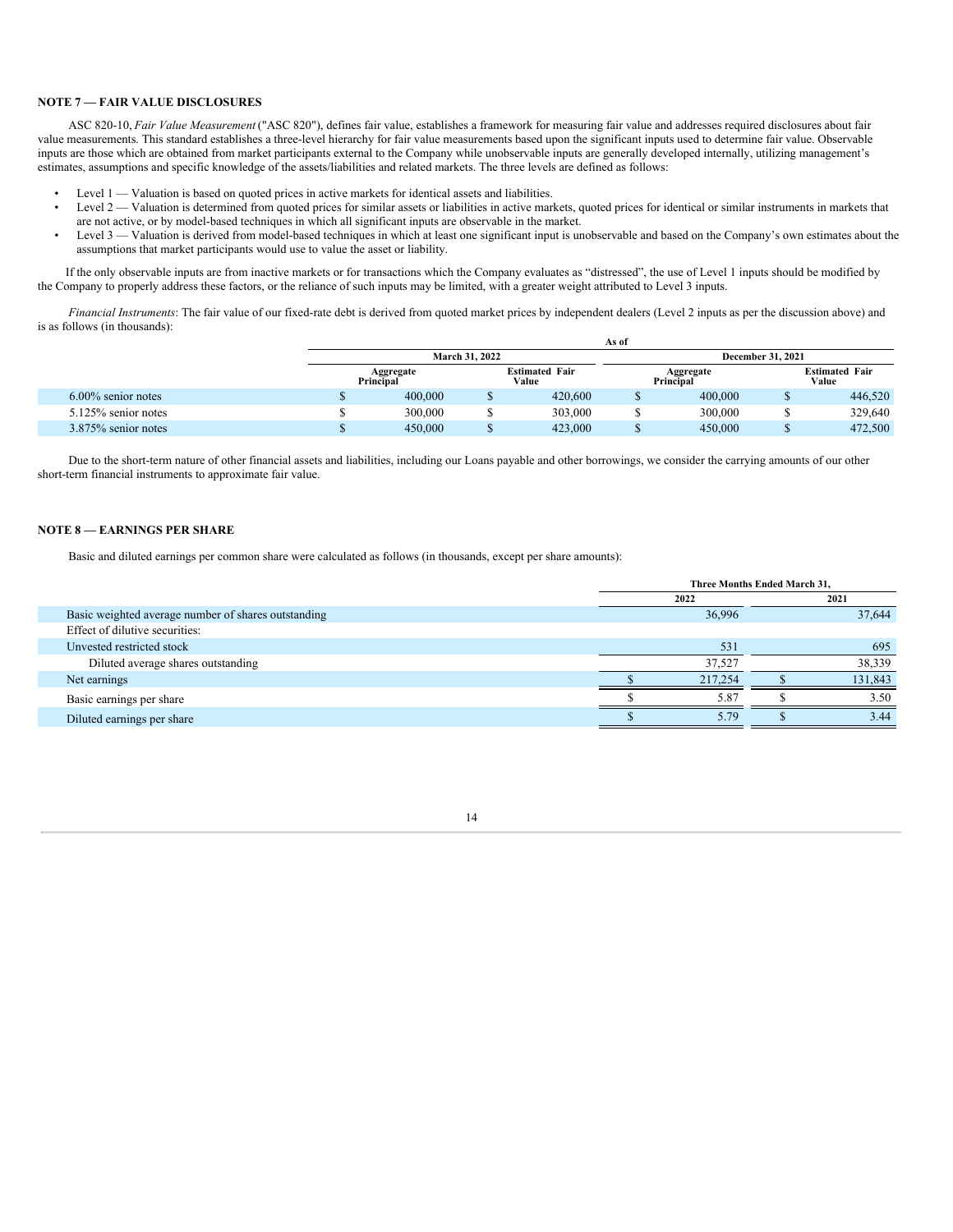## NOTE 7 — FAIR VALUE DISCLOSURES

ASC 820-10, *Fair Value Measurement* ("ASC 820"), defines fair value, establishes a framework for measuring fair value and addresses required disclosures about fair value measurements. This standard establishes a three-level hierarchy for fair value measurements based upon the significant inputs used to determine fair value. Observable inputs are those which are obtained from market participants external to the Company while unobservable inputs are generally developed internally, utilizing management's estimates, assumptions and specific knowledge of the assets/liabilities and related markets. The three levels are defined as follows:

- Level 1 — Valuation is based on quoted prices in active markets for identical assets and liabilities.
- Level 2 — Valuation is determined from quoted prices for similar assets or liabilities in active markets, quoted prices for identical or similar instruments in markets that are not active, or by model-based techniques in which all significant inputs are observable in the market.
- Level 3 — Valuation is derived from model-based techniques in which at least one significant input is unobservable and based on the Company's own estimates about the assumptions that market participants would use to value the asset or liability.

If the only observable inputs are from inactive markets or for transactions which the Company evaluates as "distressed", the use of Level 1 inputs should be modified by the Company to properly address these factors, or the reliance of such inputs may be limited, with a greater weight attributed to Level 3 inputs.

*Financial Instruments*: The fair value of our fixed-rate debt is derived from quoted market prices by independent dealers (Level 2 inputs as per the discussion above) and is as follows (in thousands):

| | As of | | | |
|---|---|---|---|---|
| | March 31, 2022 | | December 31, 2021 | |
| | Aggregate Principal | Estimated Fair Value | Aggregate Principal | Estimated Fair Value |
| 6.00% senior notes | $ 400,000 | $ 420,600 | $ 400,000 | $ 446,520 |
| 5.125% senior notes | $ 300,000 | $ 303,000 | $ 300,000 | $ 329,640 |
| 3.875% senior notes | $ 450,000 | $ 423,000 | $ 450,000 | $ 472,500 |

Due to the short-term nature of other financial assets and liabilities, including our Loans payable and other borrowings, we consider the carrying amounts of our other short-term financial instruments to approximate fair value.

## NOTE 8 — EARNINGS PER SHARE

Basic and diluted earnings per common share were calculated as follows (in thousands, except per share amounts):

| | Three Months Ended March 31, | |
|---|---|---|
| | 2022 | 2021 |
| Basic weighted average number of shares outstanding | 36,996 | 37,644 |
| Effect of dilutive securities: | | |
| Unvested restricted stock | 531 | 695 |
| Diluted average shares outstanding | 37,527 | 38,339 |
| Net earnings | $ 217,254 | $ 131,843 |
| Basic earnings per share | $ 5.87 | $ 3.50 |
| Diluted earnings per share | $ 5.79 | $ 3.44 |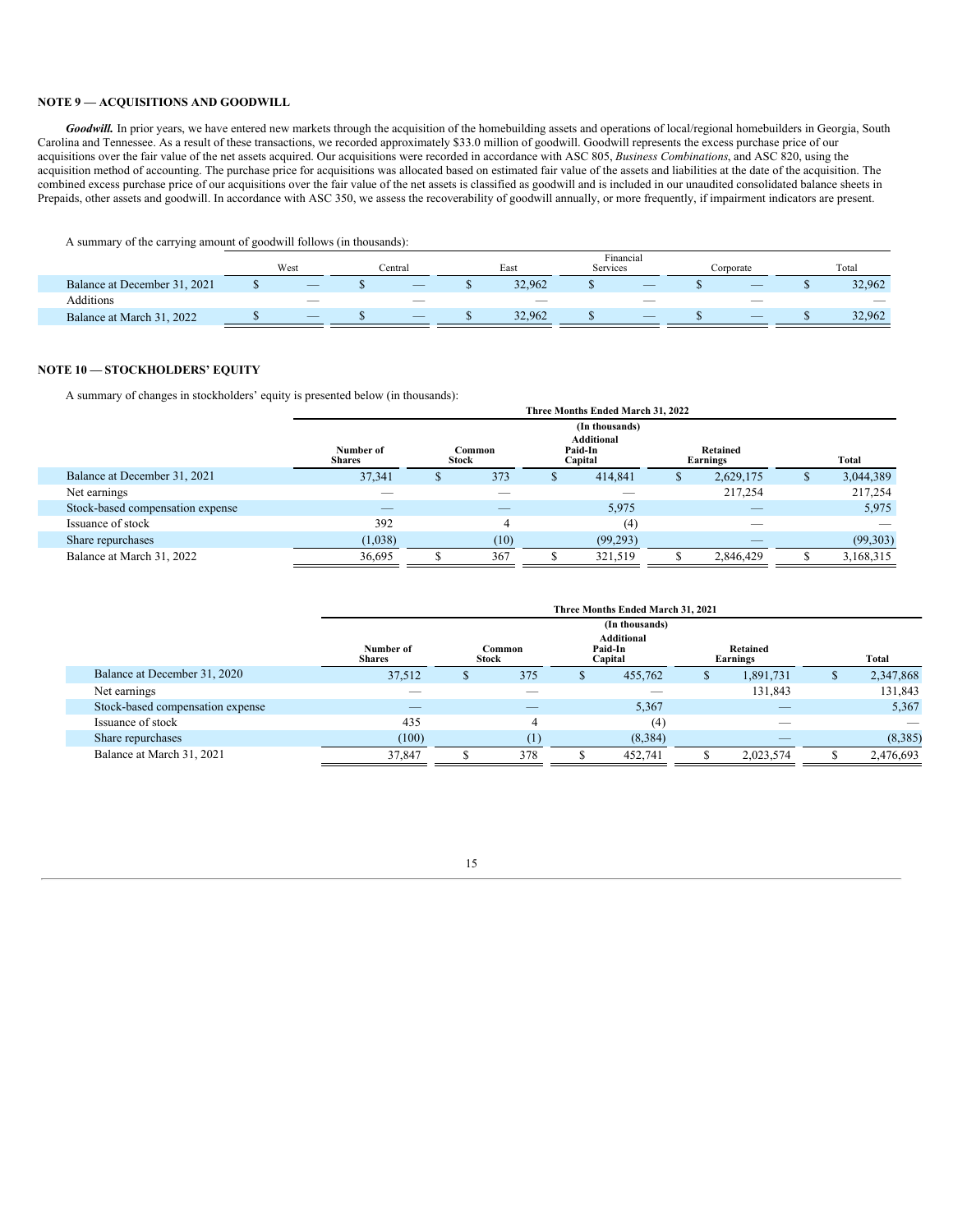### NOTE 9 — ACQUISITIONS AND GOODWILL

***Goodwill.*** In prior years, we have entered new markets through the acquisition of the homebuilding assets and operations of local/regional homebuilders in Georgia, South Carolina and Tennessee. As a result of these transactions, we recorded approximately $33.0 million of goodwill. Goodwill represents the excess purchase price of our acquisitions over the fair value of the net assets acquired. Our acquisitions were recorded in accordance with ASC 805, *Business Combinations*, and ASC 820, using the acquisition method of accounting. The purchase price for acquisitions was allocated based on estimated fair value of the assets and liabilities at the date of the acquisition. The combined excess purchase price of our acquisitions over the fair value of the net assets is classified as goodwill and is included in our unaudited consolidated balance sheets in Prepaids, other assets and goodwill. In accordance with ASC 350, we assess the recoverability of goodwill annually, or more frequently, if impairment indicators are present.

A summary of the carrying amount of goodwill follows (in thousands):

| | West | Central | East | Financial Services | Corporate | Total |
|---|---|---|---|---|---|---|
| Balance at December 31, 2021 | $ — | $ — | $ 32,962 | $ — | $ — | $ 32,962 |
| Additions | — | — | — | — | — | — |
| Balance at March 31, 2022 | $ — | $ — | $ 32,962 | $ — | $ — | $ 32,962 |

### NOTE 10 — STOCKHOLDERS' EQUITY

A summary of changes in stockholders' equity is presented below (in thousands):

| | Three Months Ended March 31, 2022 (In thousands) | | | | |
|---|---|---|---|---|---|
| | Number of Shares | Common Stock | Additional Paid-In Capital | Retained Earnings | Total |
| Balance at December 31, 2021 | 37,341 | $ 373 | $ 414,841 | $ 2,629,175 | $ 3,044,389 |
| Net earnings | — | — | — | 217,254 | 217,254 |
| Stock-based compensation expense | — | — | 5,975 | — | 5,975 |
| Issuance of stock | 392 | 4 | (4) | — | — |
| Share repurchases | (1,038) | (10) | (99,293) | — | (99,303) |
| Balance at March 31, 2022 | 36,695 | $ 367 | $ 321,519 | $ 2,846,429 | $ 3,168,315 |

| | Three Months Ended March 31, 2021 (In thousands) | | | | |
|---|---|---|---|---|---|
| | Number of Shares | Common Stock | Additional Paid-In Capital | Retained Earnings | Total |
| Balance at December 31, 2020 | 37,512 | $ 375 | $ 455,762 | $ 1,891,731 | $ 2,347,868 |
| Net earnings | — | — | — | 131,843 | 131,843 |
| Stock-based compensation expense | — | — | 5,367 | — | 5,367 |
| Issuance of stock | 435 | 4 | (4) | — | — |
| Share repurchases | (100) | (1) | (8,384) | — | (8,385) |
| Balance at March 31, 2021 | 37,847 | $ 378 | $ 452,741 | $ 2,023,574 | $ 2,476,693 |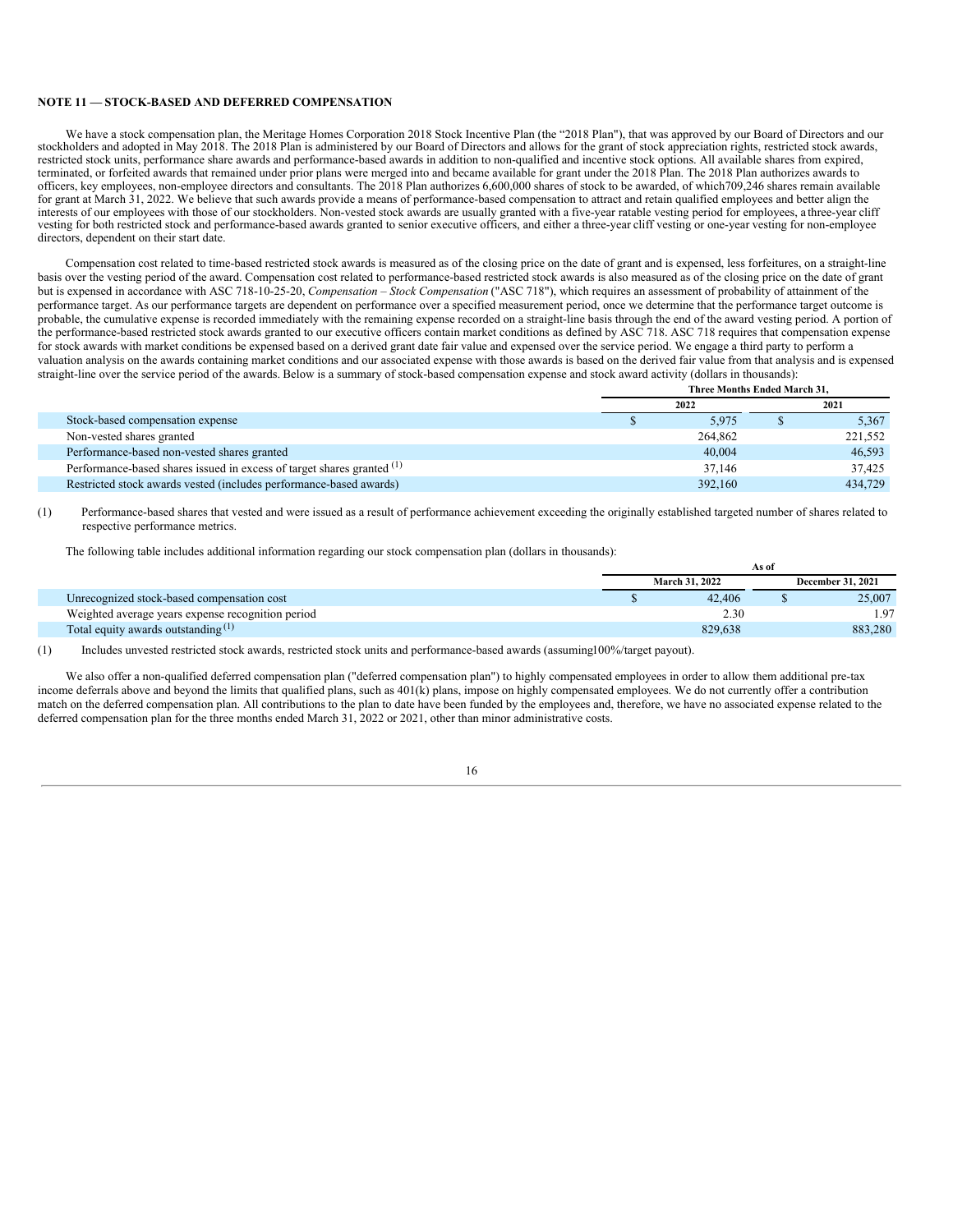**NOTE 11 — STOCK-BASED AND DEFERRED COMPENSATION**

We have a stock compensation plan, the Meritage Homes Corporation 2018 Stock Incentive Plan (the "2018 Plan"), that was approved by our Board of Directors and our stockholders and adopted in May 2018. The 2018 Plan is administered by our Board of Directors and allows for the grant of stock appreciation rights, restricted stock awards, restricted stock units, performance share awards and performance-based awards in addition to non-qualified and incentive stock options. All available shares from expired, terminated, or forfeited awards that remained under prior plans were merged into and became available for grant under the 2018 Plan. The 2018 Plan authorizes awards to officers, key employees, non-employee directors and consultants. The 2018 Plan authorizes 6,600,000 shares of stock to be awarded, of which709,246 shares remain available for grant at March 31, 2022. We believe that such awards provide a means of performance-based compensation to attract and retain qualified employees and better align the interests of our employees with those of our stockholders. Non-vested stock awards are usually granted with a five-year ratable vesting period for employees, athree-year cliff vesting for both restricted stock and performance-based awards granted to senior executive officers, and either a three-year cliff vesting or one-year vesting for non-employee directors, dependent on their start date.

Compensation cost related to time-based restricted stock awards is measured as of the closing price on the date of grant and is expensed, less forfeitures, on a straight-line basis over the vesting period of the award. Compensation cost related to performance-based restricted stock awards is also measured as of the closing price on the date of grant but is expensed in accordance with ASC 718-10-25-20, *Compensation – Stock Compensation* ("ASC 718"), which requires an assessment of probability of attainment of the performance target. As our performance targets are dependent on performance over a specified measurement period, once we determine that the performance target outcome is probable, the cumulative expense is recorded immediately with the remaining expense recorded on a straight-line basis through the end of the award vesting period. A portion of the performance-based restricted stock awards granted to our executive officers contain market conditions as defined by ASC 718. ASC 718 requires that compensation expense for stock awards with market conditions be expensed based on a derived grant date fair value and expensed over the service period. We engage a third party to perform a valuation analysis on the awards containing market conditions and our associated expense with those awards is based on the derived fair value from that analysis and is expensed straight-line over the service period of the awards. Below is a summary of stock-based compensation expense and stock award activity (dollars in thousands):

| | Three Months Ended March 31, | |
|---|---|---|
| | 2022 | 2021 |
| Stock-based compensation expense | $ 5,975 | $ 5,367 |
| Non-vested shares granted | 264,862 | 221,552 |
| Performance-based non-vested shares granted | 40,004 | 46,593 |
| Performance-based shares issued in excess of target shares granted [(1)] | 37,146 | 37,425 |
| Restricted stock awards vested (includes performance-based awards) | 392,160 | 434,729 |

(1) Performance-based shares that vested and were issued as a result of performance achievement exceeding the originally established targeted number of shares related to respective performance metrics.

The following table includes additional information regarding our stock compensation plan (dollars in thousands):

| | As of | |
|---|---|---|
| | March 31, 2022 | December 31, 2021 |
| Unrecognized stock-based compensation cost | $ 42,406 | $ 25,007 |
| Weighted average years expense recognition period | 2.30 | 1.97 |
| Total equity awards outstanding [(1)] | 829,638 | 883,280 |

(1) Includes unvested restricted stock awards, restricted stock units and performance-based awards (assuming100%/target payout).

We also offer a non-qualified deferred compensation plan ("deferred compensation plan") to highly compensated employees in order to allow them additional pre-tax income deferrals above and beyond the limits that qualified plans, such as 401(k) plans, impose on highly compensated employees. We do not currently offer a contribution match on the deferred compensation plan. All contributions to the plan to date have been funded by the employees and, therefore, we have no associated expense related to the deferred compensation plan for the three months ended March 31, 2022 or 2021, other than minor administrative costs.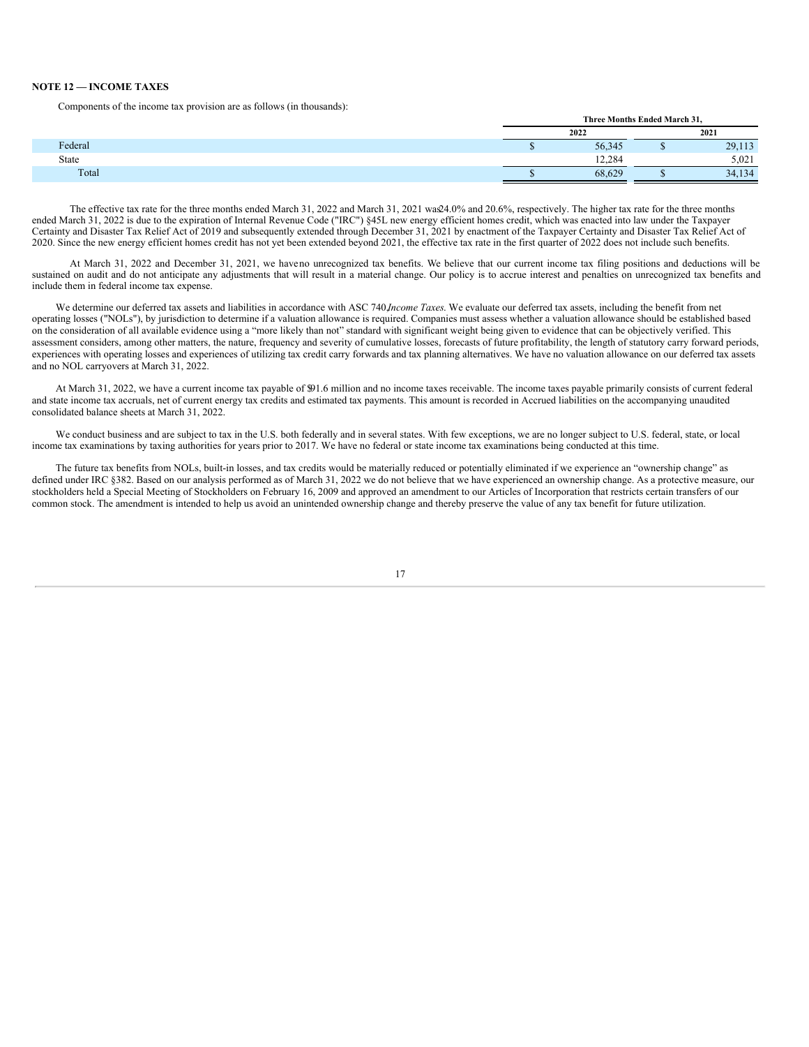**NOTE 12 — INCOME TAXES**

Components of the income tax provision are as follows (in thousands):

| | Three Months Ended March 31, | |
|---|---|---|
| | 2022 | 2021 |
| Federal | $ 56,345 | $ 29,113 |
| State | 12,284 | 5,021 |
| Total | $ 68,629 | $ 34,134 |

The effective tax rate for the three months ended March 31, 2022 and March 31, 2021 was 24.0% and 20.6%, respectively. The higher tax rate for the three months ended March 31, 2022 is due to the expiration of Internal Revenue Code ("IRC") §45L new energy efficient homes credit, which was enacted into law under the Taxpayer Certainty and Disaster Tax Relief Act of 2019 and subsequently extended through December 31, 2021 by enactment of the Taxpayer Certainty and Disaster Tax Relief Act of 2020. Since the new energy efficient homes credit has not yet been extended beyond 2021, the effective tax rate in the first quarter of 2022 does not include such benefits.

At March 31, 2022 and December 31, 2021, we have no unrecognized tax benefits. We believe that our current income tax filing positions and deductions will be sustained on audit and do not anticipate any adjustments that will result in a material change. Our policy is to accrue interest and penalties on unrecognized tax benefits and include them in federal income tax expense.

We determine our deferred tax assets and liabilities in accordance with ASC 740 *Income Taxes*. We evaluate our deferred tax assets, including the benefit from net operating losses ("NOLs"), by jurisdiction to determine if a valuation allowance is required. Companies must assess whether a valuation allowance should be established based on the consideration of all available evidence using a "more likely than not" standard with significant weight being given to evidence that can be objectively verified. This assessment considers, among other matters, the nature, frequency and severity of cumulative losses, forecasts of future profitability, the length of statutory carry forward periods, experiences with operating losses and experiences of utilizing tax credit carry forwards and tax planning alternatives. We have no valuation allowance on our deferred tax assets and no NOL carryovers at March 31, 2022.

At March 31, 2022, we have a current income tax payable of $91.6 million and no income taxes receivable. The income taxes payable primarily consists of current federal and state income tax accruals, net of current energy tax credits and estimated tax payments. This amount is recorded in Accrued liabilities on the accompanying unaudited consolidated balance sheets at March 31, 2022.

We conduct business and are subject to tax in the U.S. both federally and in several states. With few exceptions, we are no longer subject to U.S. federal, state, or local income tax examinations by taxing authorities for years prior to 2017. We have no federal or state income tax examinations being conducted at this time.

The future tax benefits from NOLs, built-in losses, and tax credits would be materially reduced or potentially eliminated if we experience an "ownership change" as defined under IRC §382. Based on our analysis performed as of March 31, 2022 we do not believe that we have experienced an ownership change. As a protective measure, our stockholders held a Special Meeting of Stockholders on February 16, 2009 and approved an amendment to our Articles of Incorporation that restricts certain transfers of our common stock. The amendment is intended to help us avoid an unintended ownership change and thereby preserve the value of any tax benefit for future utilization.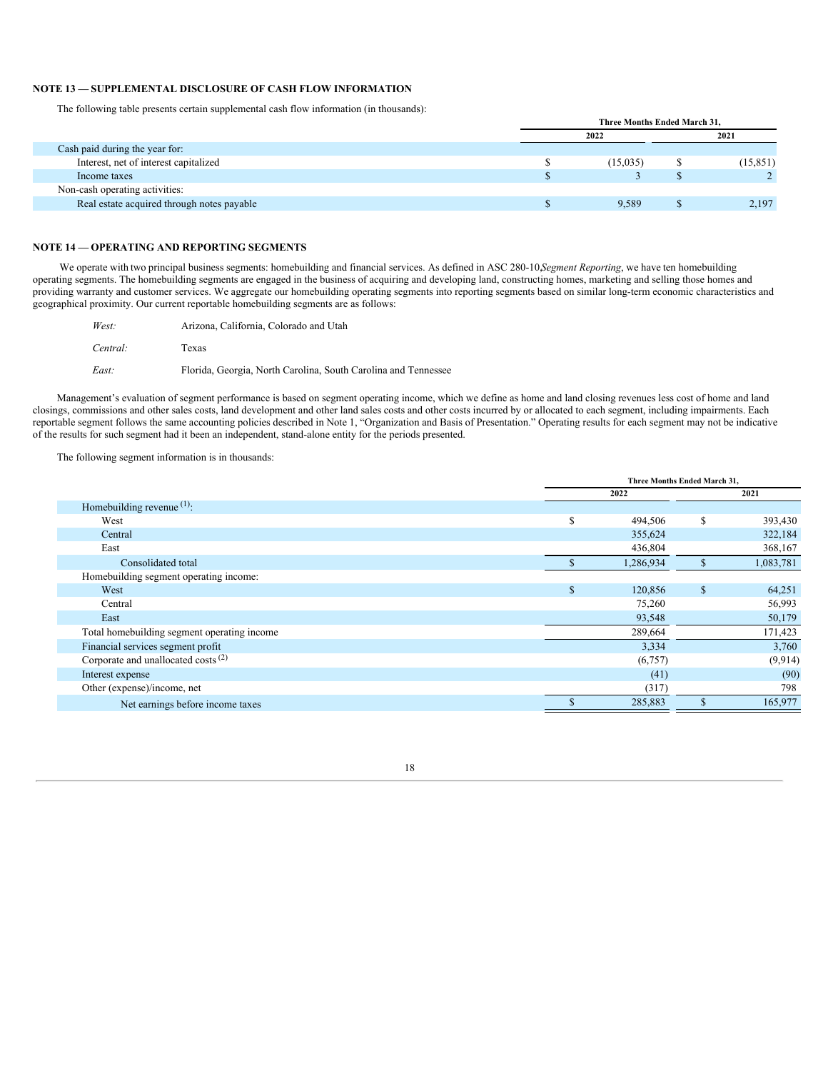## NOTE 13 — SUPPLEMENTAL DISCLOSURE OF CASH FLOW INFORMATION

The following table presents certain supplemental cash flow information (in thousands):

| | Three Months Ended March 31, | |
|---|---|---|
| | 2022 | 2021 |
| Cash paid during the year for: | | |
| Interest, net of interest capitalized | $ (15,035) | $ (15,851) |
| Income taxes | $ 3 | $ 2 |
| Non-cash operating activities: | | |
| Real estate acquired through notes payable | $ 9,589 | $ 2,197 |

## NOTE 14 — OPERATING AND REPORTING SEGMENTS

We operate with two principal business segments: homebuilding and financial services. As defined in ASC 280-10,*Segment Reporting*, we have ten homebuilding operating segments. The homebuilding segments are engaged in the business of acquiring and developing land, constructing homes, marketing and selling those homes and providing warranty and customer services. We aggregate our homebuilding operating segments into reporting segments based on similar long-term economic characteristics and geographical proximity. Our current reportable homebuilding segments are as follows:

| | |
|---|---|
| *West:* | Arizona, California, Colorado and Utah |
| *Central:* | Texas |
| *East:* | Florida, Georgia, North Carolina, South Carolina and Tennessee |

Management's evaluation of segment performance is based on segment operating income, which we define as home and land closing revenues less cost of home and land closings, commissions and other sales costs, land development and other land sales costs and other costs incurred by or allocated to each segment, including impairments. Each reportable segment follows the same accounting policies described in Note 1, "Organization and Basis of Presentation." Operating results for each segment may not be indicative of the results for such segment had it been an independent, stand-alone entity for the periods presented.

The following segment information is in thousands:

| | Three Months Ended March 31, | |
|---|---|---|
| | 2022 | 2021 |
| Homebuilding revenue [(1)]: | | |
| West | $ 494,506 | $ 393,430 |
| Central | 355,624 | 322,184 |
| East | 436,804 | 368,167 |
| Consolidated total | $ 1,286,934 | $ 1,083,781 |
| Homebuilding segment operating income: | | |
| West | $ 120,856 | $ 64,251 |
| Central | 75,260 | 56,993 |
| East | 93,548 | 50,179 |
| Total homebuilding segment operating income | 289,664 | 171,423 |
| Financial services segment profit | 3,334 | 3,760 |
| Corporate and unallocated costs [(2)] | (6,757) | (9,914) |
| Interest expense | (41) | (90) |
| Other (expense)/income, net | (317) | 798 |
| Net earnings before income taxes | $ 285,883 | $ 165,977 |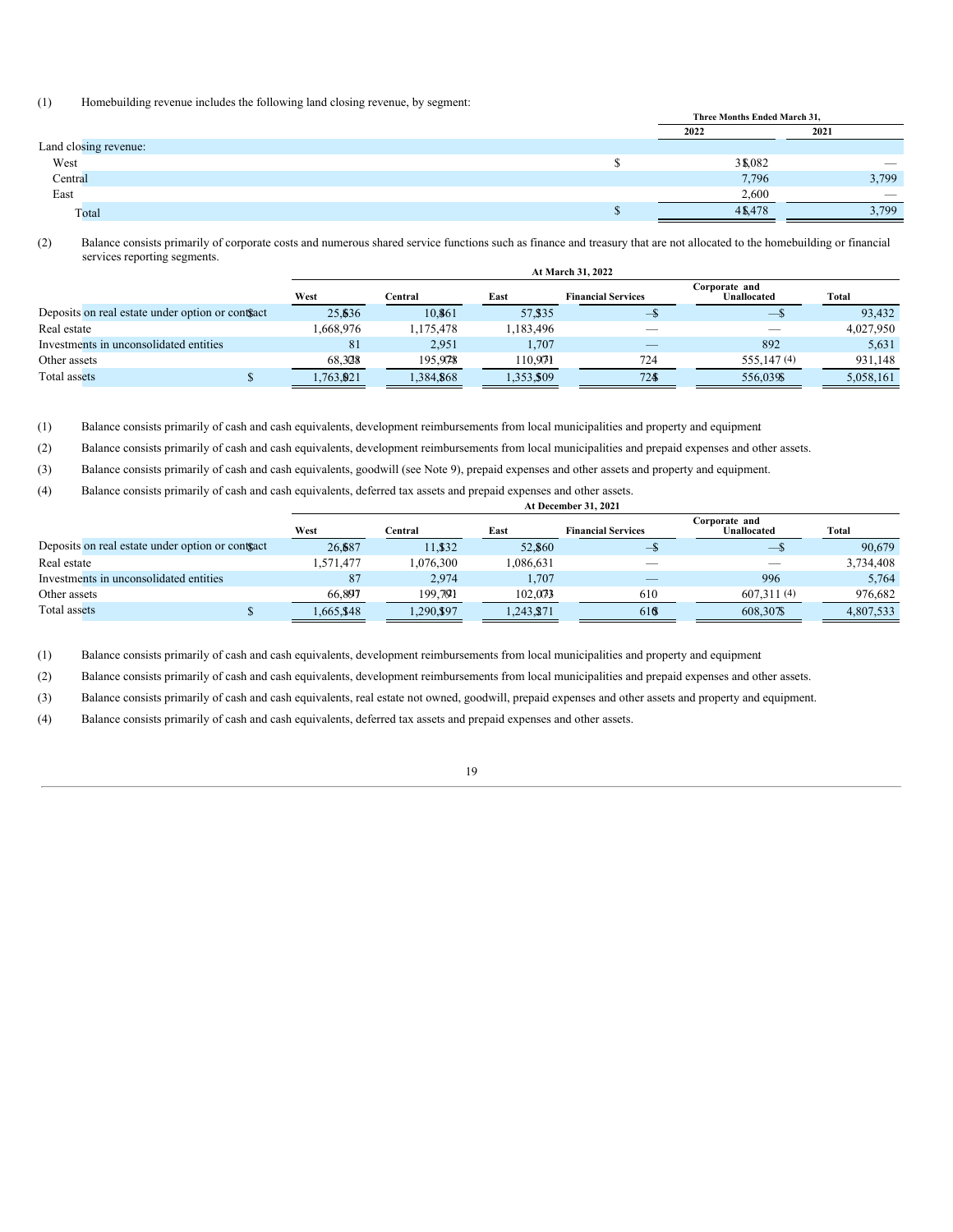(1) Homebuilding revenue includes the following land closing revenue, by segment:

| | | Three Months Ended March 31, | |
|---|---|---|---|
| | | 2022 | 2021 |
| Land closing revenue: | | | |
| West | $ | 31,082 | $ — |
| Central | | 7,796 | 3,799 |
| East | | 2,600 | — |
| Total | $ | 41,478 | $ 3,799 |

(2) Balance consists primarily of corporate costs and numerous shared service functions such as finance and treasury that are not allocated to the homebuilding or financial services reporting segments.

| | At March 31, 2022 | | | | | |
|---|---|---|---|---|---|---|
| | West | Central | East | Financial Services | Corporate and Unallocated | Total |
| Deposits on real estate under option or contract | $ 25,636 | $ 10,461 | $ 57,335 | $ — | $ — | $ 93,432 |
| Real estate | 1,668,976 | 1,175,478 | 1,183,496 | — | — | 4,027,950 |
| Investments in unconsolidated entities | 81 | 2,951 | 1,707 | — | 892 | 5,631 |
| Other assets | 68,328 (1) | 195,978 (2) | 110,971 (3) | 724 | 555,147 (4) | 931,148 |
| Total assets | $ 1,763,021 | $ 1,384,868 | $ 1,353,509 | $ 724 | $ 556,039 | $ 5,058,161 |

(1) Balance consists primarily of cash and cash equivalents, development reimbursements from local municipalities and property and equipment

(2) Balance consists primarily of cash and cash equivalents, development reimbursements from local municipalities and prepaid expenses and other assets.

(3) Balance consists primarily of cash and cash equivalents, goodwill (see Note 9), prepaid expenses and other assets and property and equipment.

(4) Balance consists primarily of cash and cash equivalents, deferred tax assets and prepaid expenses and other assets.

| | At December 31, 2021 | | | | | |
|---|---|---|---|---|---|---|
| | West | Central | East | Financial Services | Corporate and Unallocated | Total |
| Deposits on real estate under option or contract | $ 26,687 | $ 11,132 | $ 52,860 | $ — | $ — | $ 90,679 |
| Real estate | 1,571,477 | 1,076,300 | 1,086,631 | — | — | 3,734,408 |
| Investments in unconsolidated entities | 87 | 2,974 | 1,707 | — | 996 | 5,764 |
| Other assets | 66,897 (1) | 199,791 (2) | 102,073 (3) | 610 | 607,311 (4) | 976,682 |
| Total assets | $ 1,665,148 | $ 1,290,197 | $ 1,243,271 | $ 610 | $ 608,307 | $ 4,807,533 |

(1) Balance consists primarily of cash and cash equivalents, development reimbursements from local municipalities and property and equipment

(2) Balance consists primarily of cash and cash equivalents, development reimbursements from local municipalities and prepaid expenses and other assets.

(3) Balance consists primarily of cash and cash equivalents, real estate not owned, goodwill, prepaid expenses and other assets and property and equipment.

(4) Balance consists primarily of cash and cash equivalents, deferred tax assets and prepaid expenses and other assets.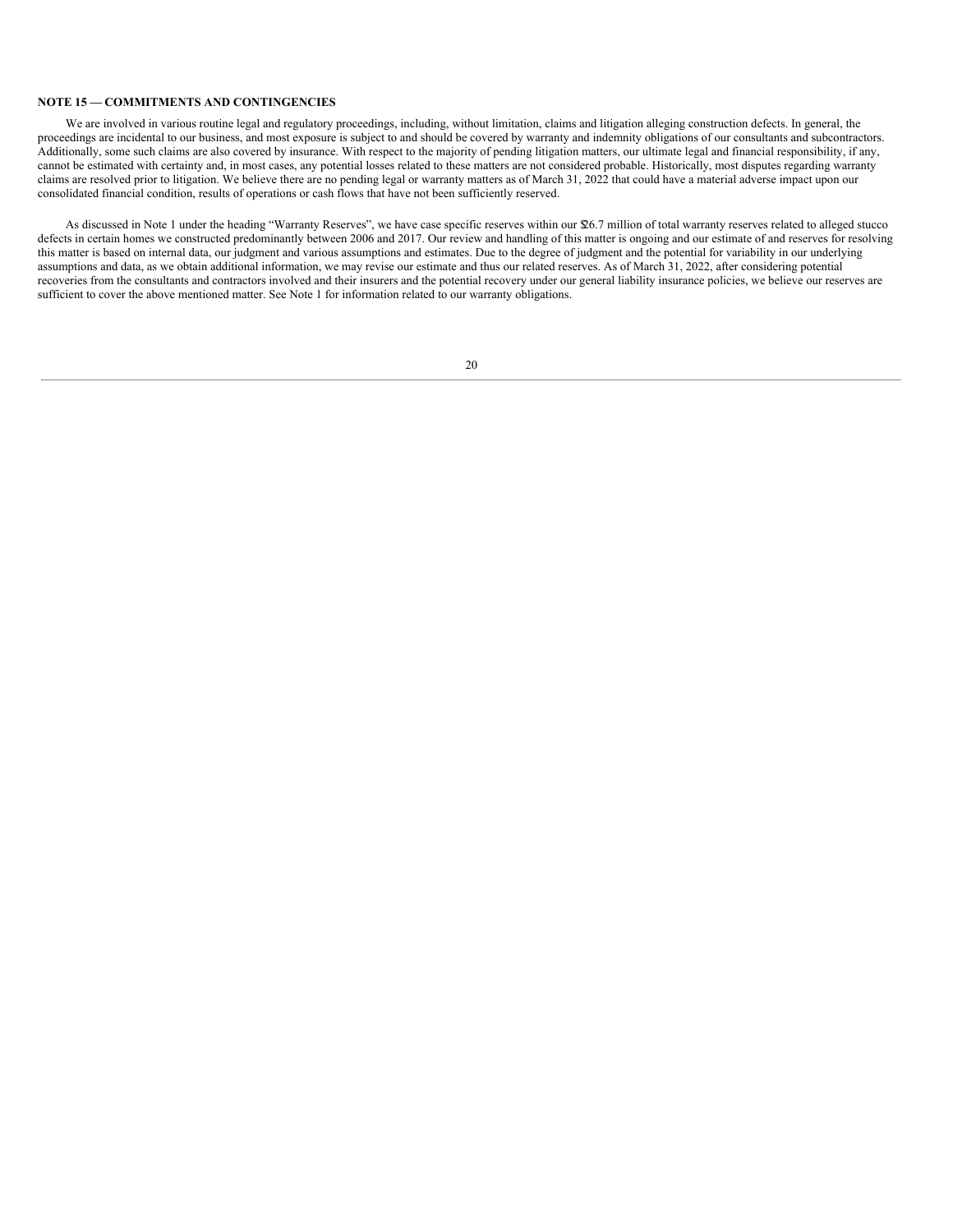**NOTE 15 — COMMITMENTS AND CONTINGENCIES**

We are involved in various routine legal and regulatory proceedings, including, without limitation, claims and litigation alleging construction defects. In general, the proceedings are incidental to our business, and most exposure is subject to and should be covered by warranty and indemnity obligations of our consultants and subcontractors. Additionally, some such claims are also covered by insurance. With respect to the majority of pending litigation matters, our ultimate legal and financial responsibility, if any, cannot be estimated with certainty and, in most cases, any potential losses related to these matters are not considered probable. Historically, most disputes regarding warranty claims are resolved prior to litigation. We believe there are no pending legal or warranty matters as of March 31, 2022 that could have a material adverse impact upon our consolidated financial condition, results of operations or cash flows that have not been sufficiently reserved.

As discussed in Note 1 under the heading "Warranty Reserves", we have case specific reserves within our $26.7 million of total warranty reserves related to alleged stucco defects in certain homes we constructed predominantly between 2006 and 2017. Our review and handling of this matter is ongoing and our estimate of and reserves for resolving this matter is based on internal data, our judgment and various assumptions and estimates. Due to the degree of judgment and the potential for variability in our underlying assumptions and data, as we obtain additional information, we may revise our estimate and thus our related reserves. As of March 31, 2022, after considering potential recoveries from the consultants and contractors involved and their insurers and the potential recovery under our general liability insurance policies, we believe our reserves are sufficient to cover the above mentioned matter. See Note 1 for information related to our warranty obligations.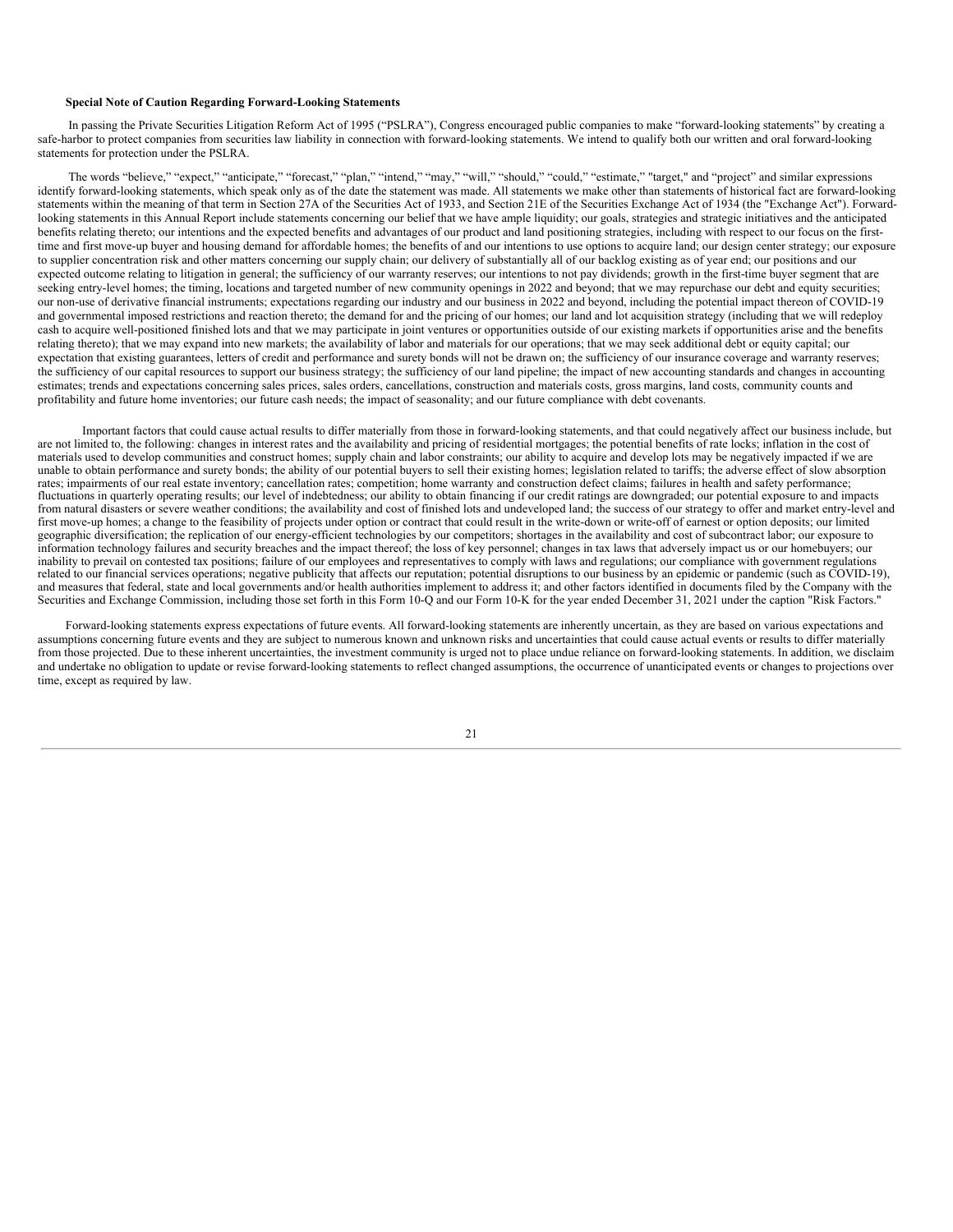**Special Note of Caution Regarding Forward-Looking Statements**

In passing the Private Securities Litigation Reform Act of 1995 ("PSLRA"), Congress encouraged public companies to make "forward-looking statements" by creating a safe-harbor to protect companies from securities law liability in connection with forward-looking statements. We intend to qualify both our written and oral forward-looking statements for protection under the PSLRA.

The words "believe," "expect," "anticipate," "forecast," "plan," "intend," "may," "will," "should," "could," "estimate," "target," and "project" and similar expressions identify forward-looking statements, which speak only as of the date the statement was made. All statements we make other than statements of historical fact are forward-looking statements within the meaning of that term in Section 27A of the Securities Act of 1933, and Section 21E of the Securities Exchange Act of 1934 (the "Exchange Act"). Forward-looking statements in this Annual Report include statements concerning our belief that we have ample liquidity; our goals, strategies and strategic initiatives and the anticipated benefits relating thereto; our intentions and the expected benefits and advantages of our product and land positioning strategies, including with respect to our focus on the first-time and first move-up buyer and housing demand for affordable homes; the benefits of and our intentions to use options to acquire land; our design center strategy; our exposure to supplier concentration risk and other matters concerning our supply chain; our delivery of substantially all of our backlog existing as of year end; our positions and our expected outcome relating to litigation in general; the sufficiency of our warranty reserves; our intentions to not pay dividends; growth in the first-time buyer segment that are seeking entry-level homes; the timing, locations and targeted number of new community openings in 2022 and beyond; that we may repurchase our debt and equity securities; our non-use of derivative financial instruments; expectations regarding our industry and our business in 2022 and beyond, including the potential impact thereon of COVID-19 and governmental imposed restrictions and reaction thereto; the demand for and the pricing of our homes; our land and lot acquisition strategy (including that we will redeploy cash to acquire well-positioned finished lots and that we may participate in joint ventures or opportunities outside of our existing markets if opportunities arise and the benefits relating thereto); that we may expand into new markets; the availability of labor and materials for our operations; that we may seek additional debt or equity capital; our expectation that existing guarantees, letters of credit and performance and surety bonds will not be drawn on; the sufficiency of our insurance coverage and warranty reserves; the sufficiency of our capital resources to support our business strategy; the sufficiency of our land pipeline; the impact of new accounting standards and changes in accounting estimates; trends and expectations concerning sales prices, sales orders, cancellations, construction and materials costs, gross margins, land costs, community counts and profitability and future home inventories; our future cash needs; the impact of seasonality; and our future compliance with debt covenants.

Important factors that could cause actual results to differ materially from those in forward-looking statements, and that could negatively affect our business include, but are not limited to, the following: changes in interest rates and the availability and pricing of residential mortgages; the potential benefits of rate locks; inflation in the cost of materials used to develop communities and construct homes; supply chain and labor constraints; our ability to acquire and develop lots may be negatively impacted if we are unable to obtain performance and surety bonds; the ability of our potential buyers to sell their existing homes; legislation related to tariffs; the adverse effect of slow absorption rates; impairments of our real estate inventory; cancellation rates; competition; home warranty and construction defect claims; failures in health and safety performance; fluctuations in quarterly operating results; our level of indebtedness; our ability to obtain financing if our credit ratings are downgraded; our potential exposure to and impacts from natural disasters or severe weather conditions; the availability and cost of finished lots and undeveloped land; the success of our strategy to offer and market entry-level and first move-up homes; a change to the feasibility of projects under option or contract that could result in the write-down or write-off of earnest or option deposits; our limited geographic diversification; the replication of our energy-efficient technologies by our competitors; shortages in the availability and cost of subcontract labor; our exposure to information technology failures and security breaches and the impact thereof; the loss of key personnel; changes in tax laws that adversely impact us or our homebuyers; our inability to prevail on contested tax positions; failure of our employees and representatives to comply with laws and regulations; our compliance with government regulations related to our financial services operations; negative publicity that affects our reputation; potential disruptions to our business by an epidemic or pandemic (such as COVID-19), and measures that federal, state and local governments and/or health authorities implement to address it; and other factors identified in documents filed by the Company with the Securities and Exchange Commission, including those set forth in this Form 10-Q and our Form 10-K for the year ended December 31, 2021 under the caption "Risk Factors."

Forward-looking statements express expectations of future events. All forward-looking statements are inherently uncertain, as they are based on various expectations and assumptions concerning future events and they are subject to numerous known and unknown risks and uncertainties that could cause actual events or results to differ materially from those projected. Due to these inherent uncertainties, the investment community is urged not to place undue reliance on forward-looking statements. In addition, we disclaim and undertake no obligation to update or revise forward-looking statements to reflect changed assumptions, the occurrence of unanticipated events or changes to projections over time, except as required by law.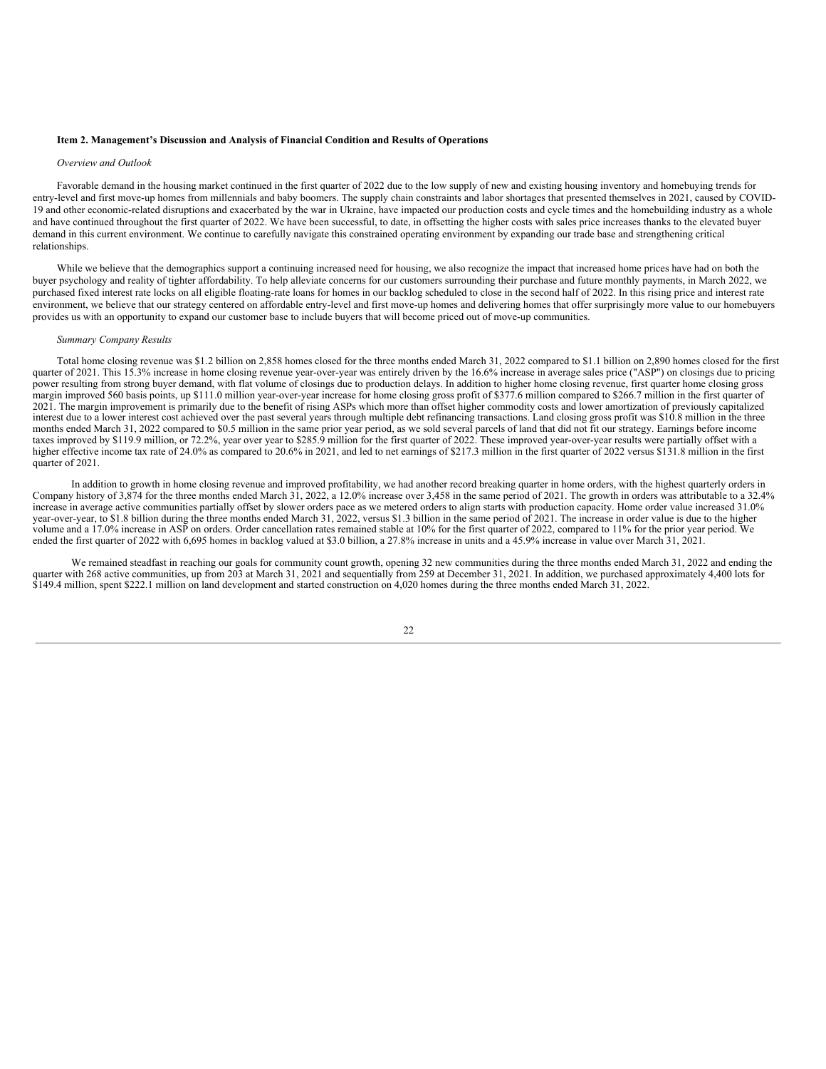**Item 2. Management's Discussion and Analysis of Financial Condition and Results of Operations**

*Overview and Outlook*

Favorable demand in the housing market continued in the first quarter of 2022 due to the low supply of new and existing housing inventory and homebuying trends for entry-level and first move-up homes from millennials and baby boomers. The supply chain constraints and labor shortages that presented themselves in 2021, caused by COVID-19 and other economic-related disruptions and exacerbated by the war in Ukraine, have impacted our production costs and cycle times and the homebuilding industry as a whole and have continued throughout the first quarter of 2022. We have been successful, to date, in offsetting the higher costs with sales price increases thanks to the elevated buyer demand in this current environment. We continue to carefully navigate this constrained operating environment by expanding our trade base and strengthening critical relationships.

While we believe that the demographics support a continuing increased need for housing, we also recognize the impact that increased home prices have had on both the buyer psychology and reality of tighter affordability. To help alleviate concerns for our customers surrounding their purchase and future monthly payments, in March 2022, we purchased fixed interest rate locks on all eligible floating-rate loans for homes in our backlog scheduled to close in the second half of 2022. In this rising price and interest rate environment, we believe that our strategy centered on affordable entry-level and first move-up homes and delivering homes that offer surprisingly more value to our homebuyers provides us with an opportunity to expand our customer base to include buyers that will become priced out of move-up communities.

*Summary Company Results*

Total home closing revenue was $1.2 billion on 2,858 homes closed for the three months ended March 31, 2022 compared to $1.1 billion on 2,890 homes closed for the first quarter of 2021. This 15.3% increase in home closing revenue year-over-year was entirely driven by the 16.6% increase in average sales price ("ASP") on closings due to pricing power resulting from strong buyer demand, with flat volume of closings due to production delays. In addition to higher home closing revenue, first quarter home closing gross margin improved 560 basis points, up $111.0 million year-over-year increase for home closing gross profit of $377.6 million compared to $266.7 million in the first quarter of 2021. The margin improvement is primarily due to the benefit of rising ASPs which more than offset higher commodity costs and lower amortization of previously capitalized interest due to a lower interest cost achieved over the past several years through multiple debt refinancing transactions. Land closing gross profit was $10.8 million in the three months ended March 31, 2022 compared to $0.5 million in the same prior year period, as we sold several parcels of land that did not fit our strategy. Earnings before income taxes improved by $119.9 million, or 72.2%, year over year to $285.9 million for the first quarter of 2022. These improved year-over-year results were partially offset with a higher effective income tax rate of 24.0% as compared to 20.6% in 2021, and led to net earnings of $217.3 million in the first quarter of 2022 versus $131.8 million in the first quarter of 2021.

In addition to growth in home closing revenue and improved profitability, we had another record breaking quarter in home orders, with the highest quarterly orders in Company history of 3,874 for the three months ended March 31, 2022, a 12.0% increase over 3,458 in the same period of 2021. The growth in orders was attributable to a 32.4% increase in average active communities partially offset by slower orders pace as we metered orders to align starts with production capacity. Home order value increased 31.0% year-over-year, to $1.8 billion during the three months ended March 31, 2022, versus $1.3 billion in the same period of 2021. The increase in order value is due to the higher volume and a 17.0% increase in ASP on orders. Order cancellation rates remained stable at 10% for the first quarter of 2022, compared to 11% for the prior year period. We ended the first quarter of 2022 with 6,695 homes in backlog valued at $3.0 billion, a 27.8% increase in units and a 45.9% increase in value over March 31, 2021.

We remained steadfast in reaching our goals for community count growth, opening 32 new communities during the three months ended March 31, 2022 and ending the quarter with 268 active communities, up from 203 at March 31, 2021 and sequentially from 259 at December 31, 2021. In addition, we purchased approximately 4,400 lots for $149.4 million, spent $222.1 million on land development and started construction on 4,020 homes during the three months ended March 31, 2022.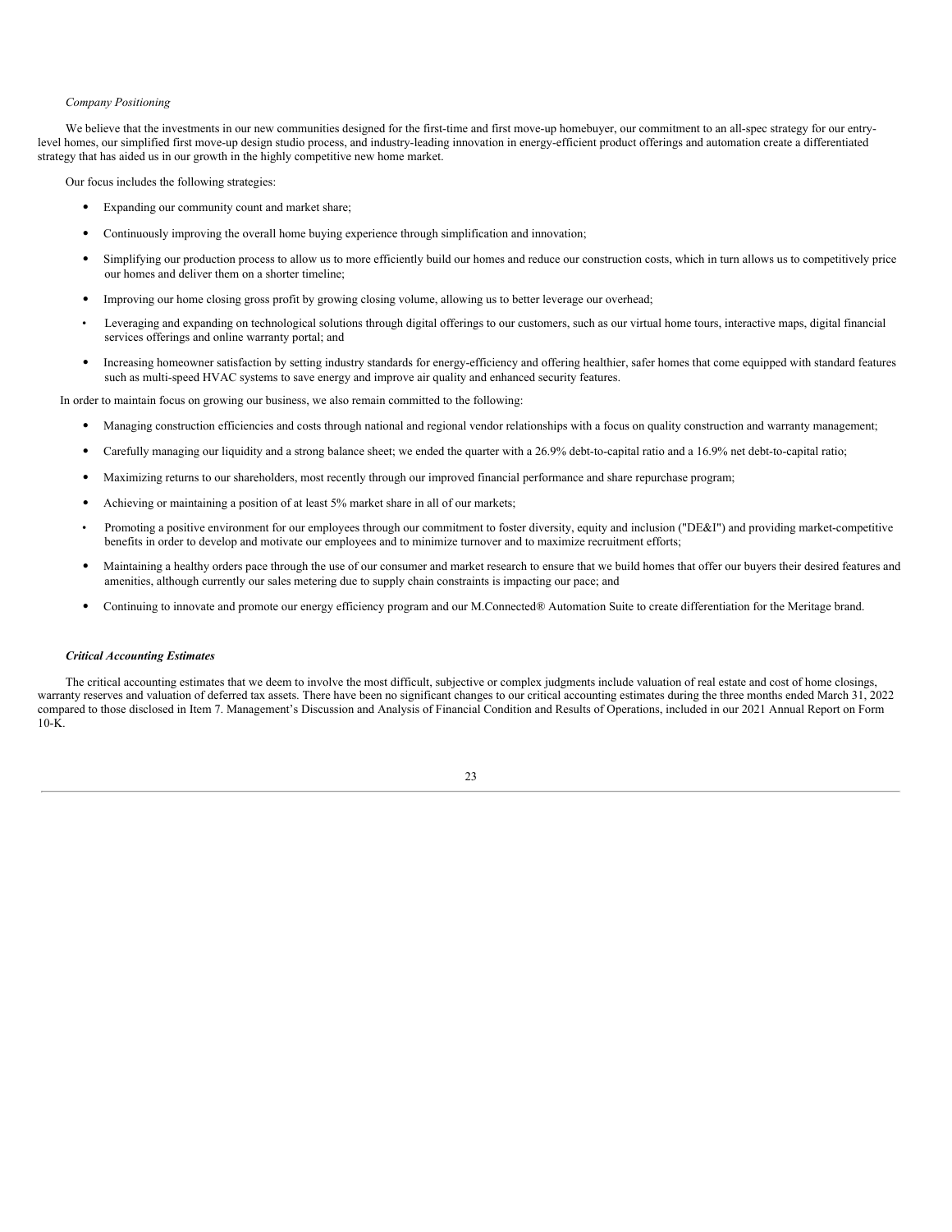*Company Positioning*

We believe that the investments in our new communities designed for the first-time and first move-up homebuyer, our commitment to an all-spec strategy for our entry-level homes, our simplified first move-up design studio process, and industry-leading innovation in energy-efficient product offerings and automation create a differentiated strategy that has aided us in our growth in the highly competitive new home market.

Our focus includes the following strategies:

- Expanding our community count and market share;
- Continuously improving the overall home buying experience through simplification and innovation;
- Simplifying our production process to allow us to more efficiently build our homes and reduce our construction costs, which in turn allows us to competitively price our homes and deliver them on a shorter timeline;
- Improving our home closing gross profit by growing closing volume, allowing us to better leverage our overhead;
- Leveraging and expanding on technological solutions through digital offerings to our customers, such as our virtual home tours, interactive maps, digital financial services offerings and online warranty portal; and
- Increasing homeowner satisfaction by setting industry standards for energy-efficiency and offering healthier, safer homes that come equipped with standard features such as multi-speed HVAC systems to save energy and improve air quality and enhanced security features.

In order to maintain focus on growing our business, we also remain committed to the following:

- Managing construction efficiencies and costs through national and regional vendor relationships with a focus on quality construction and warranty management;
- Carefully managing our liquidity and a strong balance sheet; we ended the quarter with a 26.9% debt-to-capital ratio and a 16.9% net debt-to-capital ratio;
- Maximizing returns to our shareholders, most recently through our improved financial performance and share repurchase program;
- Achieving or maintaining a position of at least 5% market share in all of our markets;
- Promoting a positive environment for our employees through our commitment to foster diversity, equity and inclusion ("DE&I") and providing market-competitive benefits in order to develop and motivate our employees and to minimize turnover and to maximize recruitment efforts;
- Maintaining a healthy orders pace through the use of our consumer and market research to ensure that we build homes that offer our buyers their desired features and amenities, although currently our sales metering due to supply chain constraints is impacting our pace; and
- Continuing to innovate and promote our energy efficiency program and our M.Connected® Automation Suite to create differentiation for the Meritage brand.

***Critical Accounting Estimates***

The critical accounting estimates that we deem to involve the most difficult, subjective or complex judgments include valuation of real estate and cost of home closings, warranty reserves and valuation of deferred tax assets. There have been no significant changes to our critical accounting estimates during the three months ended March 31, 2022 compared to those disclosed in Item 7. Management's Discussion and Analysis of Financial Condition and Results of Operations, included in our 2021 Annual Report on Form 10-K.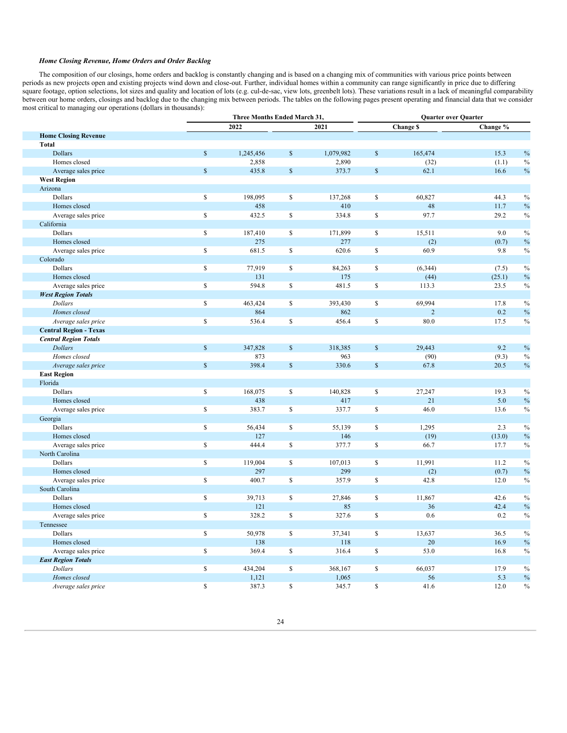### *Home Closing Revenue, Home Orders and Order Backlog*

The composition of our closings, home orders and backlog is constantly changing and is based on a changing mix of communities with various price points between periods as new projects open and existing projects wind down and close-out. Further, individual homes within a community can range significantly in price due to differing square footage, option selections, lot sizes and quality and location of lots (e.g. cul-de-sac, view lots, greenbelt lots). These variations result in a lack of meaningful comparability between our home orders, closings and backlog due to the changing mix between periods. The tables on the following pages present operating and financial data that we consider most critical to managing our operations (dollars in thousands):

| | Three Months Ended March 31, | | Quarter over Quarter | |
|---|---|---|---|---|
| | 2022 | 2021 | Change $ | Change % |
| **Home Closing Revenue** | | | | |
| **Total** | | | | |
| Dollars | $ 1,245,456 | $ 1,079,982 | $ 165,474 | 15.3 % |
| Homes closed | 2,858 | 2,890 | (32) | (1.1) % |
| Average sales price | $ 435.8 | $ 373.7 | $ 62.1 | 16.6 % |
| **West Region** | | | | |
| Arizona | | | | |
| Dollars | $ 198,095 | $ 137,268 | $ 60,827 | 44.3 % |
| Homes closed | 458 | 410 | 48 | 11.7 % |
| Average sales price | $ 432.5 | $ 334.8 | $ 97.7 | 29.2 % |
| California | | | | |
| Dollars | $ 187,410 | $ 171,899 | $ 15,511 | 9.0 % |
| Homes closed | 275 | 277 | (2) | (0.7) % |
| Average sales price | $ 681.5 | $ 620.6 | $ 60.9 | 9.8 % |
| Colorado | | | | |
| Dollars | $ 77,919 | $ 84,263 | $ (6,344) | (7.5) % |
| Homes closed | 131 | 175 | (44) | (25.1) % |
| Average sales price | $ 594.8 | $ 481.5 | $ 113.3 | 23.5 % |
| ***West Region Totals*** | | | | |
| *Dollars* | $ 463,424 | $ 393,430 | $ 69,994 | 17.8 % |
| *Homes closed* | 864 | 862 | 2 | 0.2 % |
| *Average sales price* | $ 536.4 | $ 456.4 | $ 80.0 | 17.5 % |
| **Central Region - Texas** | | | | |
| ***Central Region Totals*** | | | | |
| *Dollars* | $ 347,828 | $ 318,385 | $ 29,443 | 9.2 % |
| *Homes closed* | 873 | 963 | (90) | (9.3) % |
| *Average sales price* | $ 398.4 | $ 330.6 | $ 67.8 | 20.5 % |
| **East Region** | | | | |
| Florida | | | | |
| Dollars | $ 168,075 | $ 140,828 | $ 27,247 | 19.3 % |
| Homes closed | 438 | 417 | 21 | 5.0 % |
| Average sales price | $ 383.7 | $ 337.7 | $ 46.0 | 13.6 % |
| Georgia | | | | |
| Dollars | $ 56,434 | $ 55,139 | $ 1,295 | 2.3 % |
| Homes closed | 127 | 146 | (19) | (13.0) % |
| Average sales price | $ 444.4 | $ 377.7 | $ 66.7 | 17.7 % |
| North Carolina | | | | |
| Dollars | $ 119,004 | $ 107,013 | $ 11,991 | 11.2 % |
| Homes closed | 297 | 299 | (2) | (0.7) % |
| Average sales price | $ 400.7 | $ 357.9 | $ 42.8 | 12.0 % |
| South Carolina | | | | |
| Dollars | $ 39,713 | $ 27,846 | $ 11,867 | 42.6 % |
| Homes closed | 121 | 85 | 36 | 42.4 % |
| Average sales price | $ 328.2 | $ 327.6 | $ 0.6 | 0.2 % |
| Tennessee | | | | |
| Dollars | $ 50,978 | $ 37,341 | $ 13,637 | 36.5 % |
| Homes closed | 138 | 118 | 20 | 16.9 % |
| Average sales price | $ 369.4 | $ 316.4 | $ 53.0 | 16.8 % |
| ***East Region Totals*** | | | | |
| *Dollars* | $ 434,204 | $ 368,167 | $ 66,037 | 17.9 % |
| *Homes closed* | 1,121 | 1,065 | 56 | 5.3 % |
| *Average sales price* | $ 387.3 | $ 345.7 | $ 41.6 | 12.0 % |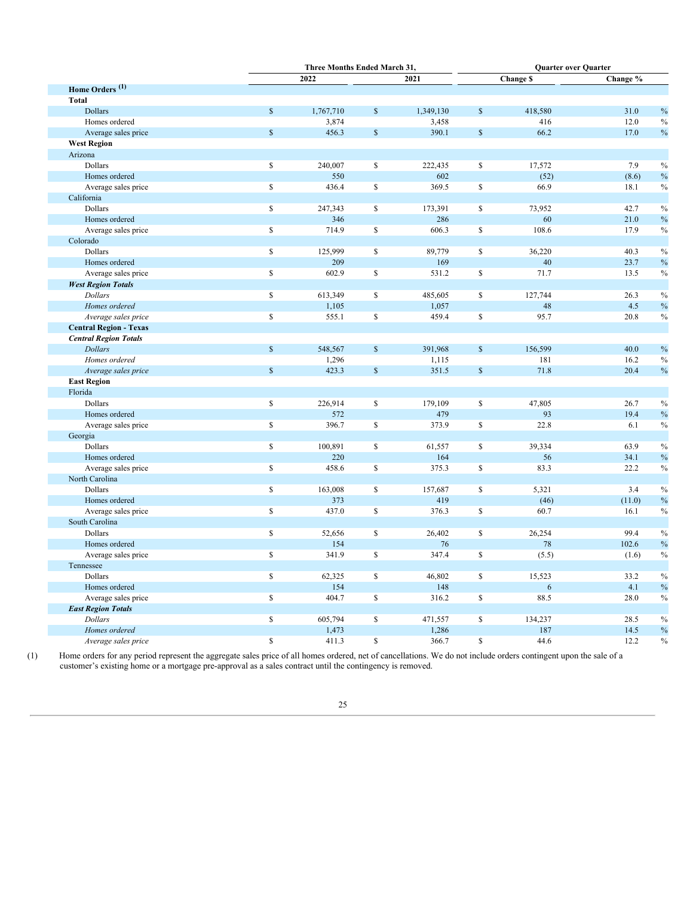| | Three Months Ended March 31, | | Quarter over Quarter | |
|---|---|---|---|---|
| | 2022 | 2021 | Change $ | Change % |
| **Home Orders** [1] | | | | |
| **Total** | | | | |
| Dollars | $ 1,767,710 | $ 1,349,130 | $ 418,580 | 31.0 % |
| Homes ordered | 3,874 | 3,458 | 416 | 12.0 % |
| Average sales price | $ 456.3 | $ 390.1 | $ 66.2 | 17.0 % |
| **West Region** | | | | |
| Arizona | | | | |
| Dollars | $ 240,007 | $ 222,435 | $ 17,572 | 7.9 % |
| Homes ordered | 550 | 602 | (52) | (8.6) % |
| Average sales price | $ 436.4 | $ 369.5 | $ 66.9 | 18.1 % |
| California | | | | |
| Dollars | $ 247,343 | $ 173,391 | $ 73,952 | 42.7 % |
| Homes ordered | 346 | 286 | 60 | 21.0 % |
| Average sales price | $ 714.9 | $ 606.3 | $ 108.6 | 17.9 % |
| Colorado | | | | |
| Dollars | $ 125,999 | $ 89,779 | $ 36,220 | 40.3 % |
| Homes ordered | 209 | 169 | 40 | 23.7 % |
| Average sales price | $ 602.9 | $ 531.2 | $ 71.7 | 13.5 % |
| ***West Region Totals*** | | | | |
| *Dollars* | $ 613,349 | $ 485,605 | $ 127,744 | 26.3 % |
| *Homes ordered* | 1,105 | 1,057 | 48 | 4.5 % |
| *Average sales price* | $ 555.1 | $ 459.4 | $ 95.7 | 20.8 % |
| **Central Region - Texas** | | | | |
| ***Central Region Totals*** | | | | |
| *Dollars* | $ 548,567 | $ 391,968 | $ 156,599 | 40.0 % |
| *Homes ordered* | 1,296 | 1,115 | 181 | 16.2 % |
| *Average sales price* | $ 423.3 | $ 351.5 | $ 71.8 | 20.4 % |
| **East Region** | | | | |
| Florida | | | | |
| Dollars | $ 226,914 | $ 179,109 | $ 47,805 | 26.7 % |
| Homes ordered | 572 | 479 | 93 | 19.4 % |
| Average sales price | $ 396.7 | $ 373.9 | $ 22.8 | 6.1 % |
| Georgia | | | | |
| Dollars | $ 100,891 | $ 61,557 | $ 39,334 | 63.9 % |
| Homes ordered | 220 | 164 | 56 | 34.1 % |
| Average sales price | $ 458.6 | $ 375.3 | $ 83.3 | 22.2 % |
| North Carolina | | | | |
| Dollars | $ 163,008 | $ 157,687 | $ 5,321 | 3.4 % |
| Homes ordered | 373 | 419 | (46) | (11.0) % |
| Average sales price | $ 437.0 | $ 376.3 | $ 60.7 | 16.1 % |
| South Carolina | | | | |
| Dollars | $ 52,656 | $ 26,402 | $ 26,254 | 99.4 % |
| Homes ordered | 154 | 76 | 78 | 102.6 % |
| Average sales price | $ 341.9 | $ 347.4 | $ (5.5) | (1.6) % |
| Tennessee | | | | |
| Dollars | $ 62,325 | $ 46,802 | $ 15,523 | 33.2 % |
| Homes ordered | 154 | 148 | 6 | 4.1 % |
| Average sales price | $ 404.7 | $ 316.2 | $ 88.5 | 28.0 % |
| ***East Region Totals*** | | | | |
| *Dollars* | $ 605,794 | $ 471,557 | $ 134,237 | 28.5 % |
| *Homes ordered* | 1,473 | 1,286 | 187 | 14.5 % |
| *Average sales price* | $ 411.3 | $ 366.7 | $ 44.6 | 12.2 % |

(1) Home orders for any period represent the aggregate sales price of all homes ordered, net of cancellations. We do not include orders contingent upon the sale of a customer's existing home or a mortgage pre-approval as a sales contract until the contingency is removed.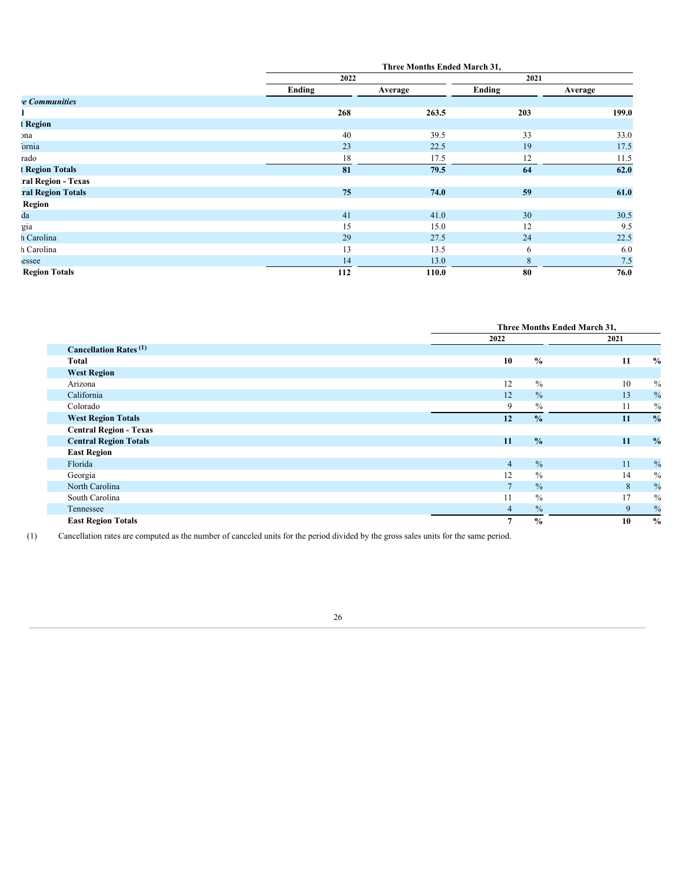| | Three Months Ended March 31, | | | |
|---|---|---|---|---|
| | 2022 | | 2021 | |
| | Ending | Average | Ending | Average |
| ***ve Communities*** | | | | |
| **l** | **268** | **263.5** | **203** | **199.0** |
| **t Region** | | | | |
| ona | 40 | 39.5 | 33 | 33.0 |
| ornia | 23 | 22.5 | 19 | 17.5 |
| rado | 18 | 17.5 | 12 | 11.5 |
| **t Region Totals** | **81** | **79.5** | **64** | **62.0** |
| **ral Region - Texas** | | | | |
| **ral Region Totals** | **75** | **74.0** | **59** | **61.0** |
| **Region** | | | | |
| da | 41 | 41.0 | 30 | 30.5 |
| gia | 15 | 15.0 | 12 | 9.5 |
| h Carolina | 29 | 27.5 | 24 | 22.5 |
| h Carolina | 13 | 13.5 | 6 | 6.0 |
| essee | 14 | 13.0 | 8 | 7.5 |
| **Region Totals** | **112** | **110.0** | **80** | **76.0** |

| | Three Months Ended March 31, | |
|---|---|---|
| | 2022 | 2021 |
| **Cancellation Rates [(1)]** | | |
| **Total** | **10 %** | **11 %** |
| **West Region** | | |
| Arizona | 12 % | 10 % |
| California | 12 % | 13 % |
| Colorado | 9 % | 11 % |
| **West Region Totals** | **12 %** | **11 %** |
| **Central Region - Texas** | | |
| **Central Region Totals** | **11 %** | **11 %** |
| **East Region** | | |
| Florida | 4 % | 11 % |
| Georgia | 12 % | 14 % |
| North Carolina | 7 % | 8 % |
| South Carolina | 11 % | 17 % |
| Tennessee | 4 % | 9 % |
| **East Region Totals** | **7 %** | **10 %** |

(1) Cancellation rates are computed as the number of canceled units for the period divided by the gross sales units for the same period.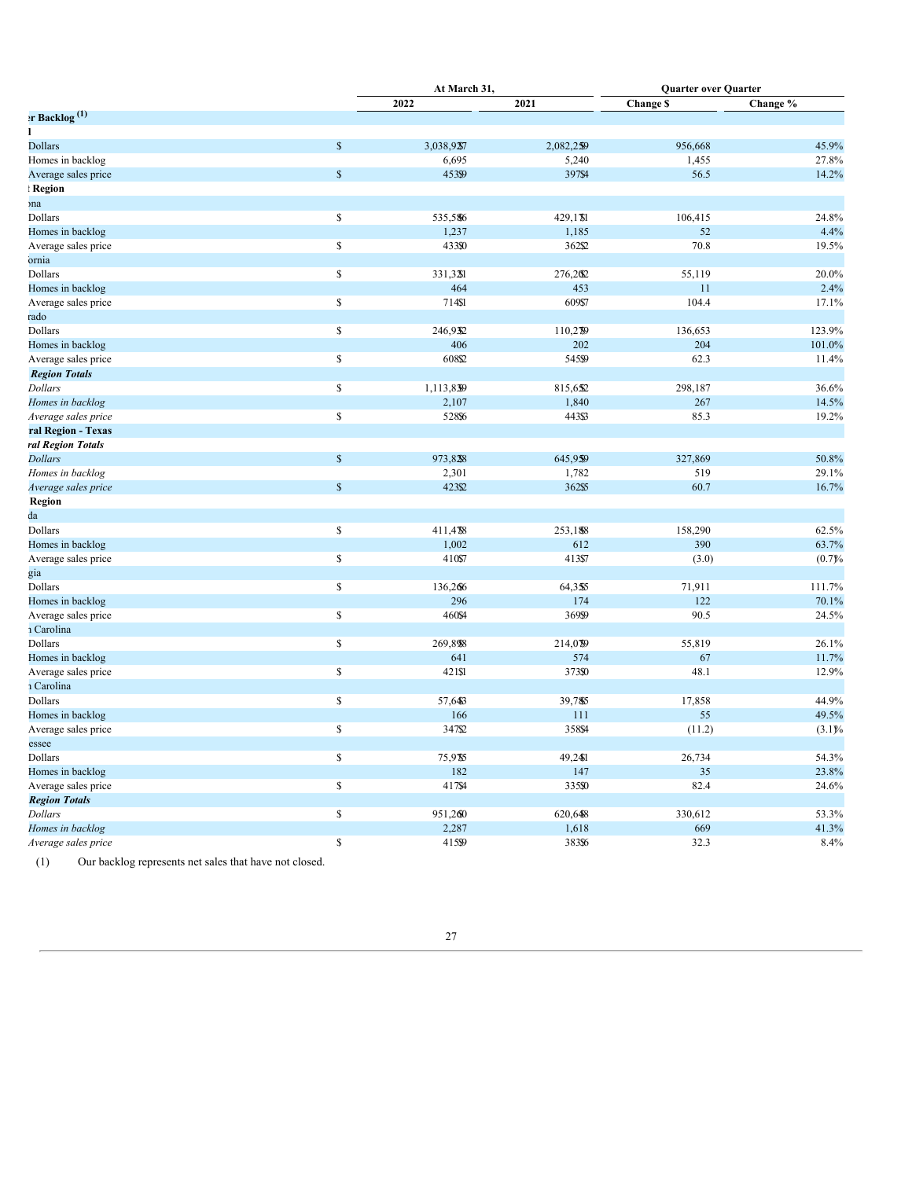| | At March 31, | | Quarter over Quarter | |
|---|---|---|---|---|
| | 2022 | 2021 | Change $ | Change % |
| **er Backlog [1]** | | | | |
| **l** | | | | |
| Dollars | $ 3,038,927 | 2,082,259 | 956,668 | 45.9% |
| Homes in backlog | 6,695 | 5,240 | 1,455 | 27.8% |
| Average sales price | $ 453.9 | 397.4 | 56.5 | 14.2% |
| **t Region** | | | | |
| ona | | | | |
| Dollars | $ 535,586 | 429,171 | 106,415 | 24.8% |
| Homes in backlog | 1,237 | 1,185 | 52 | 4.4% |
| Average sales price | $ 433.0 | 362.2 | 70.8 | 19.5% |
| ornia | | | | |
| Dollars | $ 331,321 | 276,202 | 55,119 | 20.0% |
| Homes in backlog | 464 | 453 | 11 | 2.4% |
| Average sales price | $ 714.1 | 609.7 | 104.4 | 17.1% |
| rado | | | | |
| Dollars | $ 246,932 | 110,279 | 136,653 | 123.9% |
| Homes in backlog | 406 | 202 | 204 | 101.0% |
| Average sales price | $ 608.2 | 545.9 | 62.3 | 11.4% |
| ***Region Totals*** | | | | |
| *Dollars* | $ 1,113,839 | 815,652 | 298,187 | 36.6% |
| *Homes in backlog* | 2,107 | 1,840 | 267 | 14.5% |
| *Average sales price* | $ 528.6 | 443.3 | 85.3 | 19.2% |
| **ral Region - Texas** | | | | |
| ***ral Region Totals*** | | | | |
| *Dollars* | $ 973,828 | 645,959 | 327,869 | 50.8% |
| *Homes in backlog* | 2,301 | 1,782 | 519 | 29.1% |
| *Average sales price* | $ 423.2 | 362.5 | 60.7 | 16.7% |
| **Region** | | | | |
| da | | | | |
| Dollars | $ 411,478 | 253,188 | 158,290 | 62.5% |
| Homes in backlog | 1,002 | 612 | 390 | 63.7% |
| Average sales price | $ 410.7 | 413.7 | (3.0) | (0.7)% |
| gia | | | | |
| Dollars | $ 136,266 | 64,355 | 71,911 | 111.7% |
| Homes in backlog | 296 | 174 | 122 | 70.1% |
| Average sales price | $ 460.4 | 369.9 | 90.5 | 24.5% |
| ı Carolina | | | | |
| Dollars | $ 269,898 | 214,079 | 55,819 | 26.1% |
| Homes in backlog | 641 | 574 | 67 | 11.7% |
| Average sales price | $ 421.1 | 373.0 | 48.1 | 12.9% |
| ı Carolina | | | | |
| Dollars | $ 57,643 | 39,785 | 17,858 | 44.9% |
| Homes in backlog | 166 | 111 | 55 | 49.5% |
| Average sales price | $ 347.2 | 358.4 | (11.2) | (3.1)% |
| essee | | | | |
| Dollars | $ 75,975 | 49,241 | 26,734 | 54.3% |
| Homes in backlog | 182 | 147 | 35 | 23.8% |
| Average sales price | $ 417.4 | 335.0 | 82.4 | 24.6% |
| ***Region Totals*** | | | | |
| *Dollars* | $ 951,260 | 620,648 | 330,612 | 53.3% |
| *Homes in backlog* | 2,287 | 1,618 | 669 | 41.3% |
| *Average sales price* | $ 415.9 | 383.6 | 32.3 | 8.4% |

(1) Our backlog represents net sales that have not closed.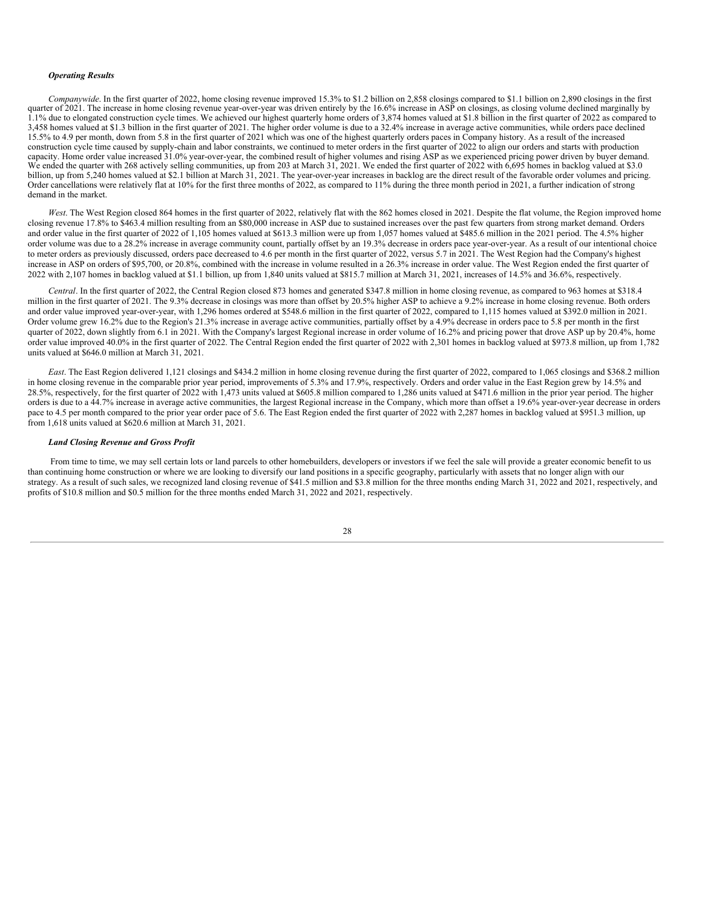***Operating Results***

*Companywide*. In the first quarter of 2022, home closing revenue improved 15.3% to $1.2 billion on 2,858 closings compared to $1.1 billion on 2,890 closings in the first quarter of 2021. The increase in home closing revenue year-over-year was driven entirely by the 16.6% increase in ASP on closings, as closing volume declined marginally by 1.1% due to elongated construction cycle times. We achieved our highest quarterly home orders of 3,874 homes valued at $1.8 billion in the first quarter of 2022 as compared to 3,458 homes valued at $1.3 billion in the first quarter of 2021. The higher order volume is due to a 32.4% increase in average active communities, while orders pace declined 15.5% to 4.9 per month, down from 5.8 in the first quarter of 2021 which was one of the highest quarterly orders paces in Company history. As a result of the increased construction cycle time caused by supply-chain and labor constraints, we continued to meter orders in the first quarter of 2022 to align our orders and starts with production capacity. Home order value increased 31.0% year-over-year, the combined result of higher volumes and rising ASP as we experienced pricing power driven by buyer demand. We ended the quarter with 268 actively selling communities, up from 203 at March 31, 2021. We ended the first quarter of 2022 with 6,695 homes in backlog valued at $3.0 billion, up from 5,240 homes valued at $2.1 billion at March 31, 2021. The year-over-year increases in backlog are the direct result of the favorable order volumes and pricing. Order cancellations were relatively flat at 10% for the first three months of 2022, as compared to 11% during the three month period in 2021, a further indication of strong demand in the market.

*West*. The West Region closed 864 homes in the first quarter of 2022, relatively flat with the 862 homes closed in 2021. Despite the flat volume, the Region improved home closing revenue 17.8% to $463.4 million resulting from an $80,000 increase in ASP due to sustained increases over the past few quarters from strong market demand. Orders and order value in the first quarter of 2022 of 1,105 homes valued at $613.3 million were up from 1,057 homes valued at $485.6 million in the 2021 period. The 4.5% higher order volume was due to a 28.2% increase in average community count, partially offset by an 19.3% decrease in orders pace year-over-year. As a result of our intentional choice to meter orders as previously discussed, orders pace decreased to 4.6 per month in the first quarter of 2022, versus 5.7 in 2021. The West Region had the Company's highest increase in ASP on orders of $95,700, or 20.8%, combined with the increase in volume resulted in a 26.3% increase in order value. The West Region ended the first quarter of 2022 with 2,107 homes in backlog valued at $1.1 billion, up from 1,840 units valued at $815.7 million at March 31, 2021, increases of 14.5% and 36.6%, respectively.

*Central*. In the first quarter of 2022, the Central Region closed 873 homes and generated $347.8 million in home closing revenue, as compared to 963 homes at $318.4 million in the first quarter of 2021. The 9.3% decrease in closings was more than offset by 20.5% higher ASP to achieve a 9.2% increase in home closing revenue. Both orders and order value improved year-over-year, with 1,296 homes ordered at $548.6 million in the first quarter of 2022, compared to 1,115 homes valued at $392.0 million in 2021. Order volume grew 16.2% due to the Region's 21.3% increase in average active communities, partially offset by a 4.9% decrease in orders pace to 5.8 per month in the first quarter of 2022, down slightly from 6.1 in 2021. With the Company's largest Regional increase in order volume of 16.2% and pricing power that drove ASP up by 20.4%, home order value improved 40.0% in the first quarter of 2022. The Central Region ended the first quarter of 2022 with 2,301 homes in backlog valued at $973.8 million, up from 1,782 units valued at $646.0 million at March 31, 2021.

*East*. The East Region delivered 1,121 closings and $434.2 million in home closing revenue during the first quarter of 2022, compared to 1,065 closings and $368.2 million in home closing revenue in the comparable prior year period, improvements of 5.3% and 17.9%, respectively. Orders and order value in the East Region grew by 14.5% and 28.5%, respectively, for the first quarter of 2022 with 1,473 units valued at $605.8 million compared to 1,286 units valued at $471.6 million in the prior year period. The higher orders is due to a 44.7% increase in average active communities, the largest Regional increase in the Company, which more than offset a 19.6% year-over-year decrease in orders pace to 4.5 per month compared to the prior year order pace of 5.6. The East Region ended the first quarter of 2022 with 2,287 homes in backlog valued at $951.3 million, up from 1,618 units valued at $620.6 million at March 31, 2021.

***Land Closing Revenue and Gross Profit***

From time to time, we may sell certain lots or land parcels to other homebuilders, developers or investors if we feel the sale will provide a greater economic benefit to us than continuing home construction or where we are looking to diversify our land positions in a specific geography, particularly with assets that no longer align with our strategy. As a result of such sales, we recognized land closing revenue of $41.5 million and $3.8 million for the three months ending March 31, 2022 and 2021, respectively, and profits of $10.8 million and $0.5 million for the three months ended March 31, 2022 and 2021, respectively.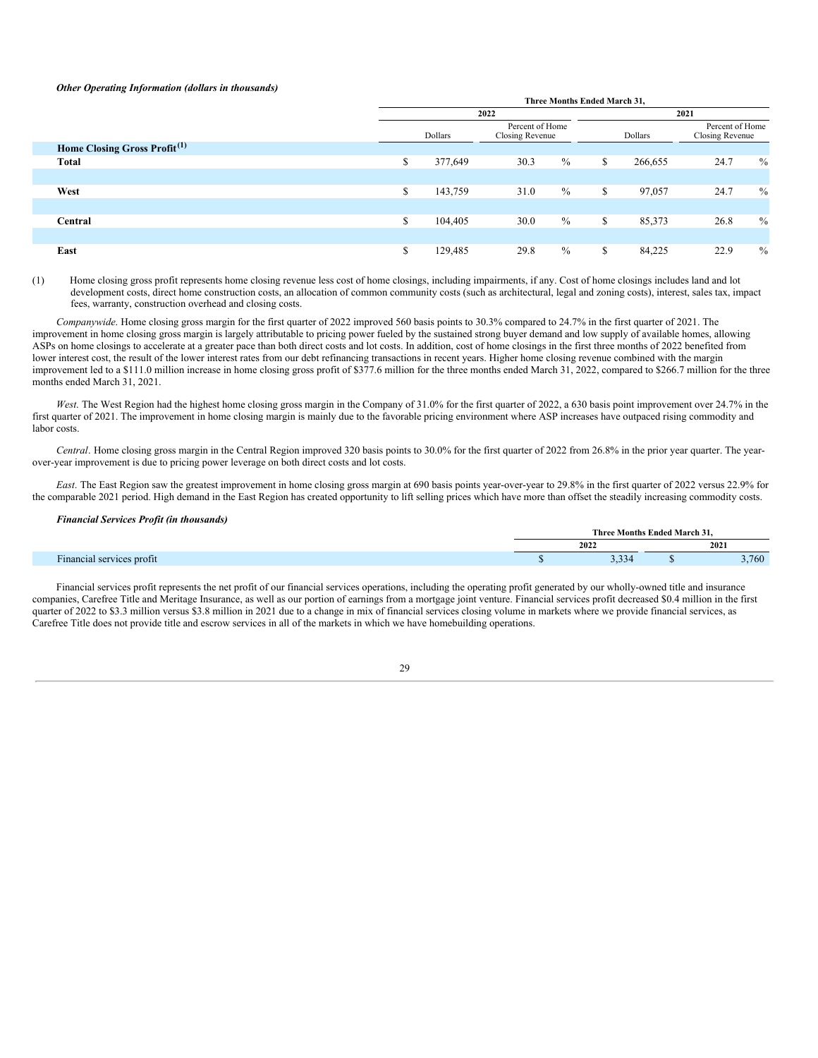***Other Operating Information (dollars in thousands)***

| | Three Months Ended March 31, | | | |
|---|---|---|---|---|
| | 2022 | | 2021 | |
| | Dollars | Percent of Home Closing Revenue | Dollars | Percent of Home Closing Revenue |
| **Home Closing Gross Profit**[(1)] | | | | |
| **Total** | $ 377,649 | 30.3 % | $ 266,655 | 24.7 % |
| **West** | $ 143,759 | 31.0 % | $ 97,057 | 24.7 % |
| **Central** | $ 104,405 | 30.0 % | $ 85,373 | 26.8 % |
| **East** | $ 129,485 | 29.8 % | $ 84,225 | 22.9 % |

(1) Home closing gross profit represents home closing revenue less cost of home closings, including impairments, if any. Cost of home closings includes land and lot development costs, direct home construction costs, an allocation of common community costs (such as architectural, legal and zoning costs), interest, sales tax, impact fees, warranty, construction overhead and closing costs.

*Companywide*. Home closing gross margin for the first quarter of 2022 improved 560 basis points to 30.3% compared to 24.7% in the first quarter of 2021. The improvement in home closing gross margin is largely attributable to pricing power fueled by the sustained strong buyer demand and low supply of available homes, allowing ASPs on home closings to accelerate at a greater pace than both direct costs and lot costs. In addition, cost of home closings in the first three months of 2022 benefited from lower interest cost, the result of the lower interest rates from our debt refinancing transactions in recent years. Higher home closing revenue combined with the margin improvement led to a $111.0 million increase in home closing gross profit of $377.6 million for the three months ended March 31, 2022, compared to $266.7 million for the three months ended March 31, 2021.

*West*. The West Region had the highest home closing gross margin in the Company of 31.0% for the first quarter of 2022, a 630 basis point improvement over 24.7% in the first quarter of 2021. The improvement in home closing margin is mainly due to the favorable pricing environment where ASP increases have outpaced rising commodity and labor costs.

*Central*. Home closing gross margin in the Central Region improved 320 basis points to 30.0% for the first quarter of 2022 from 26.8% in the prior year quarter. The year-over-year improvement is due to pricing power leverage on both direct costs and lot costs.

*East*. The East Region saw the greatest improvement in home closing gross margin at 690 basis points year-over-year to 29.8% in the first quarter of 2022 versus 22.9% for the comparable 2021 period. High demand in the East Region has created opportunity to lift selling prices which have more than offset the steadily increasing commodity costs.

***Financial Services Profit (in thousands)***

| | Three Months Ended March 31, | |
|---|---|---|
| | 2022 | 2021 |
| Financial services profit | $ 3,334 | $ 3,760 |

Financial services profit represents the net profit of our financial services operations, including the operating profit generated by our wholly-owned title and insurance companies, Carefree Title and Meritage Insurance, as well as our portion of earnings from a mortgage joint venture. Financial services profit decreased $0.4 million in the first quarter of 2022 to $3.3 million versus $3.8 million in 2021 due to a change in mix of financial services closing volume in markets where we provide financial services, as Carefree Title does not provide title and escrow services in all of the markets in which we have homebuilding operations.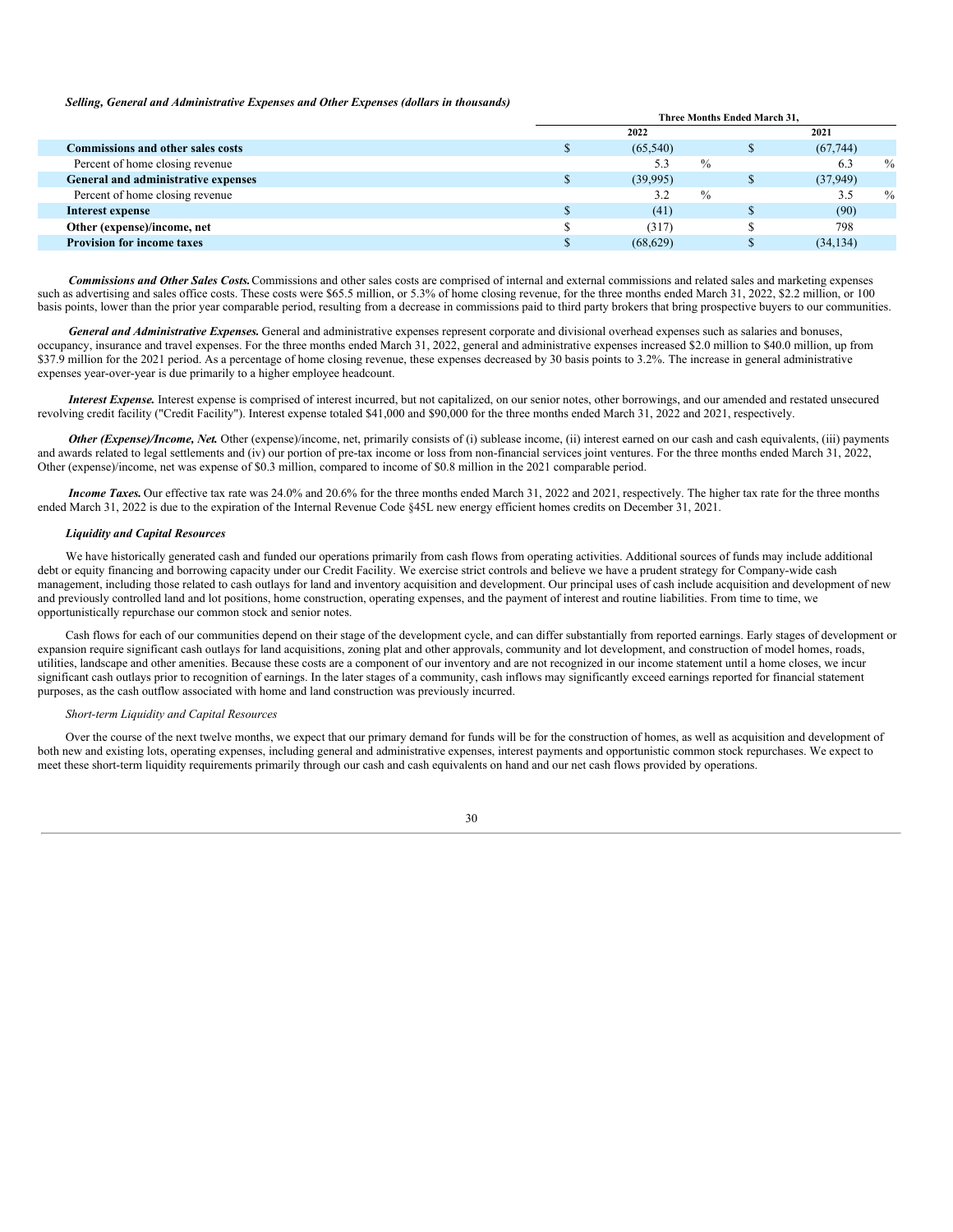***Selling, General and Administrative Expenses and Other Expenses (dollars in thousands)***

| | Three Months Ended March 31, | |
|---|---|---|
| | 2022 | 2021 |
| **Commissions and other sales costs** | $ (65,540) | $ (67,744) |
| Percent of home closing revenue | 5.3 % | 6.3 % |
| **General and administrative expenses** | $ (39,995) | $ (37,949) |
| Percent of home closing revenue | 3.2 % | 3.5 % |
| **Interest expense** | $ (41) | $ (90) |
| **Other (expense)/income, net** | $ (317) | $ 798 |
| **Provision for income taxes** | $ (68,629) | $ (34,134) |

***Commissions and Other Sales Costs.*** Commissions and other sales costs are comprised of internal and external commissions and related sales and marketing expenses such as advertising and sales office costs. These costs were $65.5 million, or 5.3% of home closing revenue, for the three months ended March 31, 2022, $2.2 million, or 100 basis points, lower than the prior year comparable period, resulting from a decrease in commissions paid to third party brokers that bring prospective buyers to our communities.

***General and Administrative Expenses.*** General and administrative expenses represent corporate and divisional overhead expenses such as salaries and bonuses, occupancy, insurance and travel expenses. For the three months ended March 31, 2022, general and administrative expenses increased $2.0 million to $40.0 million, up from $37.9 million for the 2021 period. As a percentage of home closing revenue, these expenses decreased by 30 basis points to 3.2%. The increase in general administrative expenses year-over-year is due primarily to a higher employee headcount.

***Interest Expense.*** Interest expense is comprised of interest incurred, but not capitalized, on our senior notes, other borrowings, and our amended and restated unsecured revolving credit facility ("Credit Facility"). Interest expense totaled $41,000 and $90,000 for the three months ended March 31, 2022 and 2021, respectively.

***Other (Expense)/Income, Net.*** Other (expense)/income, net, primarily consists of (i) sublease income, (ii) interest earned on our cash and cash equivalents, (iii) payments and awards related to legal settlements and (iv) our portion of pre-tax income or loss from non-financial services joint ventures. For the three months ended March 31, 2022, Other (expense)/income, net was expense of $0.3 million, compared to income of $0.8 million in the 2021 comparable period.

***Income Taxes.*** Our effective tax rate was 24.0% and 20.6% for the three months ended March 31, 2022 and 2021, respectively. The higher tax rate for the three months ended March 31, 2022 is due to the expiration of the Internal Revenue Code §45L new energy efficient homes credits on December 31, 2021.

***Liquidity and Capital Resources***

We have historically generated cash and funded our operations primarily from cash flows from operating activities. Additional sources of funds may include additional debt or equity financing and borrowing capacity under our Credit Facility. We exercise strict controls and believe we have a prudent strategy for Company-wide cash management, including those related to cash outlays for land and inventory acquisition and development. Our principal uses of cash include acquisition and development of new and previously controlled land and lot positions, home construction, operating expenses, and the payment of interest and routine liabilities. From time to time, we opportunistically repurchase our common stock and senior notes.

Cash flows for each of our communities depend on their stage of the development cycle, and can differ substantially from reported earnings. Early stages of development or expansion require significant cash outlays for land acquisitions, zoning plat and other approvals, community and lot development, and construction of model homes, roads, utilities, landscape and other amenities. Because these costs are a component of our inventory and are not recognized in our income statement until a home closes, we incur significant cash outlays prior to recognition of earnings. In the later stages of a community, cash inflows may significantly exceed earnings reported for financial statement purposes, as the cash outflow associated with home and land construction was previously incurred.

*Short-term Liquidity and Capital Resources*

Over the course of the next twelve months, we expect that our primary demand for funds will be for the construction of homes, as well as acquisition and development of both new and existing lots, operating expenses, including general and administrative expenses, interest payments and opportunistic common stock repurchases. We expect to meet these short-term liquidity requirements primarily through our cash and cash equivalents on hand and our net cash flows provided by operations.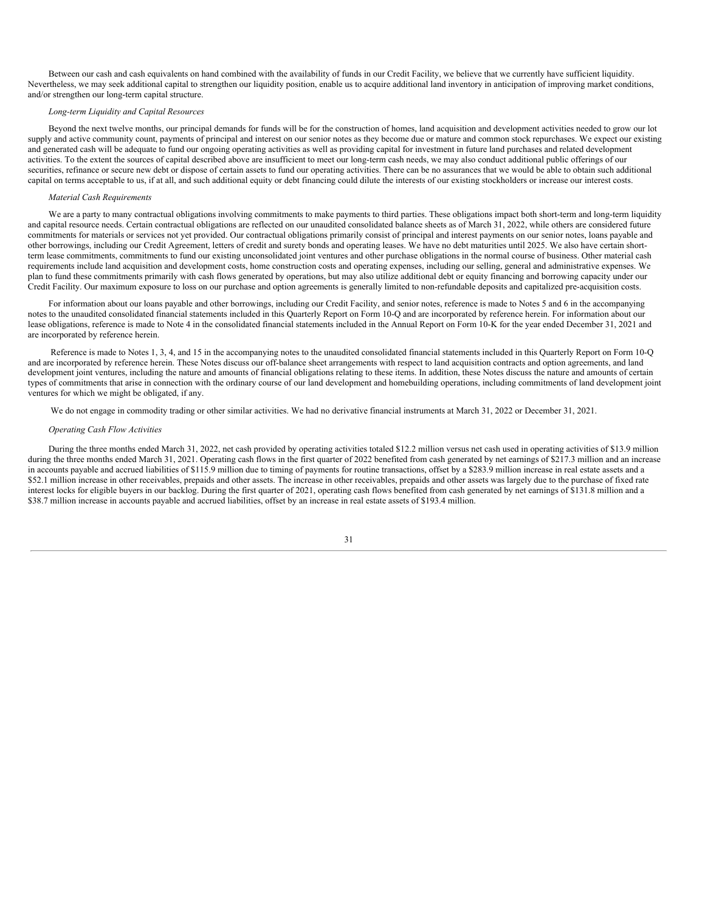Between our cash and cash equivalents on hand combined with the availability of funds in our Credit Facility, we believe that we currently have sufficient liquidity. Nevertheless, we may seek additional capital to strengthen our liquidity position, enable us to acquire additional land inventory in anticipation of improving market conditions, and/or strengthen our long-term capital structure.

*Long-term Liquidity and Capital Resources*

Beyond the next twelve months, our principal demands for funds will be for the construction of homes, land acquisition and development activities needed to grow our lot supply and active community count, payments of principal and interest on our senior notes as they become due or mature and common stock repurchases. We expect our existing and generated cash will be adequate to fund our ongoing operating activities as well as providing capital for investment in future land purchases and related development activities. To the extent the sources of capital described above are insufficient to meet our long-term cash needs, we may also conduct additional public offerings of our securities, refinance or secure new debt or dispose of certain assets to fund our operating activities. There can be no assurances that we would be able to obtain such additional capital on terms acceptable to us, if at all, and such additional equity or debt financing could dilute the interests of our existing stockholders or increase our interest costs.

*Material Cash Requirements*

We are a party to many contractual obligations involving commitments to make payments to third parties. These obligations impact both short-term and long-term liquidity and capital resource needs. Certain contractual obligations are reflected on our unaudited consolidated balance sheets as of March 31, 2022, while others are considered future commitments for materials or services not yet provided. Our contractual obligations primarily consist of principal and interest payments on our senior notes, loans payable and other borrowings, including our Credit Agreement, letters of credit and surety bonds and operating leases. We have no debt maturities until 2025. We also have certain short-term lease commitments, commitments to fund our existing unconsolidated joint ventures and other purchase obligations in the normal course of business. Other material cash requirements include land acquisition and development costs, home construction costs and operating expenses, including our selling, general and administrative expenses. We plan to fund these commitments primarily with cash flows generated by operations, but may also utilize additional debt or equity financing and borrowing capacity under our Credit Facility. Our maximum exposure to loss on our purchase and option agreements is generally limited to non-refundable deposits and capitalized pre-acquisition costs.

For information about our loans payable and other borrowings, including our Credit Facility, and senior notes, reference is made to Notes 5 and 6 in the accompanying notes to the unaudited consolidated financial statements included in this Quarterly Report on Form 10-Q and are incorporated by reference herein. For information about our lease obligations, reference is made to Note 4 in the consolidated financial statements included in the Annual Report on Form 10-K for the year ended December 31, 2021 and are incorporated by reference herein.

Reference is made to Notes 1, 3, 4, and 15 in the accompanying notes to the unaudited consolidated financial statements included in this Quarterly Report on Form 10-Q and are incorporated by reference herein. These Notes discuss our off-balance sheet arrangements with respect to land acquisition contracts and option agreements, and land development joint ventures, including the nature and amounts of financial obligations relating to these items. In addition, these Notes discuss the nature and amounts of certain types of commitments that arise in connection with the ordinary course of our land development and homebuilding operations, including commitments of land development joint ventures for which we might be obligated, if any.

We do not engage in commodity trading or other similar activities. We had no derivative financial instruments at March 31, 2022 or December 31, 2021.

*Operating Cash Flow Activities*

During the three months ended March 31, 2022, net cash provided by operating activities totaled $12.2 million versus net cash used in operating activities of $13.9 million during the three months ended March 31, 2021. Operating cash flows in the first quarter of 2022 benefited from cash generated by net earnings of $217.3 million and an increase in accounts payable and accrued liabilities of $115.9 million due to timing of payments for routine transactions, offset by a $283.9 million increase in real estate assets and a $52.1 million increase in other receivables, prepaids and other assets. The increase in other receivables, prepaids and other assets was largely due to the purchase of fixed rate interest locks for eligible buyers in our backlog. During the first quarter of 2021, operating cash flows benefited from cash generated by net earnings of $131.8 million and a $38.7 million increase in accounts payable and accrued liabilities, offset by an increase in real estate assets of $193.4 million.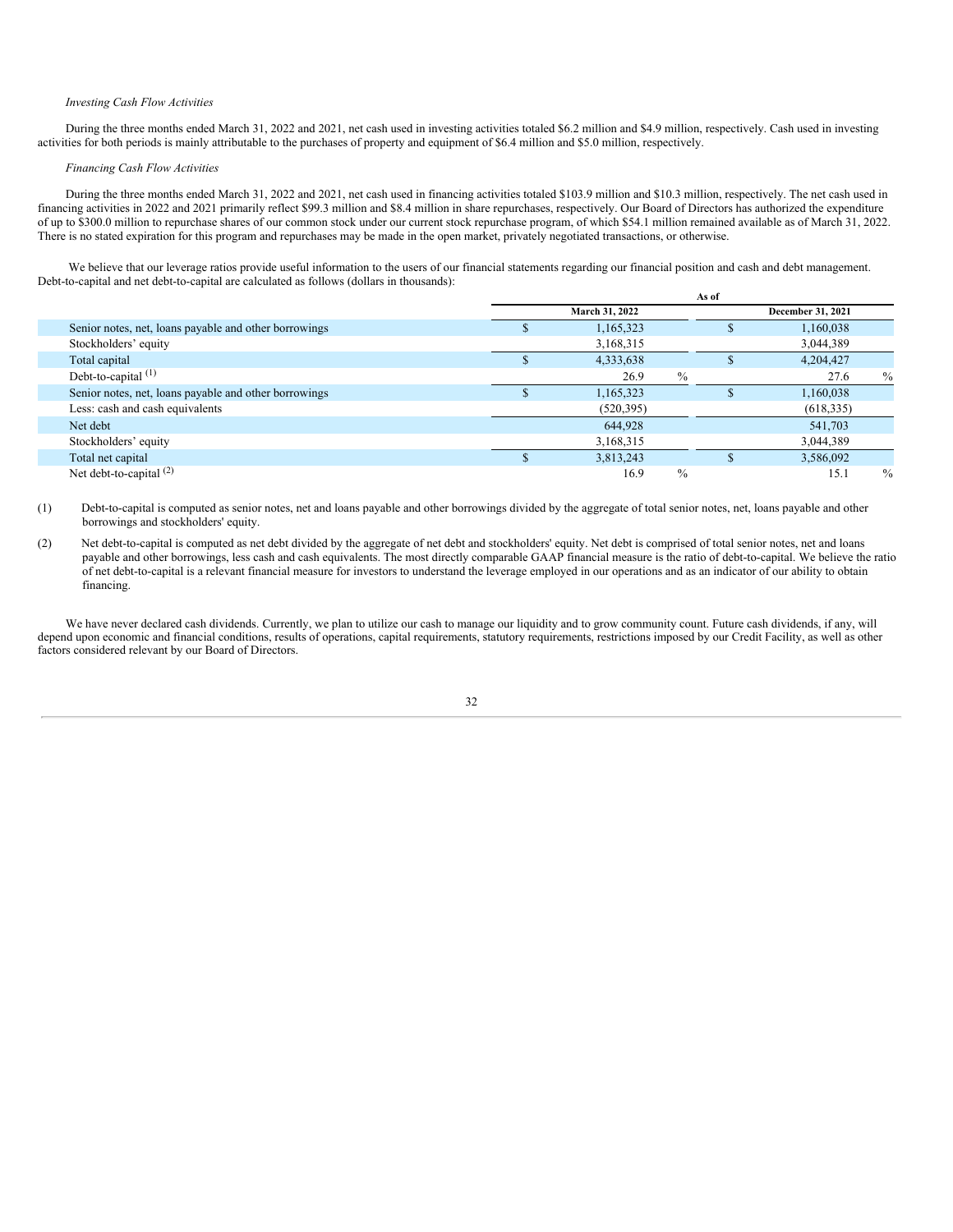*Investing Cash Flow Activities*

During the three months ended March 31, 2022 and 2021, net cash used in investing activities totaled $6.2 million and $4.9 million, respectively. Cash used in investing activities for both periods is mainly attributable to the purchases of property and equipment of $6.4 million and $5.0 million, respectively.

*Financing Cash Flow Activities*

During the three months ended March 31, 2022 and 2021, net cash used in financing activities totaled $103.9 million and $10.3 million, respectively. The net cash used in financing activities in 2022 and 2021 primarily reflect $99.3 million and $8.4 million in share repurchases, respectively. Our Board of Directors has authorized the expenditure of up to $300.0 million to repurchase shares of our common stock under our current stock repurchase program, of which $54.1 million remained available as of March 31, 2022. There is no stated expiration for this program and repurchases may be made in the open market, privately negotiated transactions, or otherwise.

We believe that our leverage ratios provide useful information to the users of our financial statements regarding our financial position and cash and debt management. Debt-to-capital and net debt-to-capital are calculated as follows (dollars in thousands):

| | As of | |
|---|---|---|
| | March 31, 2022 | December 31, 2021 |
| Senior notes, net, loans payable and other borrowings | $ 1,165,323 | $ 1,160,038 |
| Stockholders' equity | 3,168,315 | 3,044,389 |
| Total capital | $ 4,333,638 | $ 4,204,427 |
| Debt-to-capital [(1)] | 26.9 % | 27.6 % |
| Senior notes, net, loans payable and other borrowings | $ 1,165,323 | $ 1,160,038 |
| Less: cash and cash equivalents | (520,395) | (618,335) |
| Net debt | 644,928 | 541,703 |
| Stockholders' equity | 3,168,315 | 3,044,389 |
| Total net capital | $ 3,813,243 | $ 3,586,092 |
| Net debt-to-capital [(2)] | 16.9 % | 15.1 % |

(1) Debt-to-capital is computed as senior notes, net and loans payable and other borrowings divided by the aggregate of total senior notes, net, loans payable and other borrowings and stockholders' equity.

(2) Net debt-to-capital is computed as net debt divided by the aggregate of net debt and stockholders' equity. Net debt is comprised of total senior notes, net and loans payable and other borrowings, less cash and cash equivalents. The most directly comparable GAAP financial measure is the ratio of debt-to-capital. We believe the ratio of net debt-to-capital is a relevant financial measure for investors to understand the leverage employed in our operations and as an indicator of our ability to obtain financing.

We have never declared cash dividends. Currently, we plan to utilize our cash to manage our liquidity and to grow community count. Future cash dividends, if any, will depend upon economic and financial conditions, results of operations, capital requirements, statutory requirements, restrictions imposed by our Credit Facility, as well as other factors considered relevant by our Board of Directors.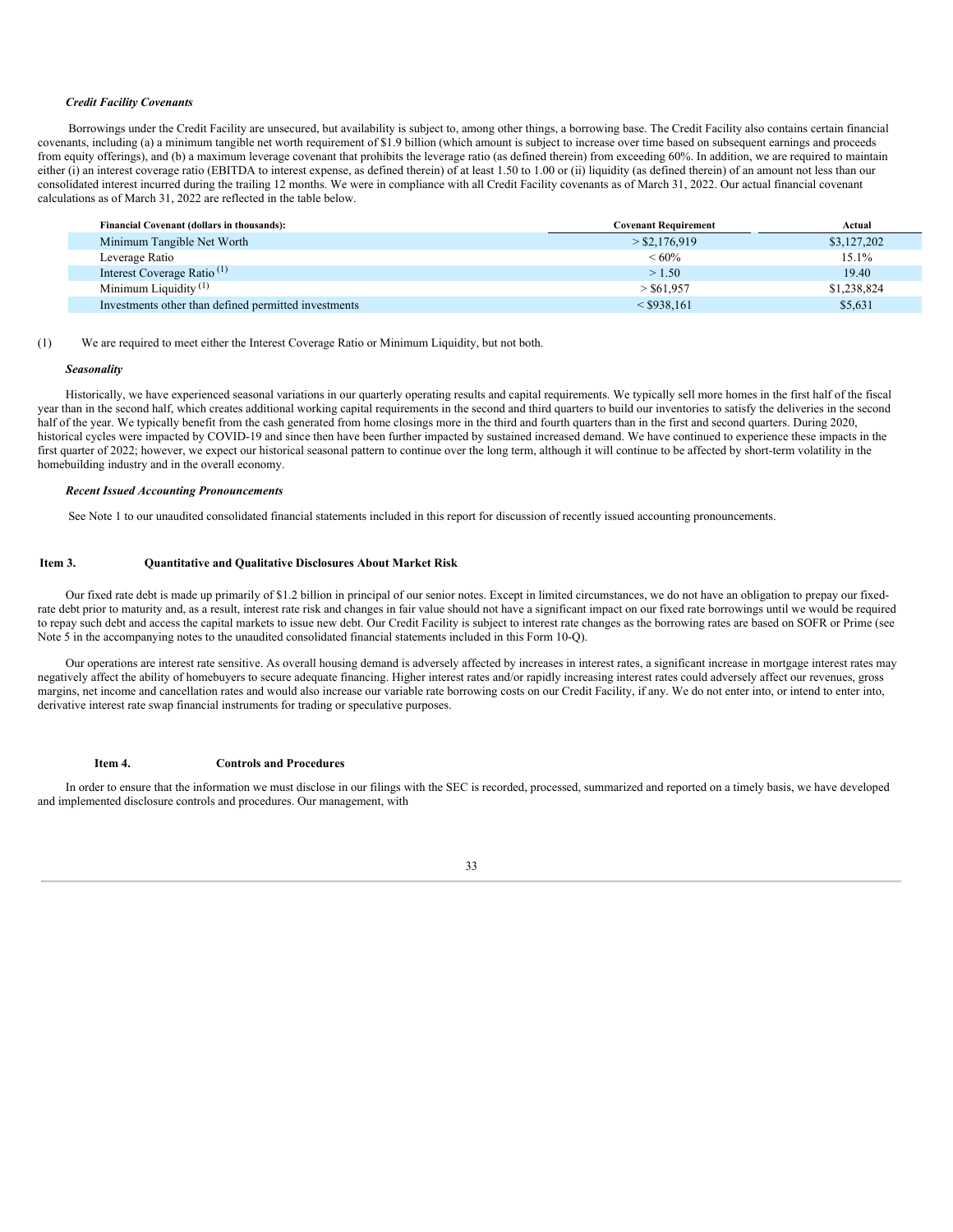#### *Credit Facility Covenants*

Borrowings under the Credit Facility are unsecured, but availability is subject to, among other things, a borrowing base. The Credit Facility also contains certain financial covenants, including (a) a minimum tangible net worth requirement of $1.9 billion (which amount is subject to increase over time based on subsequent earnings and proceeds from equity offerings), and (b) a maximum leverage covenant that prohibits the leverage ratio (as defined therein) from exceeding 60%. In addition, we are required to maintain either (i) an interest coverage ratio (EBITDA to interest expense, as defined therein) of at least 1.50 to 1.00 or (ii) liquidity (as defined therein) of an amount not less than our consolidated interest incurred during the trailing 12 months. We were in compliance with all Credit Facility covenants as of March 31, 2022. Our actual financial covenant calculations as of March 31, 2022 are reflected in the table below.

| Financial Covenant (dollars in thousands): | Covenant Requirement | Actual |
|---|---|---|
| Minimum Tangible Net Worth | > $2,176,919 | $3,127,202 |
| Leverage Ratio | < 60% | 15.1% |
| Interest Coverage Ratio [(1)] | > 1.50 | 19.40 |
| Minimum Liquidity [(1)] | > $61,957 | $1,238,824 |
| Investments other than defined permitted investments | < $938,161 | $5,631 |

(1) We are required to meet either the Interest Coverage Ratio or Minimum Liquidity, but not both.

#### *Seasonality*

Historically, we have experienced seasonal variations in our quarterly operating results and capital requirements. We typically sell more homes in the first half of the fiscal year than in the second half, which creates additional working capital requirements in the second and third quarters to build our inventories to satisfy the deliveries in the second half of the year. We typically benefit from the cash generated from home closings more in the third and fourth quarters than in the first and second quarters. During 2020, historical cycles were impacted by COVID-19 and since then have been further impacted by sustained increased demand. We have continued to experience these impacts in the first quarter of 2022; however, we expect our historical seasonal pattern to continue over the long term, although it will continue to be affected by short-term volatility in the homebuilding industry and in the overall economy.

#### *Recent Issued Accounting Pronouncements*

See Note 1 to our unaudited consolidated financial statements included in this report for discussion of recently issued accounting pronouncements.

## Item 3. Quantitative and Qualitative Disclosures About Market Risk

Our fixed rate debt is made up primarily of $1.2 billion in principal of our senior notes. Except in limited circumstances, we do not have an obligation to prepay our fixed-rate debt prior to maturity and, as a result, interest rate risk and changes in fair value should not have a significant impact on our fixed rate borrowings until we would be required to repay such debt and access the capital markets to issue new debt. Our Credit Facility is subject to interest rate changes as the borrowing rates are based on SOFR or Prime (see Note 5 in the accompanying notes to the unaudited consolidated financial statements included in this Form 10-Q).

Our operations are interest rate sensitive. As overall housing demand is adversely affected by increases in interest rates, a significant increase in mortgage interest rates may negatively affect the ability of homebuyers to secure adequate financing. Higher interest rates and/or rapidly increasing interest rates could adversely affect our revenues, gross margins, net income and cancellation rates and would also increase our variable rate borrowing costs on our Credit Facility, if any. We do not enter into, or intend to enter into, derivative interest rate swap financial instruments for trading or speculative purposes.

## Item 4. Controls and Procedures

In order to ensure that the information we must disclose in our filings with the SEC is recorded, processed, summarized and reported on a timely basis, we have developed and implemented disclosure controls and procedures. Our management, with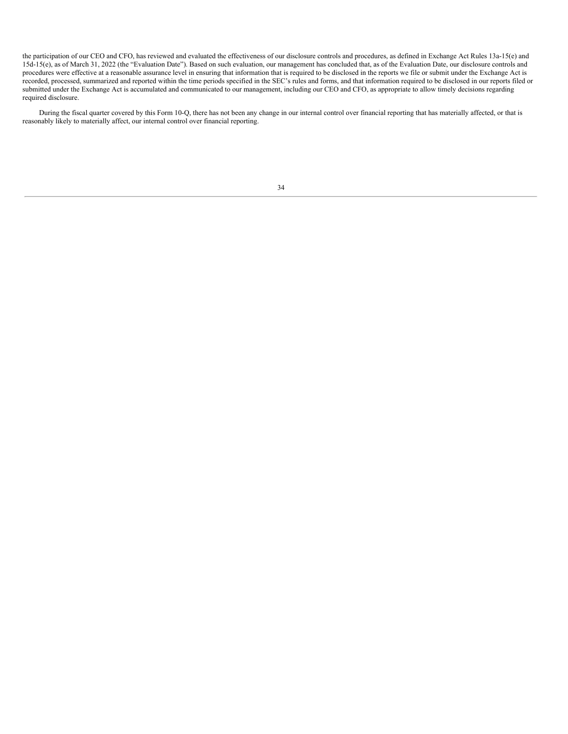the participation of our CEO and CFO, has reviewed and evaluated the effectiveness of our disclosure controls and procedures, as defined in Exchange Act Rules 13a-15(e) and 15d-15(e), as of March 31, 2022 (the "Evaluation Date"). Based on such evaluation, our management has concluded that, as of the Evaluation Date, our disclosure controls and procedures were effective at a reasonable assurance level in ensuring that information that is required to be disclosed in the reports we file or submit under the Exchange Act is recorded, processed, summarized and reported within the time periods specified in the SEC's rules and forms, and that information required to be disclosed in our reports filed or submitted under the Exchange Act is accumulated and communicated to our management, including our CEO and CFO, as appropriate to allow timely decisions regarding required disclosure.

During the fiscal quarter covered by this Form 10-Q, there has not been any change in our internal control over financial reporting that has materially affected, or that is reasonably likely to materially affect, our internal control over financial reporting.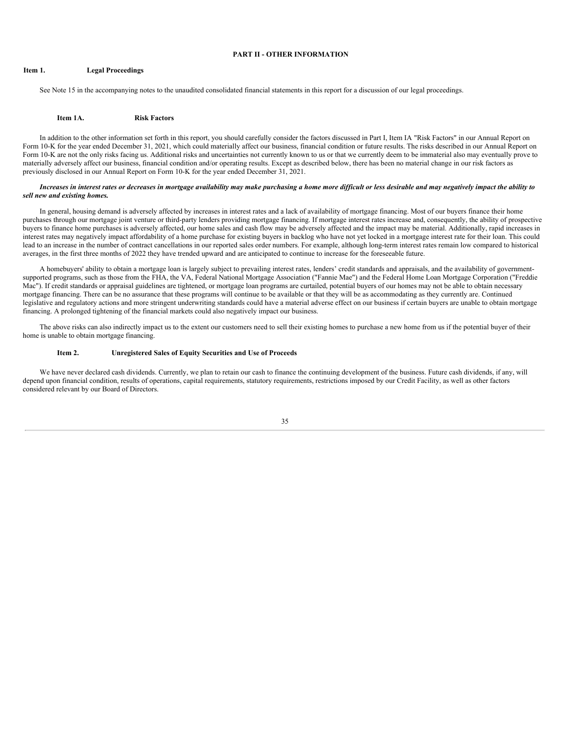# PART II - OTHER INFORMATION

## Item 1. Legal Proceedings

See Note 15 in the accompanying notes to the unaudited consolidated financial statements in this report for a discussion of our legal proceedings.

## Item 1A. Risk Factors

In addition to the other information set forth in this report, you should carefully consider the factors discussed in Part I, Item IA "Risk Factors" in our Annual Report on Form 10-K for the year ended December 31, 2021, which could materially affect our business, financial condition or future results. The risks described in our Annual Report on Form 10-K are not the only risks facing us. Additional risks and uncertainties not currently known to us or that we currently deem to be immaterial also may eventually prove to materially adversely affect our business, financial condition and/or operating results. Except as described below, there has been no material change in our risk factors as previously disclosed in our Annual Report on Form 10-K for the year ended December 31, 2021.

***Increases in interest rates or decreases in mortgage availability may make purchasing a home more difficult or less desirable and may negatively impact the ability to sell new and existing homes.***

In general, housing demand is adversely affected by increases in interest rates and a lack of availability of mortgage financing. Most of our buyers finance their home purchases through our mortgage joint venture or third-party lenders providing mortgage financing. If mortgage interest rates increase and, consequently, the ability of prospective buyers to finance home purchases is adversely affected, our home sales and cash flow may be adversely affected and the impact may be material. Additionally, rapid increases in interest rates may negatively impact affordability of a home purchase for existing buyers in backlog who have not yet locked in a mortgage interest rate for their loan. This could lead to an increase in the number of contract cancellations in our reported sales order numbers. For example, although long-term interest rates remain low compared to historical averages, in the first three months of 2022 they have trended upward and are anticipated to continue to increase for the foreseeable future.

A homebuyers' ability to obtain a mortgage loan is largely subject to prevailing interest rates, lenders' credit standards and appraisals, and the availability of government-supported programs, such as those from the FHA, the VA, Federal National Mortgage Association ("Fannie Mae") and the Federal Home Loan Mortgage Corporation ("Freddie Mac"). If credit standards or appraisal guidelines are tightened, or mortgage loan programs are curtailed, potential buyers of our homes may not be able to obtain necessary mortgage financing. There can be no assurance that these programs will continue to be available or that they will be as accommodating as they currently are. Continued legislative and regulatory actions and more stringent underwriting standards could have a material adverse effect on our business if certain buyers are unable to obtain mortgage financing. A prolonged tightening of the financial markets could also negatively impact our business.

The above risks can also indirectly impact us to the extent our customers need to sell their existing homes to purchase a new home from us if the potential buyer of their home is unable to obtain mortgage financing.

## Item 2. Unregistered Sales of Equity Securities and Use of Proceeds

We have never declared cash dividends. Currently, we plan to retain our cash to finance the continuing development of the business. Future cash dividends, if any, will depend upon financial condition, results of operations, capital requirements, statutory requirements, restrictions imposed by our Credit Facility, as well as other factors considered relevant by our Board of Directors.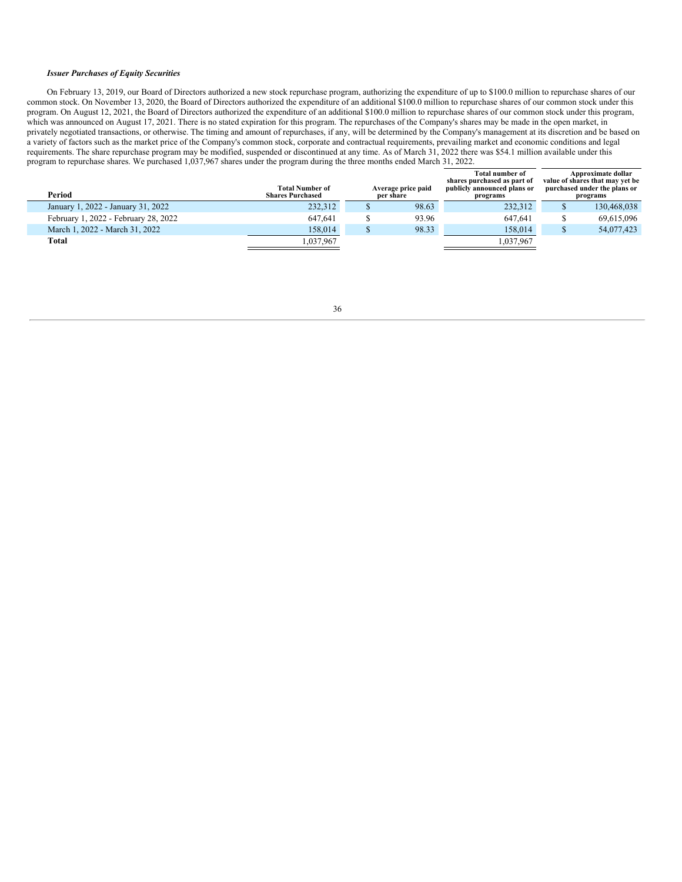***Issuer Purchases of Equity Securities***

On February 13, 2019, our Board of Directors authorized a new stock repurchase program, authorizing the expenditure of up to $100.0 million to repurchase shares of our common stock. On November 13, 2020, the Board of Directors authorized the expenditure of an additional $100.0 million to repurchase shares of our common stock under this program. On August 12, 2021, the Board of Directors authorized the expenditure of an additional $100.0 million to repurchase shares of our common stock under this program, which was announced on August 17, 2021. There is no stated expiration for this program. The repurchases of the Company's shares may be made in the open market, in privately negotiated transactions, or otherwise. The timing and amount of repurchases, if any, will be determined by the Company's management at its discretion and be based on a variety of factors such as the market price of the Company's common stock, corporate and contractual requirements, prevailing market and economic conditions and legal requirements. The share repurchase program may be modified, suspended or discontinued at any time. As of March 31, 2022 there was $54.1 million available under this program to repurchase shares. We purchased 1,037,967 shares under the program during the three months ended March 31, 2022.

| Period | Total Number of Shares Purchased | Average price paid per share | Total number of shares purchased as part of publicly announced plans or programs | Approximate dollar value of shares that may yet be purchased under the plans or programs |
|---|---|---|---|---|
| January 1, 2022 - January 31, 2022 | 232,312 | $ 98.63 | 232,312 | $ 130,468,038 |
| February 1, 2022 - February 28, 2022 | 647,641 | $ 93.96 | 647,641 | $ 69,615,096 |
| March 1, 2022 - March 31, 2022 | 158,014 | $ 98.33 | 158,014 | $ 54,077,423 |
| **Total** | 1,037,967 | | 1,037,967 | |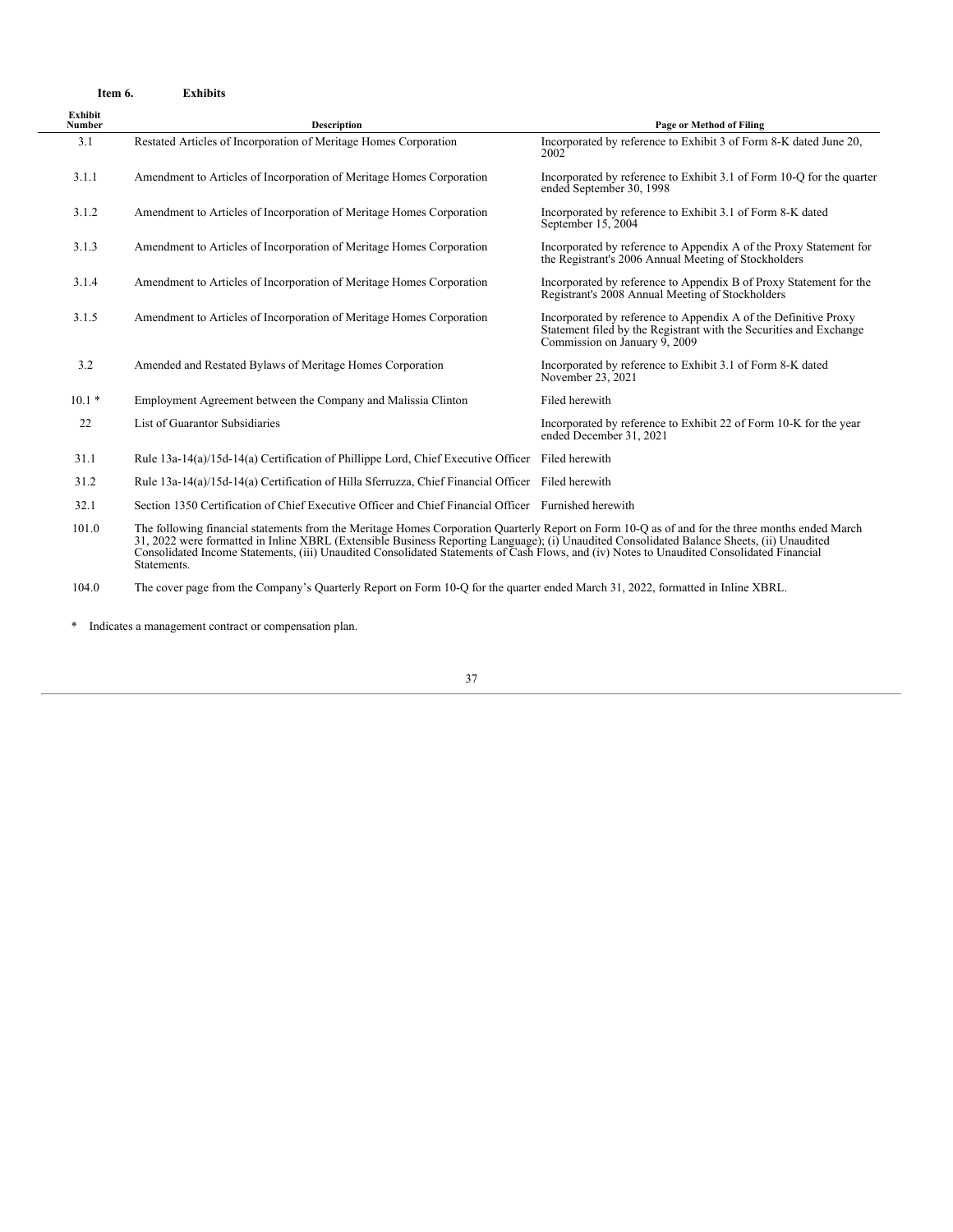## Item 6. Exhibits

| Exhibit Number | Description | Page or Method of Filing |
|---|---|---|
| 3.1 | Restated Articles of Incorporation of Meritage Homes Corporation | Incorporated by reference to Exhibit 3 of Form 8-K dated June 20, 2002 |
| 3.1.1 | Amendment to Articles of Incorporation of Meritage Homes Corporation | Incorporated by reference to Exhibit 3.1 of Form 10-Q for the quarter ended September 30, 1998 |
| 3.1.2 | Amendment to Articles of Incorporation of Meritage Homes Corporation | Incorporated by reference to Exhibit 3.1 of Form 8-K dated September 15, 2004 |
| 3.1.3 | Amendment to Articles of Incorporation of Meritage Homes Corporation | Incorporated by reference to Appendix A of the Proxy Statement for the Registrant's 2006 Annual Meeting of Stockholders |
| 3.1.4 | Amendment to Articles of Incorporation of Meritage Homes Corporation | Incorporated by reference to Appendix B of Proxy Statement for the Registrant's 2008 Annual Meeting of Stockholders |
| 3.1.5 | Amendment to Articles of Incorporation of Meritage Homes Corporation | Incorporated by reference to Appendix A of the Definitive Proxy Statement filed by the Registrant with the Securities and Exchange Commission on January 9, 2009 |
| 3.2 | Amended and Restated Bylaws of Meritage Homes Corporation | Incorporated by reference to Exhibit 3.1 of Form 8-K dated November 23, 2021 |
| 10.1 * | Employment Agreement between the Company and Malissia Clinton | Filed herewith |
| 22 | List of Guarantor Subsidiaries | Incorporated by reference to Exhibit 22 of Form 10-K for the year ended December 31, 2021 |
| 31.1 | Rule 13a-14(a)/15d-14(a) Certification of Phillippe Lord, Chief Executive Officer | Filed herewith |
| 31.2 | Rule 13a-14(a)/15d-14(a) Certification of Hilla Sferruzza, Chief Financial Officer | Filed herewith |
| 32.1 | Section 1350 Certification of Chief Executive Officer and Chief Financial Officer | Furnished herewith |
| 101.0 | The following financial statements from the Meritage Homes Corporation Quarterly Report on Form 10-Q as of and for the three months ended March 31, 2022 were formatted in Inline XBRL (Extensible Business Reporting Language); (i) Unaudited Consolidated Balance Sheets, (ii) Unaudited Consolidated Income Statements, (iii) Unaudited Consolidated Statements of Cash Flows, and (iv) Notes to Unaudited Consolidated Financial Statements. | |
| 104.0 | The cover page from the Company's Quarterly Report on Form 10-Q for the quarter ended March 31, 2022, formatted in Inline XBRL. | |

\* Indicates a management contract or compensation plan.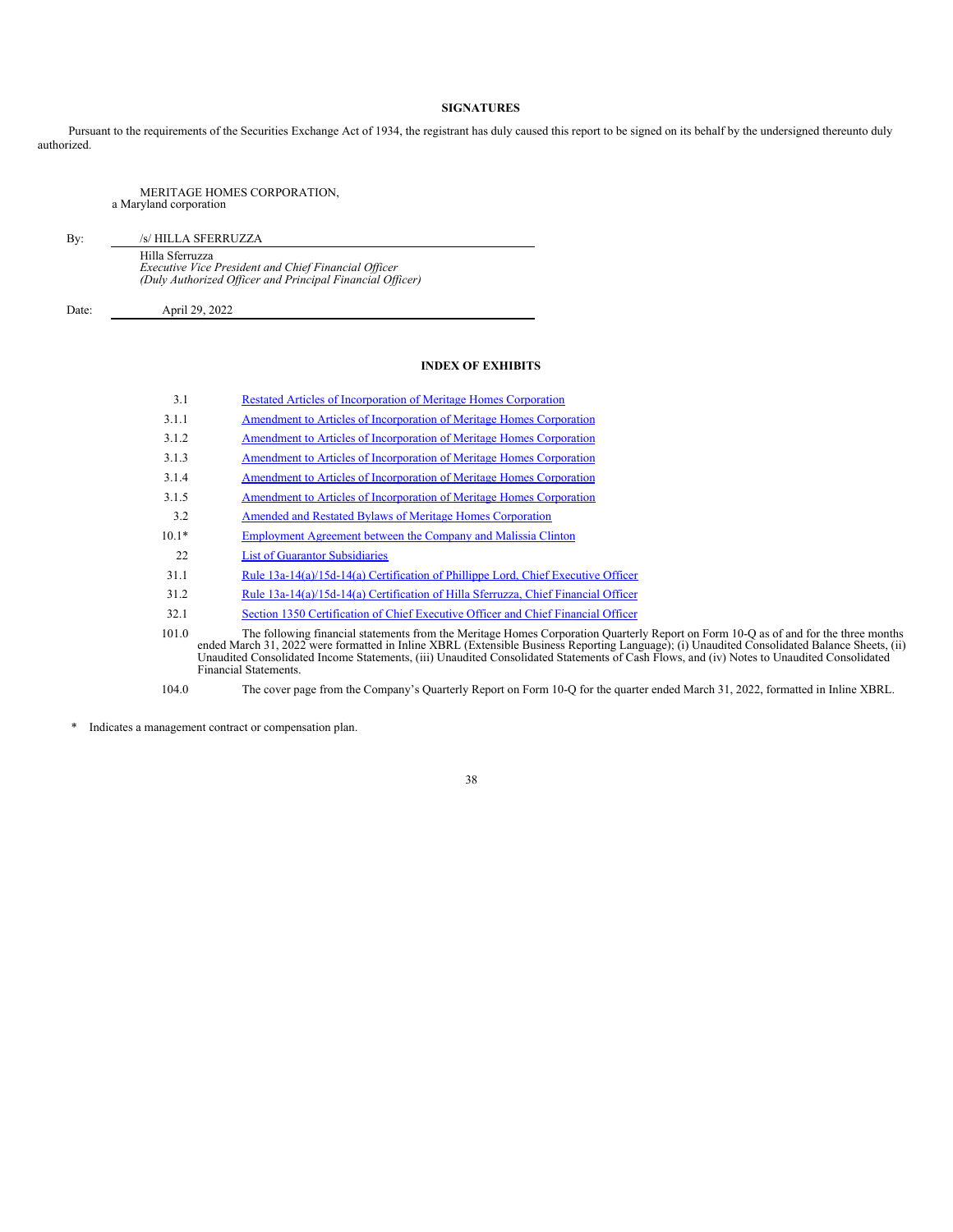## SIGNATURES

Pursuant to the requirements of the Securities Exchange Act of 1934, the registrant has duly caused this report to be signed on its behalf by the undersigned thereunto duly authorized.

MERITAGE HOMES CORPORATION,
a Maryland corporation

By: /s/ HILLA SFERRUZZA

Hilla Sferruzza
*Executive Vice President and Chief Financial Officer*
*(Duly Authorized Officer and Principal Financial Officer)*

Date: April 29, 2022

## INDEX OF EXHIBITS

| | |
|---|---|
| 3.1 | Restated Articles of Incorporation of Meritage Homes Corporation |
| 3.1.1 | Amendment to Articles of Incorporation of Meritage Homes Corporation |
| 3.1.2 | Amendment to Articles of Incorporation of Meritage Homes Corporation |
| 3.1.3 | Amendment to Articles of Incorporation of Meritage Homes Corporation |
| 3.1.4 | Amendment to Articles of Incorporation of Meritage Homes Corporation |
| 3.1.5 | Amendment to Articles of Incorporation of Meritage Homes Corporation |
| 3.2 | Amended and Restated Bylaws of Meritage Homes Corporation |
| 10.1* | Employment Agreement between the Company and Malissia Clinton |
| 22 | List of Guarantor Subsidiaries |
| 31.1 | Rule 13a-14(a)/15d-14(a) Certification of Phillippe Lord, Chief Executive Officer |
| 31.2 | Rule 13a-14(a)/15d-14(a) Certification of Hilla Sferruzza, Chief Financial Officer |
| 32.1 | Section 1350 Certification of Chief Executive Officer and Chief Financial Officer |
| 101.0 | The following financial statements from the Meritage Homes Corporation Quarterly Report on Form 10-Q as of and for the three months ended March 31, 2022 were formatted in Inline XBRL (Extensible Business Reporting Language); (i) Unaudited Consolidated Balance Sheets, (ii) Unaudited Consolidated Income Statements, (iii) Unaudited Consolidated Statements of Cash Flows, and (iv) Notes to Unaudited Consolidated Financial Statements. |
| 104.0 | The cover page from the Company's Quarterly Report on Form 10-Q for the quarter ended March 31, 2022, formatted in Inline XBRL. |

\* Indicates a management contract or compensation plan.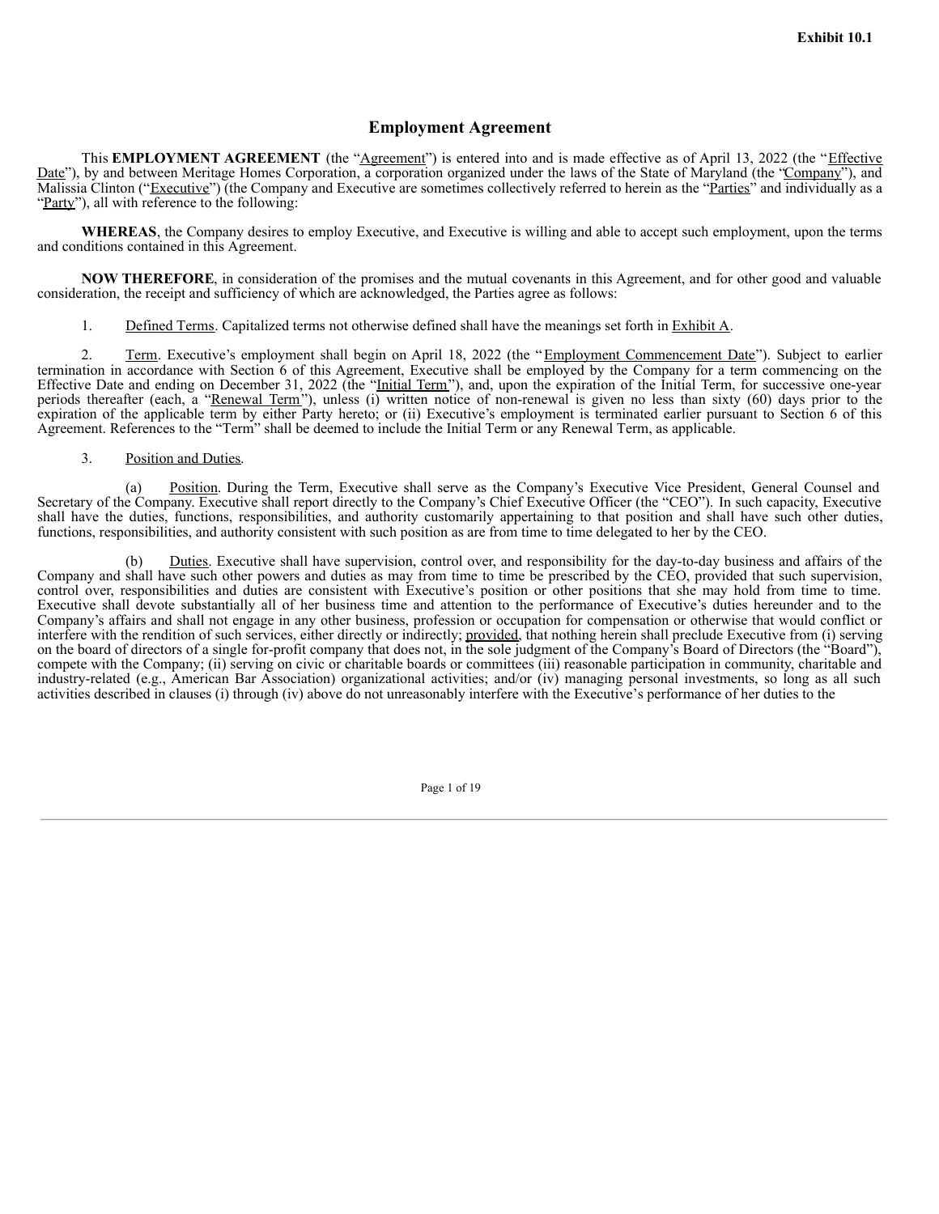**Exhibit 10.1**

# Employment Agreement

This **EMPLOYMENT AGREEMENT** (the "Agreement") is entered into and is made effective as of April 13, 2022 (the "Effective Date"), by and between Meritage Homes Corporation, a corporation organized under the laws of the State of Maryland (the "Company"), and Malissia Clinton ("Executive") (the Company and Executive are sometimes collectively referred to herein as the "Parties" and individually as a "Party"), all with reference to the following:

**WHEREAS**, the Company desires to employ Executive, and Executive is willing and able to accept such employment, upon the terms and conditions contained in this Agreement.

**NOW THEREFORE**, in consideration of the promises and the mutual covenants in this Agreement, and for other good and valuable consideration, the receipt and sufficiency of which are acknowledged, the Parties agree as follows:

1. Defined Terms. Capitalized terms not otherwise defined shall have the meanings set forth in Exhibit A.

2. Term. Executive's employment shall begin on April 18, 2022 (the "Employment Commencement Date"). Subject to earlier termination in accordance with Section 6 of this Agreement, Executive shall be employed by the Company for a term commencing on the Effective Date and ending on December 31, 2022 (the "Initial Term"), and, upon the expiration of the Initial Term, for successive one-year periods thereafter (each, a "Renewal Term"), unless (i) written notice of non-renewal is given no less than sixty (60) days prior to the expiration of the applicable term by either Party hereto; or (ii) Executive's employment is terminated earlier pursuant to Section 6 of this Agreement. References to the "Term" shall be deemed to include the Initial Term or any Renewal Term, as applicable.

3. Position and Duties.

(a) Position. During the Term, Executive shall serve as the Company's Executive Vice President, General Counsel and Secretary of the Company. Executive shall report directly to the Company's Chief Executive Officer (the "CEO"). In such capacity, Executive shall have the duties, functions, responsibilities, and authority customarily appertaining to that position and shall have such other duties, functions, responsibilities, and authority consistent with such position as are from time to time delegated to her by the CEO.

(b) Duties. Executive shall have supervision, control over, and responsibility for the day-to-day business and affairs of the Company and shall have such other powers and duties as may from time to time be prescribed by the CEO, provided that such supervision, control over, responsibilities and duties are consistent with Executive's position or other positions that she may hold from time to time. Executive shall devote substantially all of her business time and attention to the performance of Executive's duties hereunder and to the Company's affairs and shall not engage in any other business, profession or occupation for compensation or otherwise that would conflict or interfere with the rendition of such services, either directly or indirectly; provided, that nothing herein shall preclude Executive from (i) serving on the board of directors of a single for-profit company that does not, in the sole judgment of the Company's Board of Directors (the "Board"), compete with the Company; (ii) serving on civic or charitable boards or committees (iii) reasonable participation in community, charitable and industry-related (e.g., American Bar Association) organizational activities; and/or (iv) managing personal investments, so long as all such activities described in clauses (i) through (iv) above do not unreasonably interfere with the Executive's performance of her duties to the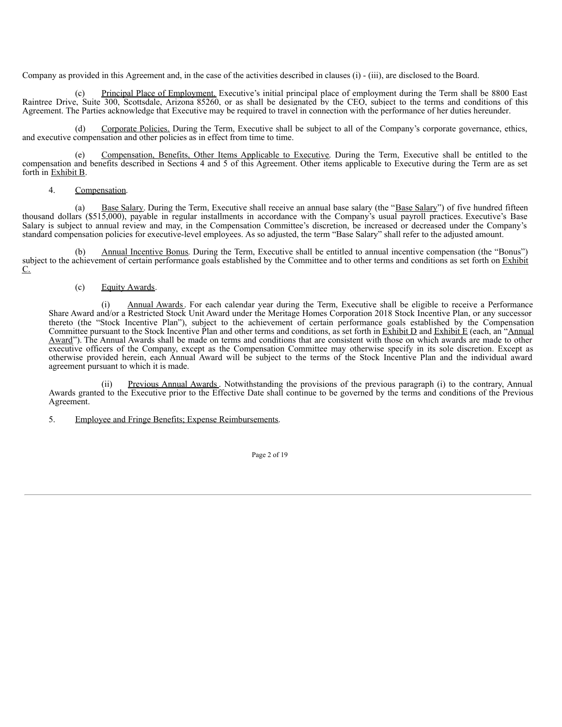Company as provided in this Agreement and, in the case of the activities described in clauses (i) - (iii), are disclosed to the Board.

(c) Principal Place of Employment. Executive's initial principal place of employment during the Term shall be 8800 East Raintree Drive, Suite 300, Scottsdale, Arizona 85260, or as shall be designated by the CEO, subject to the terms and conditions of this Agreement. The Parties acknowledge that Executive may be required to travel in connection with the performance of her duties hereunder.

(d) Corporate Policies. During the Term, Executive shall be subject to all of the Company's corporate governance, ethics, and executive compensation and other policies as in effect from time to time.

(e) Compensation, Benefits, Other Items Applicable to Executive. During the Term, Executive shall be entitled to the compensation and benefits described in Sections 4 and 5 of this Agreement. Other items applicable to Executive during the Term are as set forth in Exhibit B.

4. Compensation.

(a) Base Salary. During the Term, Executive shall receive an annual base salary (the "Base Salary") of five hundred fifteen thousand dollars ($515,000), payable in regular installments in accordance with the Company's usual payroll practices. Executive's Base Salary is subject to annual review and may, in the Compensation Committee's discretion, be increased or decreased under the Company's standard compensation policies for executive-level employees. As so adjusted, the term "Base Salary" shall refer to the adjusted amount.

(b) Annual Incentive Bonus. During the Term, Executive shall be entitled to annual incentive compensation (the "Bonus") subject to the achievement of certain performance goals established by the Committee and to other terms and conditions as set forth on Exhibit C.

(c) Equity Awards.

(i) Annual Awards. For each calendar year during the Term, Executive shall be eligible to receive a Performance Share Award and/or a Restricted Stock Unit Award under the Meritage Homes Corporation 2018 Stock Incentive Plan, or any successor thereto (the "Stock Incentive Plan"), subject to the achievement of certain performance goals established by the Compensation Committee pursuant to the Stock Incentive Plan and other terms and conditions, as set forth in Exhibit D and Exhibit E (each, an "Annual Award"). The Annual Awards shall be made on terms and conditions that are consistent with those on which awards are made to other executive officers of the Company, except as the Compensation Committee may otherwise specify in its sole discretion. Except as otherwise provided herein, each Annual Award will be subject to the terms of the Stock Incentive Plan and the individual award agreement pursuant to which it is made.

(ii) Previous Annual Awards. Notwithstanding the provisions of the previous paragraph (i) to the contrary, Annual Awards granted to the Executive prior to the Effective Date shall continue to be governed by the terms and conditions of the Previous Agreement.

5. Employee and Fringe Benefits; Expense Reimbursements.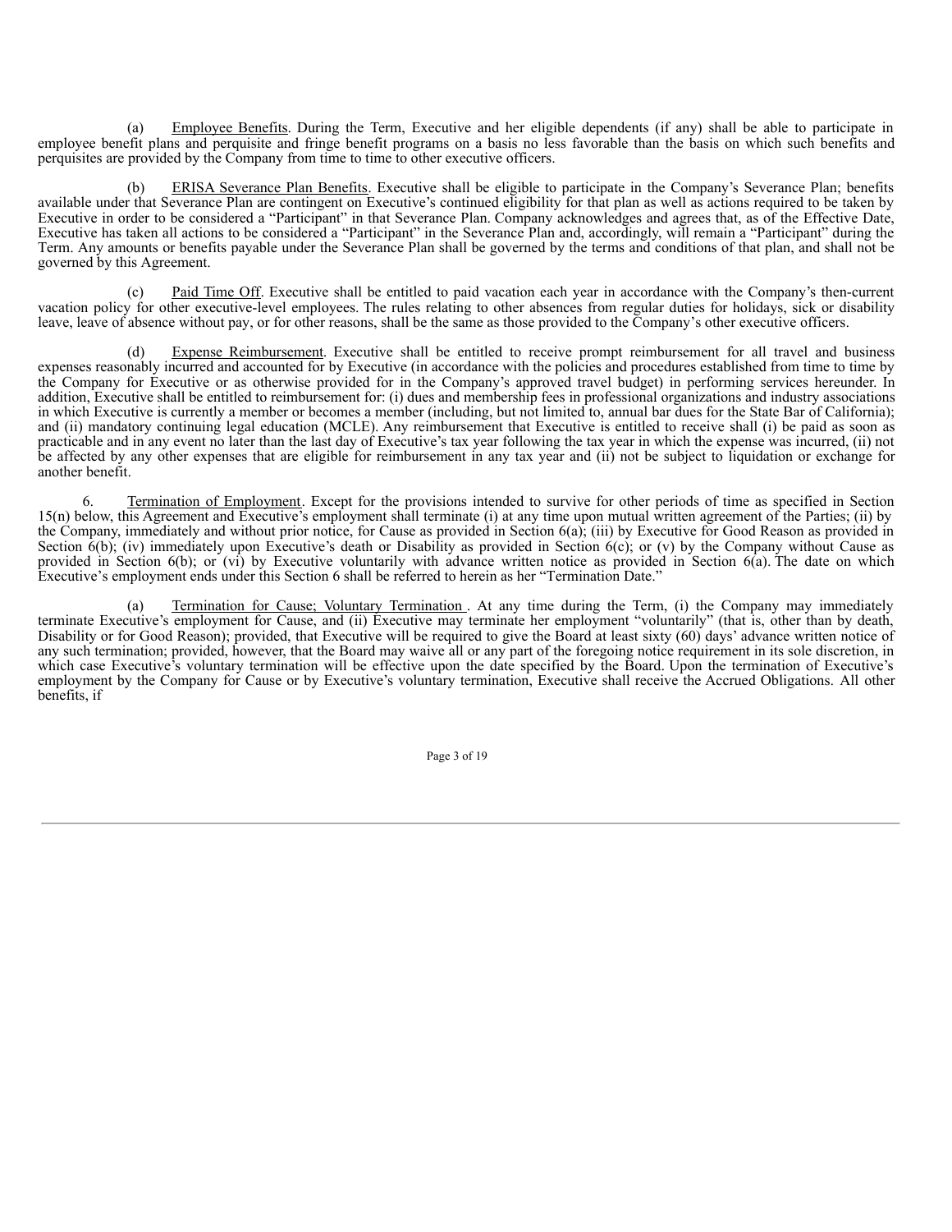(a) Employee Benefits. During the Term, Executive and her eligible dependents (if any) shall be able to participate in employee benefit plans and perquisite and fringe benefit programs on a basis no less favorable than the basis on which such benefits and perquisites are provided by the Company from time to time to other executive officers.

(b) ERISA Severance Plan Benefits. Executive shall be eligible to participate in the Company's Severance Plan; benefits available under that Severance Plan are contingent on Executive's continued eligibility for that plan as well as actions required to be taken by Executive in order to be considered a "Participant" in that Severance Plan. Company acknowledges and agrees that, as of the Effective Date, Executive has taken all actions to be considered a "Participant" in the Severance Plan and, accordingly, will remain a "Participant" during the Term. Any amounts or benefits payable under the Severance Plan shall be governed by the terms and conditions of that plan, and shall not be governed by this Agreement.

(c) Paid Time Off. Executive shall be entitled to paid vacation each year in accordance with the Company's then-current vacation policy for other executive-level employees. The rules relating to other absences from regular duties for holidays, sick or disability leave, leave of absence without pay, or for other reasons, shall be the same as those provided to the Company's other executive officers.

(d) Expense Reimbursement. Executive shall be entitled to receive prompt reimbursement for all travel and business expenses reasonably incurred and accounted for by Executive (in accordance with the policies and procedures established from time to time by the Company for Executive or as otherwise provided for in the Company's approved travel budget) in performing services hereunder. In addition, Executive shall be entitled to reimbursement for: (i) dues and membership fees in professional organizations and industry associations in which Executive is currently a member or becomes a member (including, but not limited to, annual bar dues for the State Bar of California); and (ii) mandatory continuing legal education (MCLE). Any reimbursement that Executive is entitled to receive shall (i) be paid as soon as practicable and in any event no later than the last day of Executive's tax year following the tax year in which the expense was incurred, (ii) not be affected by any other expenses that are eligible for reimbursement in any tax year and (ii) not be subject to liquidation or exchange for another benefit.

6. Termination of Employment. Except for the provisions intended to survive for other periods of time as specified in Section 15(n) below, this Agreement and Executive's employment shall terminate (i) at any time upon mutual written agreement of the Parties; (ii) by the Company, immediately and without prior notice, for Cause as provided in Section 6(a); (iii) by Executive for Good Reason as provided in Section 6(b); (iv) immediately upon Executive's death or Disability as provided in Section 6(c); or (v) by the Company without Cause as provided in Section 6(b); or (vi) by Executive voluntarily with advance written notice as provided in Section 6(a). The date on which Executive's employment ends under this Section 6 shall be referred to herein as her "Termination Date."

(a) Termination for Cause; Voluntary Termination. At any time during the Term, (i) the Company may immediately terminate Executive's employment for Cause, and (ii) Executive may terminate her employment "voluntarily" (that is, other than by death, Disability or for Good Reason); provided, that Executive will be required to give the Board at least sixty (60) days' advance written notice of any such termination; provided, however, that the Board may waive all or any part of the foregoing notice requirement in its sole discretion, in which case Executive's voluntary termination will be effective upon the date specified by the Board. Upon the termination of Executive's employment by the Company for Cause or by Executive's voluntary termination, Executive shall receive the Accrued Obligations. All other benefits, if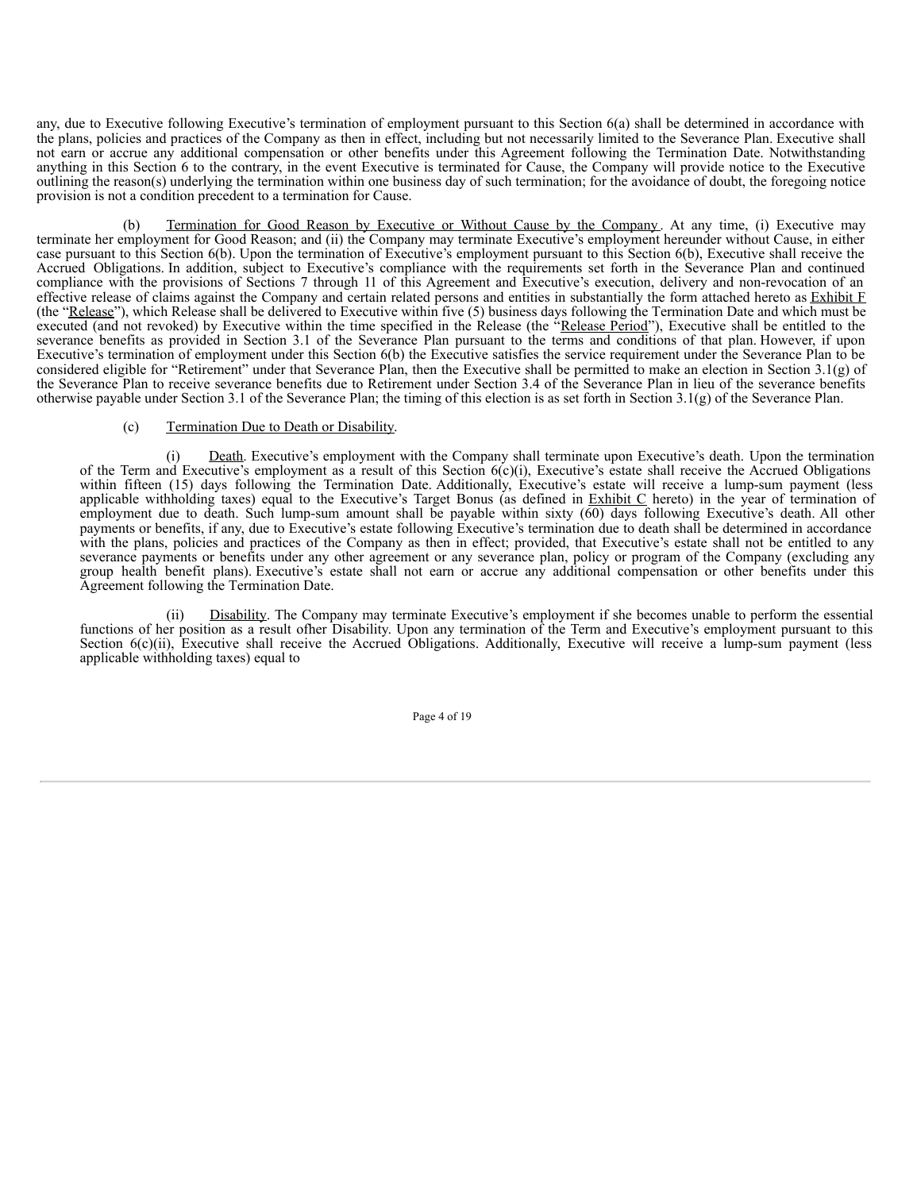any, due to Executive following Executive's termination of employment pursuant to this Section 6(a) shall be determined in accordance with the plans, policies and practices of the Company as then in effect, including but not necessarily limited to the Severance Plan. Executive shall not earn or accrue any additional compensation or other benefits under this Agreement following the Termination Date. Notwithstanding anything in this Section 6 to the contrary, in the event Executive is terminated for Cause, the Company will provide notice to the Executive outlining the reason(s) underlying the termination within one business day of such termination; for the avoidance of doubt, the foregoing notice provision is not a condition precedent to a termination for Cause.

(b) Termination for Good Reason by Executive or Without Cause by the Company. At any time, (i) Executive may terminate her employment for Good Reason; and (ii) the Company may terminate Executive's employment hereunder without Cause, in either case pursuant to this Section 6(b). Upon the termination of Executive's employment pursuant to this Section 6(b), Executive shall receive the Accrued Obligations. In addition, subject to Executive's compliance with the requirements set forth in the Severance Plan and continued compliance with the provisions of Sections 7 through 11 of this Agreement and Executive's execution, delivery and non-revocation of an effective release of claims against the Company and certain related persons and entities in substantially the form attached hereto as Exhibit F (the "Release"), which Release shall be delivered to Executive within five (5) business days following the Termination Date and which must be executed (and not revoked) by Executive within the time specified in the Release (the "Release Period"), Executive shall be entitled to the severance benefits as provided in Section 3.1 of the Severance Plan pursuant to the terms and conditions of that plan. However, if upon Executive's termination of employment under this Section 6(b) the Executive satisfies the service requirement under the Severance Plan to be considered eligible for "Retirement" under that Severance Plan, then the Executive shall be permitted to make an election in Section 3.1(g) of the Severance Plan to receive severance benefits due to Retirement under Section 3.4 of the Severance Plan in lieu of the severance benefits otherwise payable under Section 3.1 of the Severance Plan; the timing of this election is as set forth in Section 3.1(g) of the Severance Plan.

(c) Termination Due to Death or Disability.

(i) Death. Executive's employment with the Company shall terminate upon Executive's death. Upon the termination of the Term and Executive's employment as a result of this Section 6(c)(i), Executive's estate shall receive the Accrued Obligations within fifteen (15) days following the Termination Date. Additionally, Executive's estate will receive a lump-sum payment (less applicable withholding taxes) equal to the Executive's Target Bonus (as defined in Exhibit C hereto) in the year of termination of employment due to death. Such lump-sum amount shall be payable within sixty (60) days following Executive's death. All other payments or benefits, if any, due to Executive's estate following Executive's termination due to death shall be determined in accordance with the plans, policies and practices of the Company as then in effect; provided, that Executive's estate shall not be entitled to any severance payments or benefits under any other agreement or any severance plan, policy or program of the Company (excluding any group health benefit plans). Executive's estate shall not earn or accrue any additional compensation or other benefits under this Agreement following the Termination Date.

(ii) Disability. The Company may terminate Executive's employment if she becomes unable to perform the essential functions of her position as a result ofher Disability. Upon any termination of the Term and Executive's employment pursuant to this Section 6(c)(ii), Executive shall receive the Accrued Obligations. Additionally, Executive will receive a lump-sum payment (less applicable withholding taxes) equal to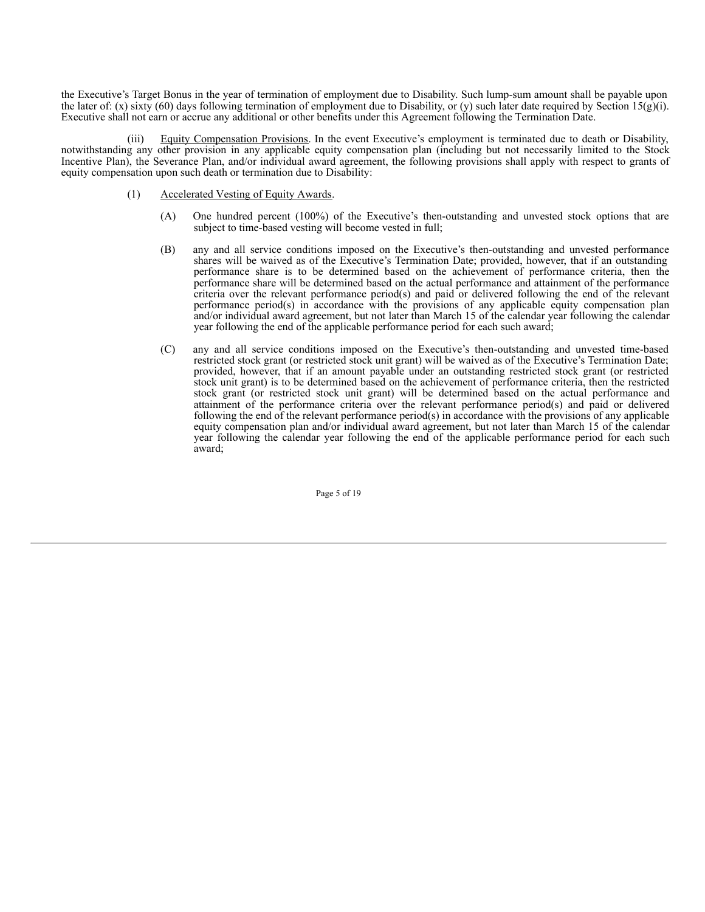the Executive's Target Bonus in the year of termination of employment due to Disability. Such lump-sum amount shall be payable upon the later of: (x) sixty (60) days following termination of employment due to Disability, or (y) such later date required by Section 15(g)(i). Executive shall not earn or accrue any additional or other benefits under this Agreement following the Termination Date.

(iii) Equity Compensation Provisions. In the event Executive's employment is terminated due to death or Disability, notwithstanding any other provision in any applicable equity compensation plan (including but not necessarily limited to the Stock Incentive Plan), the Severance Plan, and/or individual award agreement, the following provisions shall apply with respect to grants of equity compensation upon such death or termination due to Disability:

(1) Accelerated Vesting of Equity Awards.

(A) One hundred percent (100%) of the Executive's then-outstanding and unvested stock options that are subject to time-based vesting will become vested in full;

(B) any and all service conditions imposed on the Executive's then-outstanding and unvested performance shares will be waived as of the Executive's Termination Date; provided, however, that if an outstanding performance share is to be determined based on the achievement of performance criteria, then the performance share will be determined based on the actual performance and attainment of the performance criteria over the relevant performance period(s) and paid or delivered following the end of the relevant performance period(s) in accordance with the provisions of any applicable equity compensation plan and/or individual award agreement, but not later than March 15 of the calendar year following the calendar year following the end of the applicable performance period for each such award;

(C) any and all service conditions imposed on the Executive's then-outstanding and unvested time-based restricted stock grant (or restricted stock unit grant) will be waived as of the Executive's Termination Date; provided, however, that if an amount payable under an outstanding restricted stock grant (or restricted stock unit grant) is to be determined based on the achievement of performance criteria, then the restricted stock grant (or restricted stock unit grant) will be determined based on the actual performance and attainment of the performance criteria over the relevant performance period(s) and paid or delivered following the end of the relevant performance period(s) in accordance with the provisions of any applicable equity compensation plan and/or individual award agreement, but not later than March 15 of the calendar year following the calendar year following the end of the applicable performance period for each such award;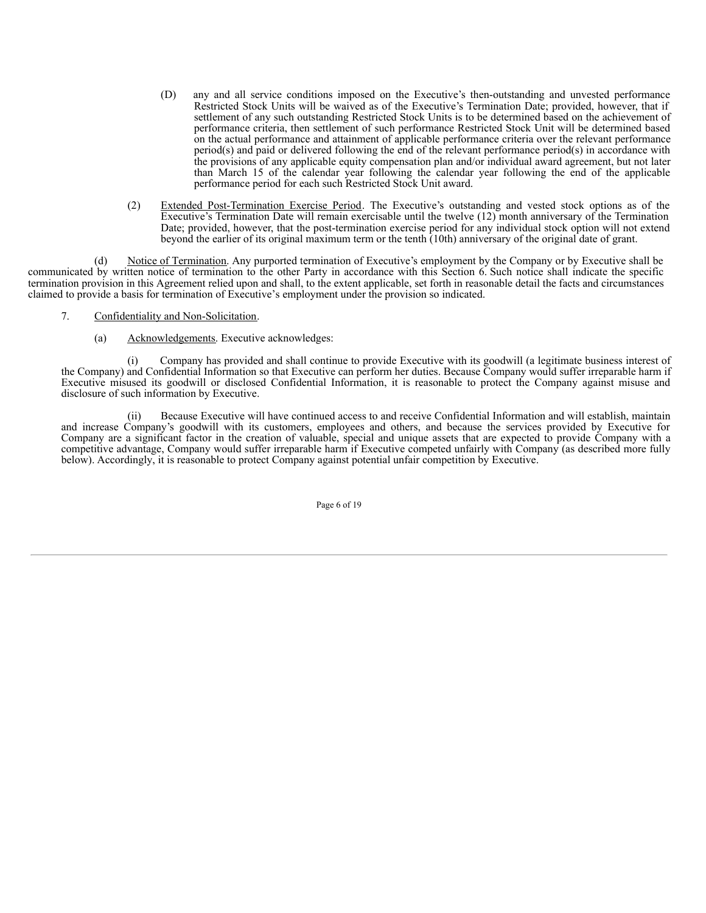(D) any and all service conditions imposed on the Executive's then-outstanding and unvested performance Restricted Stock Units will be waived as of the Executive's Termination Date; provided, however, that if settlement of any such outstanding Restricted Stock Units is to be determined based on the achievement of performance criteria, then settlement of such performance Restricted Stock Unit will be determined based on the actual performance and attainment of applicable performance criteria over the relevant performance period(s) and paid or delivered following the end of the relevant performance period(s) in accordance with the provisions of any applicable equity compensation plan and/or individual award agreement, but not later than March 15 of the calendar year following the calendar year following the end of the applicable performance period for each such Restricted Stock Unit award.

(2) Extended Post-Termination Exercise Period. The Executive's outstanding and vested stock options as of the Executive's Termination Date will remain exercisable until the twelve (12) month anniversary of the Termination Date; provided, however, that the post-termination exercise period for any individual stock option will not extend beyond the earlier of its original maximum term or the tenth (10th) anniversary of the original date of grant.

(d) Notice of Termination. Any purported termination of Executive's employment by the Company or by Executive shall be communicated by written notice of termination to the other Party in accordance with this Section 6. Such notice shall indicate the specific termination provision in this Agreement relied upon and shall, to the extent applicable, set forth in reasonable detail the facts and circumstances claimed to provide a basis for termination of Executive's employment under the provision so indicated.

7. Confidentiality and Non-Solicitation.

(a) Acknowledgements. Executive acknowledges:

(i) Company has provided and shall continue to provide Executive with its goodwill (a legitimate business interest of the Company) and Confidential Information so that Executive can perform her duties. Because Company would suffer irreparable harm if Executive misused its goodwill or disclosed Confidential Information, it is reasonable to protect the Company against misuse and disclosure of such information by Executive.

(ii) Because Executive will have continued access to and receive Confidential Information and will establish, maintain and increase Company's goodwill with its customers, employees and others, and because the services provided by Executive for Company are a significant factor in the creation of valuable, special and unique assets that are expected to provide Company with a competitive advantage, Company would suffer irreparable harm if Executive competed unfairly with Company (as described more fully below). Accordingly, it is reasonable to protect Company against potential unfair competition by Executive.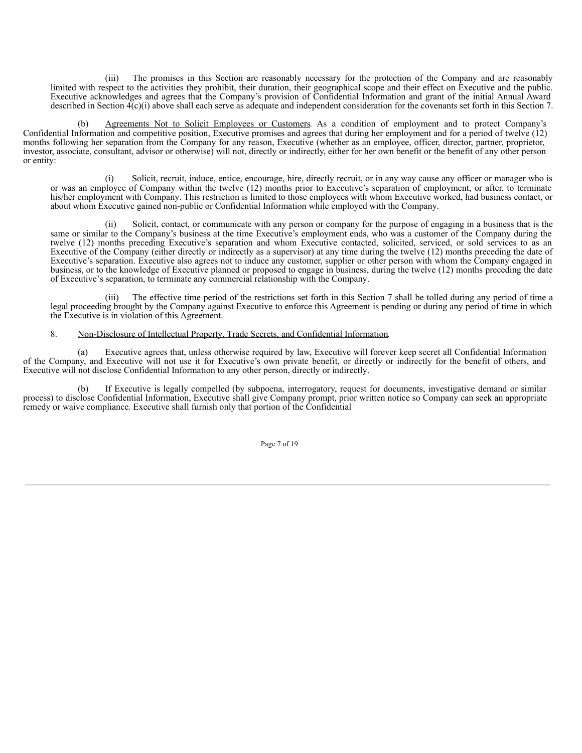(iii) The promises in this Section are reasonably necessary for the protection of the Company and are reasonably limited with respect to the activities they prohibit, their duration, their geographical scope and their effect on Executive and the public. Executive acknowledges and agrees that the Company's provision of Confidential Information and grant of the initial Annual Award described in Section 4(c)(i) above shall each serve as adequate and independent consideration for the covenants set forth in this Section 7.

(b) Agreements Not to Solicit Employees or Customers. As a condition of employment and to protect Company's Confidential Information and competitive position, Executive promises and agrees that during her employment and for a period of twelve (12) months following her separation from the Company for any reason, Executive (whether as an employee, officer, director, partner, proprietor, investor, associate, consultant, advisor or otherwise) will not, directly or indirectly, either for her own benefit or the benefit of any other person or entity:

(i) Solicit, recruit, induce, entice, encourage, hire, directly recruit, or in any way cause any officer or manager who is or was an employee of Company within the twelve (12) months prior to Executive's separation of employment, or after, to terminate his/her employment with Company. This restriction is limited to those employees with whom Executive worked, had business contact, or about whom Executive gained non-public or Confidential Information while employed with the Company.

(ii) Solicit, contact, or communicate with any person or company for the purpose of engaging in a business that is the same or similar to the Company's business at the time Executive's employment ends, who was a customer of the Company during the twelve (12) months preceding Executive's separation and whom Executive contacted, solicited, serviced, or sold services to as an Executive of the Company (either directly or indirectly as a supervisor) at any time during the twelve (12) months preceding the date of Executive's separation. Executive also agrees not to induce any customer, supplier or other person with whom the Company engaged in business, or to the knowledge of Executive planned or proposed to engage in business, during the twelve (12) months preceding the date of Executive's separation, to terminate any commercial relationship with the Company.

(iii) The effective time period of the restrictions set forth in this Section 7 shall be tolled during any period of time a legal proceeding brought by the Company against Executive to enforce this Agreement is pending or during any period of time in which the Executive is in violation of this Agreement.

8. Non-Disclosure of Intellectual Property, Trade Secrets, and Confidential Information.

(a) Executive agrees that, unless otherwise required by law, Executive will forever keep secret all Confidential Information of the Company, and Executive will not use it for Executive's own private benefit, or directly or indirectly for the benefit of others, and Executive will not disclose Confidential Information to any other person, directly or indirectly.

(b) If Executive is legally compelled (by subpoena, interrogatory, request for documents, investigative demand or similar process) to disclose Confidential Information, Executive shall give Company prompt, prior written notice so Company can seek an appropriate remedy or waive compliance. Executive shall furnish only that portion of the Confidential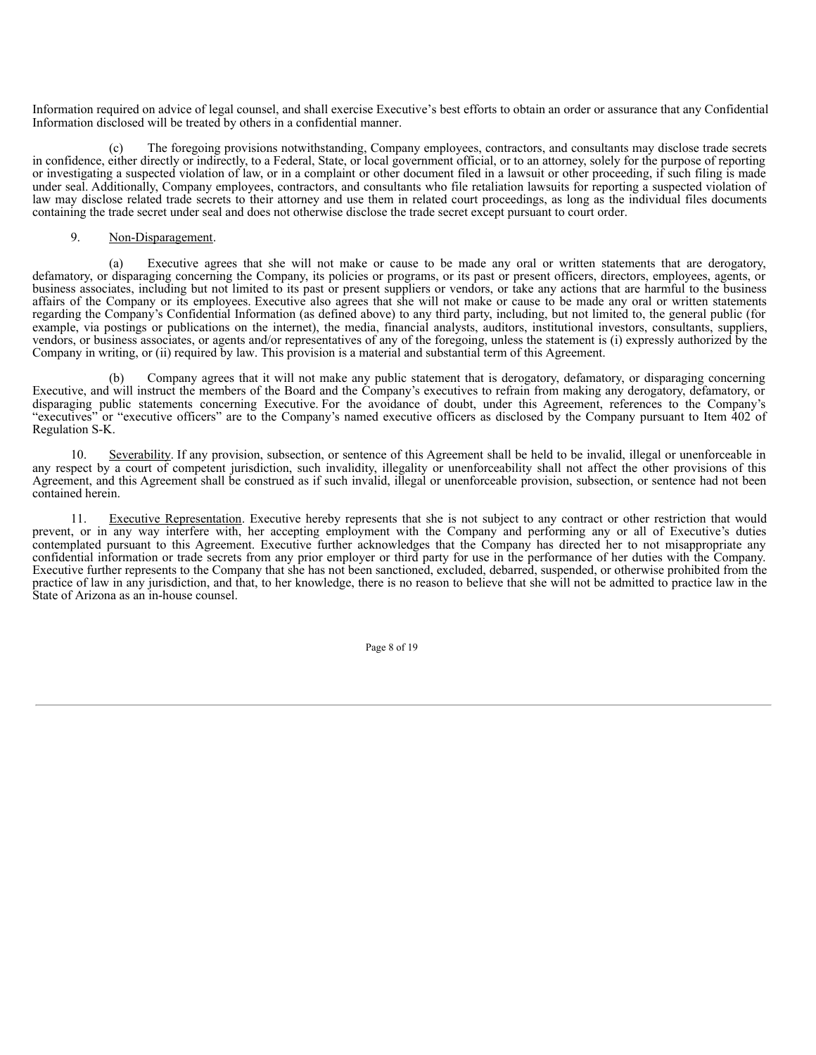Information required on advice of legal counsel, and shall exercise Executive's best efforts to obtain an order or assurance that any Confidential Information disclosed will be treated by others in a confidential manner.

(c) The foregoing provisions notwithstanding, Company employees, contractors, and consultants may disclose trade secrets in confidence, either directly or indirectly, to a Federal, State, or local government official, or to an attorney, solely for the purpose of reporting or investigating a suspected violation of law, or in a complaint or other document filed in a lawsuit or other proceeding, if such filing is made under seal. Additionally, Company employees, contractors, and consultants who file retaliation lawsuits for reporting a suspected violation of law may disclose related trade secrets to their attorney and use them in related court proceedings, as long as the individual files documents containing the trade secret under seal and does not otherwise disclose the trade secret except pursuant to court order.

9. Non-Disparagement.

(a) Executive agrees that she will not make or cause to be made any oral or written statements that are derogatory, defamatory, or disparaging concerning the Company, its policies or programs, or its past or present officers, directors, employees, agents, or business associates, including but not limited to its past or present suppliers or vendors, or take any actions that are harmful to the business affairs of the Company or its employees. Executive also agrees that she will not make or cause to be made any oral or written statements regarding the Company's Confidential Information (as defined above) to any third party, including, but not limited to, the general public (for example, via postings or publications on the internet), the media, financial analysts, auditors, institutional investors, consultants, suppliers, vendors, or business associates, or agents and/or representatives of any of the foregoing, unless the statement is (i) expressly authorized by the Company in writing, or (ii) required by law. This provision is a material and substantial term of this Agreement.

(b) Company agrees that it will not make any public statement that is derogatory, defamatory, or disparaging concerning Executive, and will instruct the members of the Board and the Company's executives to refrain from making any derogatory, defamatory, or disparaging public statements concerning Executive. For the avoidance of doubt, under this Agreement, references to the Company's "executives" or "executive officers" are to the Company's named executive officers as disclosed by the Company pursuant to Item 402 of Regulation S-K.

10. Severability. If any provision, subsection, or sentence of this Agreement shall be held to be invalid, illegal or unenforceable in any respect by a court of competent jurisdiction, such invalidity, illegality or unenforceability shall not affect the other provisions of this Agreement, and this Agreement shall be construed as if such invalid, illegal or unenforceable provision, subsection, or sentence had not been contained herein.

11. Executive Representation. Executive hereby represents that she is not subject to any contract or other restriction that would prevent, or in any way interfere with, her accepting employment with the Company and performing any or all of Executive's duties contemplated pursuant to this Agreement. Executive further acknowledges that the Company has directed her to not misappropriate any confidential information or trade secrets from any prior employer or third party for use in the performance of her duties with the Company. Executive further represents to the Company that she has not been sanctioned, excluded, debarred, suspended, or otherwise prohibited from the practice of law in any jurisdiction, and that, to her knowledge, there is no reason to believe that she will not be admitted to practice law in the State of Arizona as an in-house counsel.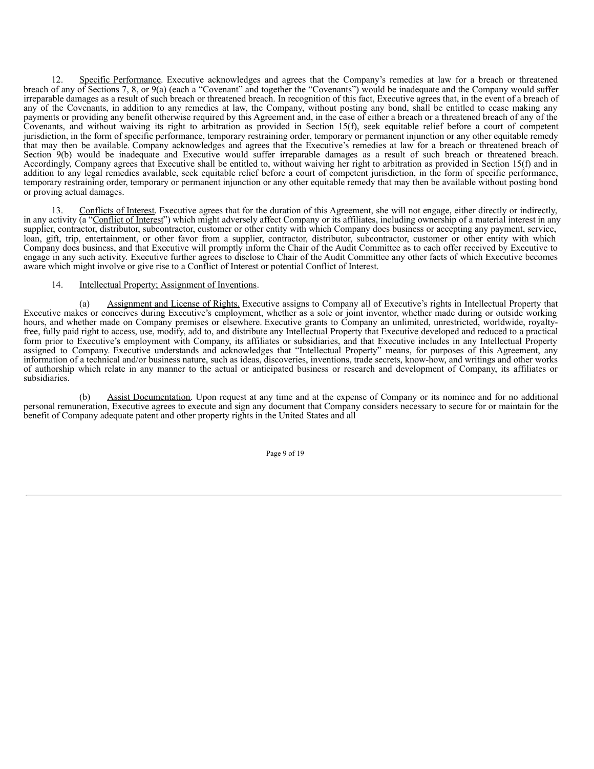12. Specific Performance. Executive acknowledges and agrees that the Company's remedies at law for a breach or threatened breach of any of Sections 7, 8, or 9(a) (each a "Covenant" and together the "Covenants") would be inadequate and the Company would suffer irreparable damages as a result of such breach or threatened breach. In recognition of this fact, Executive agrees that, in the event of a breach of any of the Covenants, in addition to any remedies at law, the Company, without posting any bond, shall be entitled to cease making any payments or providing any benefit otherwise required by this Agreement and, in the case of either a breach or a threatened breach of any of the Covenants, and without waiving its right to arbitration as provided in Section 15(f), seek equitable relief before a court of competent jurisdiction, in the form of specific performance, temporary restraining order, temporary or permanent injunction or any other equitable remedy that may then be available. Company acknowledges and agrees that the Executive's remedies at law for a breach or threatened breach of Section 9(b) would be inadequate and Executive would suffer irreparable damages as a result of such breach or threatened breach. Accordingly, Company agrees that Executive shall be entitled to, without waiving her right to arbitration as provided in Section 15(f) and in addition to any legal remedies available, seek equitable relief before a court of competent jurisdiction, in the form of specific performance, temporary restraining order, temporary or permanent injunction or any other equitable remedy that may then be available without posting bond or proving actual damages.

13. Conflicts of Interest. Executive agrees that for the duration of this Agreement, she will not engage, either directly or indirectly, in any activity (a "Conflict of Interest") which might adversely affect Company or its affiliates, including ownership of a material interest in any supplier, contractor, distributor, subcontractor, customer or other entity with which Company does business or accepting any payment, service, loan, gift, trip, entertainment, or other favor from a supplier, contractor, distributor, subcontractor, customer or other entity with which Company does business, and that Executive will promptly inform the Chair of the Audit Committee as to each offer received by Executive to engage in any such activity. Executive further agrees to disclose to Chair of the Audit Committee any other facts of which Executive becomes aware which might involve or give rise to a Conflict of Interest or potential Conflict of Interest.

14. Intellectual Property; Assignment of Inventions.

(a) Assignment and License of Rights. Executive assigns to Company all of Executive's rights in Intellectual Property that Executive makes or conceives during Executive's employment, whether as a sole or joint inventor, whether made during or outside working hours, and whether made on Company premises or elsewhere. Executive grants to Company an unlimited, unrestricted, worldwide, royalty-free, fully paid right to access, use, modify, add to, and distribute any Intellectual Property that Executive developed and reduced to a practical form prior to Executive's employment with Company, its affiliates or subsidiaries, and that Executive includes in any Intellectual Property assigned to Company. Executive understands and acknowledges that "Intellectual Property" means, for purposes of this Agreement, any information of a technical and/or business nature, such as ideas, discoveries, inventions, trade secrets, know-how, and writings and other works of authorship which relate in any manner to the actual or anticipated business or research and development of Company, its affiliates or subsidiaries.

(b) Assist Documentation. Upon request at any time and at the expense of Company or its nominee and for no additional personal remuneration, Executive agrees to execute and sign any document that Company considers necessary to secure for or maintain for the benefit of Company adequate patent and other property rights in the United States and all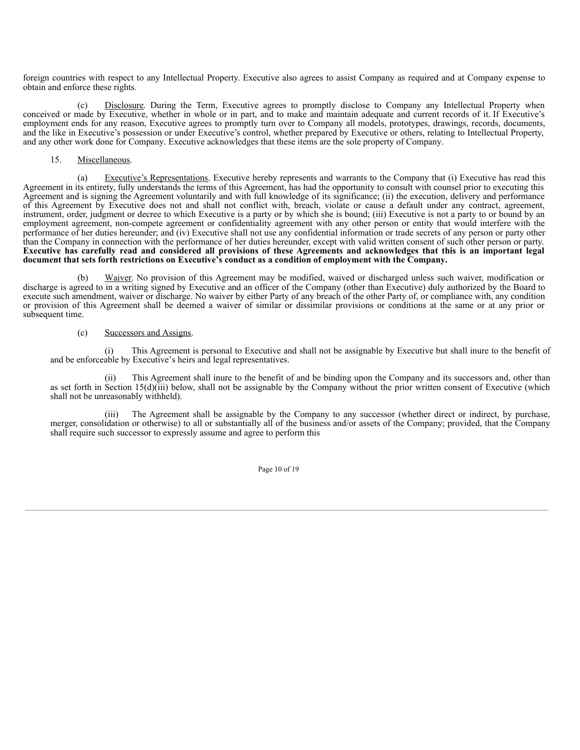foreign countries with respect to any Intellectual Property. Executive also agrees to assist Company as required and at Company expense to obtain and enforce these rights.

(c) Disclosure. During the Term, Executive agrees to promptly disclose to Company any Intellectual Property when conceived or made by Executive, whether in whole or in part, and to make and maintain adequate and current records of it. If Executive's employment ends for any reason, Executive agrees to promptly turn over to Company all models, prototypes, drawings, records, documents, and the like in Executive's possession or under Executive's control, whether prepared by Executive or others, relating to Intellectual Property, and any other work done for Company. Executive acknowledges that these items are the sole property of Company.

15. Miscellaneous.

(a) Executive's Representations. Executive hereby represents and warrants to the Company that (i) Executive has read this Agreement in its entirety, fully understands the terms of this Agreement, has had the opportunity to consult with counsel prior to executing this Agreement and is signing the Agreement voluntarily and with full knowledge of its significance; (ii) the execution, delivery and performance of this Agreement by Executive does not and shall not conflict with, breach, violate or cause a default under any contract, agreement, instrument, order, judgment or decree to which Executive is a party or by which she is bound; (iii) Executive is not a party to or bound by an employment agreement, non-compete agreement or confidentiality agreement with any other person or entity that would interfere with the performance of her duties hereunder; and (iv) Executive shall not use any confidential information or trade secrets of any person or party other than the Company in connection with the performance of her duties hereunder, except with valid written consent of such other person or party. **Executive has carefully read and considered all provisions of these Agreements and acknowledges that this is an important legal document that sets forth restrictions on Executive's conduct as a condition of employment with the Company.**

(b) Waiver. No provision of this Agreement may be modified, waived or discharged unless such waiver, modification or discharge is agreed to in a writing signed by Executive and an officer of the Company (other than Executive) duly authorized by the Board to execute such amendment, waiver or discharge. No waiver by either Party of any breach of the other Party of, or compliance with, any condition or provision of this Agreement shall be deemed a waiver of similar or dissimilar provisions or conditions at the same or at any prior or subsequent time.

(c) Successors and Assigns.

(i) This Agreement is personal to Executive and shall not be assignable by Executive but shall inure to the benefit of and be enforceable by Executive's heirs and legal representatives.

(ii) This Agreement shall inure to the benefit of and be binding upon the Company and its successors and, other than as set forth in Section 15(d)(iii) below, shall not be assignable by the Company without the prior written consent of Executive (which shall not be unreasonably withheld).

(iii) The Agreement shall be assignable by the Company to any successor (whether direct or indirect, by purchase, merger, consolidation or otherwise) to all or substantially all of the business and/or assets of the Company; provided, that the Company shall require such successor to expressly assume and agree to perform this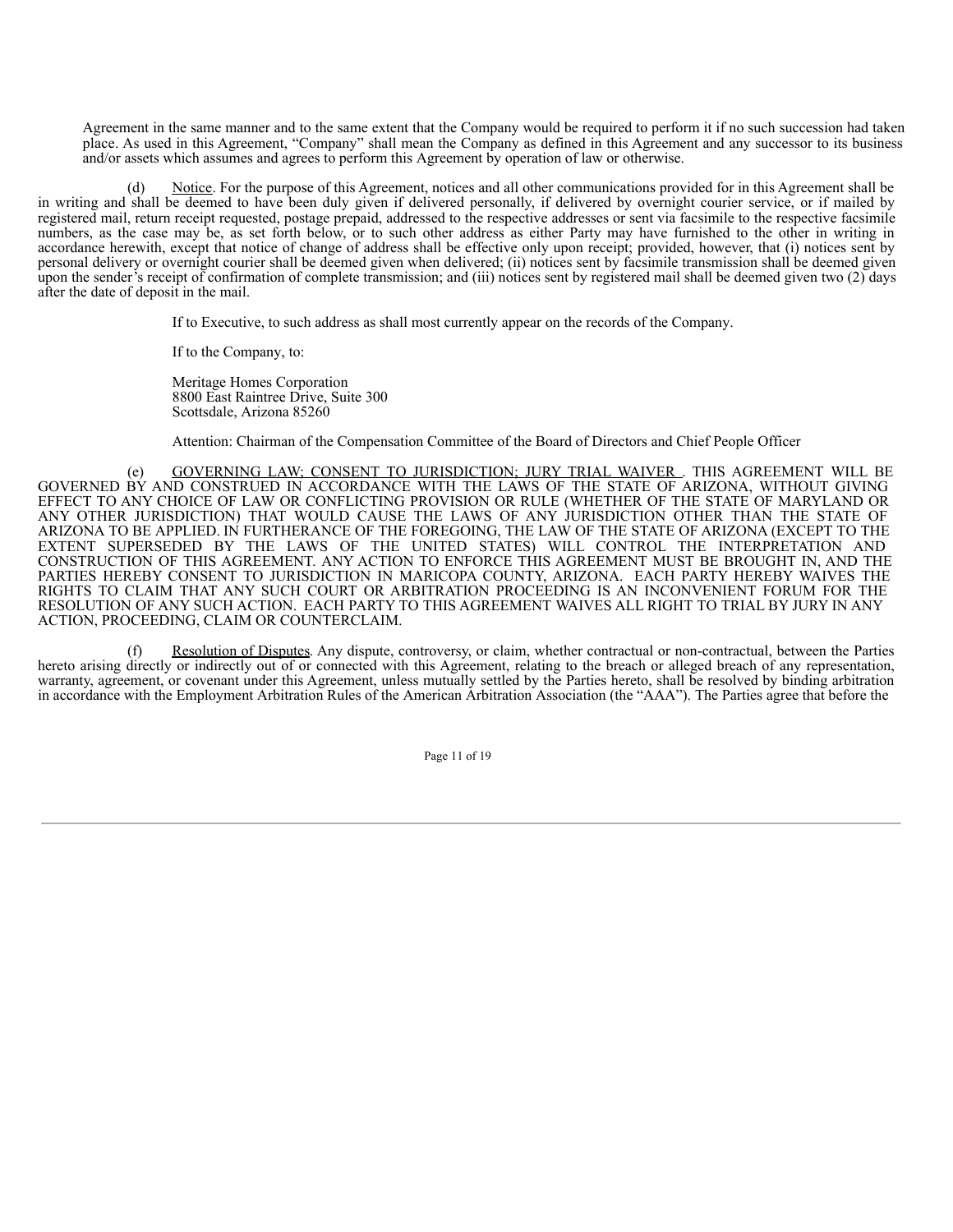Agreement in the same manner and to the same extent that the Company would be required to perform it if no such succession had taken place. As used in this Agreement, "Company" shall mean the Company as defined in this Agreement and any successor to its business and/or assets which assumes and agrees to perform this Agreement by operation of law or otherwise.

(d) Notice. For the purpose of this Agreement, notices and all other communications provided for in this Agreement shall be in writing and shall be deemed to have been duly given if delivered personally, if delivered by overnight courier service, or if mailed by registered mail, return receipt requested, postage prepaid, addressed to the respective addresses or sent via facsimile to the respective facsimile numbers, as the case may be, as set forth below, or to such other address as either Party may have furnished to the other in writing in accordance herewith, except that notice of change of address shall be effective only upon receipt; provided, however, that (i) notices sent by personal delivery or overnight courier shall be deemed given when delivered; (ii) notices sent by facsimile transmission shall be deemed given upon the sender's receipt of confirmation of complete transmission; and (iii) notices sent by registered mail shall be deemed given two (2) days after the date of deposit in the mail.

If to Executive, to such address as shall most currently appear on the records of the Company.

If to the Company, to:

Meritage Homes Corporation
8800 East Raintree Drive, Suite 300
Scottsdale, Arizona 85260

Attention: Chairman of the Compensation Committee of the Board of Directors and Chief People Officer

(e) GOVERNING LAW; CONSENT TO JURISDICTION; JURY TRIAL WAIVER . THIS AGREEMENT WILL BE GOVERNED BY AND CONSTRUED IN ACCORDANCE WITH THE LAWS OF THE STATE OF ARIZONA, WITHOUT GIVING EFFECT TO ANY CHOICE OF LAW OR CONFLICTING PROVISION OR RULE (WHETHER OF THE STATE OF MARYLAND OR ANY OTHER JURISDICTION) THAT WOULD CAUSE THE LAWS OF ANY JURISDICTION OTHER THAN THE STATE OF ARIZONA TO BE APPLIED. IN FURTHERANCE OF THE FOREGOING, THE LAW OF THE STATE OF ARIZONA (EXCEPT TO THE EXTENT SUPERSEDED BY THE LAWS OF THE UNITED STATES) WILL CONTROL THE INTERPRETATION AND CONSTRUCTION OF THIS AGREEMENT. ANY ACTION TO ENFORCE THIS AGREEMENT MUST BE BROUGHT IN, AND THE PARTIES HEREBY CONSENT TO JURISDICTION IN MARICOPA COUNTY, ARIZONA. EACH PARTY HEREBY WAIVES THE RIGHTS TO CLAIM THAT ANY SUCH COURT OR ARBITRATION PROCEEDING IS AN INCONVENIENT FORUM FOR THE RESOLUTION OF ANY SUCH ACTION. EACH PARTY TO THIS AGREEMENT WAIVES ALL RIGHT TO TRIAL BY JURY IN ANY ACTION, PROCEEDING, CLAIM OR COUNTERCLAIM.

(f) Resolution of Disputes. Any dispute, controversy, or claim, whether contractual or non-contractual, between the Parties hereto arising directly or indirectly out of or connected with this Agreement, relating to the breach or alleged breach of any representation, warranty, agreement, or covenant under this Agreement, unless mutually settled by the Parties hereto, shall be resolved by binding arbitration in accordance with the Employment Arbitration Rules of the American Arbitration Association (the "AAA"). The Parties agree that before the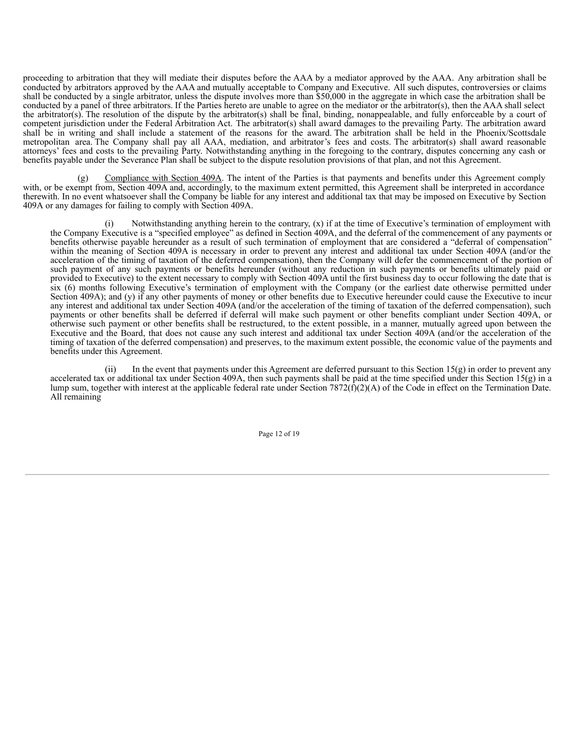proceeding to arbitration that they will mediate their disputes before the AAA by a mediator approved by the AAA. Any arbitration shall be conducted by arbitrators approved by the AAA and mutually acceptable to Company and Executive. All such disputes, controversies or claims shall be conducted by a single arbitrator, unless the dispute involves more than $50,000 in the aggregate in which case the arbitration shall be conducted by a panel of three arbitrators. If the Parties hereto are unable to agree on the mediator or the arbitrator(s), then the AAA shall select the arbitrator(s). The resolution of the dispute by the arbitrator(s) shall be final, binding, nonappealable, and fully enforceable by a court of competent jurisdiction under the Federal Arbitration Act. The arbitrator(s) shall award damages to the prevailing Party. The arbitration award shall be in writing and shall include a statement of the reasons for the award. The arbitration shall be held in the Phoenix/Scottsdale metropolitan area. The Company shall pay all AAA, mediation, and arbitrator's fees and costs. The arbitrator(s) shall award reasonable attorneys' fees and costs to the prevailing Party. Notwithstanding anything in the foregoing to the contrary, disputes concerning any cash or benefits payable under the Severance Plan shall be subject to the dispute resolution provisions of that plan, and not this Agreement.

(g) Compliance with Section 409A. The intent of the Parties is that payments and benefits under this Agreement comply with, or be exempt from, Section 409A and, accordingly, to the maximum extent permitted, this Agreement shall be interpreted in accordance therewith. In no event whatsoever shall the Company be liable for any interest and additional tax that may be imposed on Executive by Section 409A or any damages for failing to comply with Section 409A.

(i) Notwithstanding anything herein to the contrary, (x) if at the time of Executive's termination of employment with the Company Executive is a "specified employee" as defined in Section 409A, and the deferral of the commencement of any payments or benefits otherwise payable hereunder as a result of such termination of employment that are considered a "deferral of compensation" within the meaning of Section 409A is necessary in order to prevent any interest and additional tax under Section 409A (and/or the acceleration of the timing of taxation of the deferred compensation), then the Company will defer the commencement of the portion of such payment of any such payments or benefits hereunder (without any reduction in such payments or benefits ultimately paid or provided to Executive) to the extent necessary to comply with Section 409A until the first business day to occur following the date that is six (6) months following Executive's termination of employment with the Company (or the earliest date otherwise permitted under Section 409A); and (y) if any other payments of money or other benefits due to Executive hereunder could cause the Executive to incur any interest and additional tax under Section 409A (and/or the acceleration of the timing of taxation of the deferred compensation), such payments or other benefits shall be deferred if deferral will make such payment or other benefits compliant under Section 409A, or otherwise such payment or other benefits shall be restructured, to the extent possible, in a manner, mutually agreed upon between the Executive and the Board, that does not cause any such interest and additional tax under Section 409A (and/or the acceleration of the timing of taxation of the deferred compensation) and preserves, to the maximum extent possible, the economic value of the payments and benefits under this Agreement.

(ii) In the event that payments under this Agreement are deferred pursuant to this Section 15(g) in order to prevent any accelerated tax or additional tax under Section 409A, then such payments shall be paid at the time specified under this Section 15(g) in a lump sum, together with interest at the applicable federal rate under Section 7872(f)(2)(A) of the Code in effect on the Termination Date. All remaining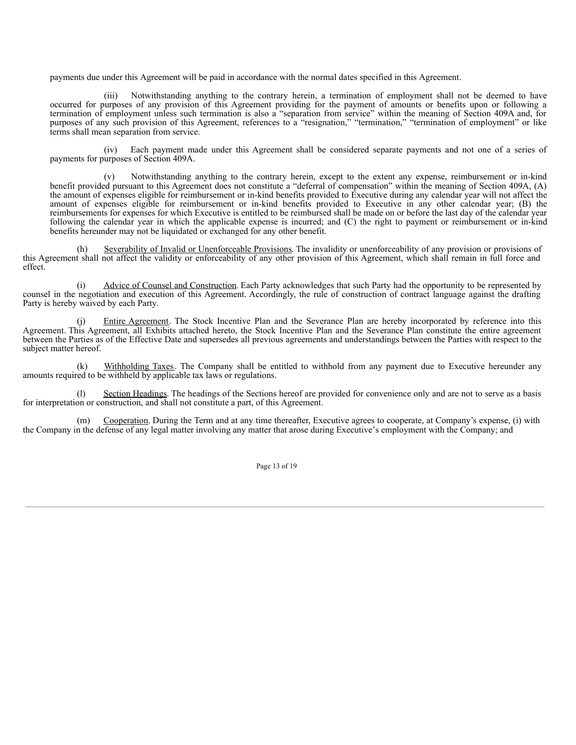payments due under this Agreement will be paid in accordance with the normal dates specified in this Agreement.

(iii) Notwithstanding anything to the contrary herein, a termination of employment shall not be deemed to have occurred for purposes of any provision of this Agreement providing for the payment of amounts or benefits upon or following a termination of employment unless such termination is also a "separation from service" within the meaning of Section 409A and, for purposes of any such provision of this Agreement, references to a "resignation," "termination," "termination of employment" or like terms shall mean separation from service.

(iv) Each payment made under this Agreement shall be considered separate payments and not one of a series of payments for purposes of Section 409A.

(v) Notwithstanding anything to the contrary herein, except to the extent any expense, reimbursement or in-kind benefit provided pursuant to this Agreement does not constitute a "deferral of compensation" within the meaning of Section 409A, (A) the amount of expenses eligible for reimbursement or in-kind benefits provided to Executive during any calendar year will not affect the amount of expenses eligible for reimbursement or in-kind benefits provided to Executive in any other calendar year; (B) the reimbursements for expenses for which Executive is entitled to be reimbursed shall be made on or before the last day of the calendar year following the calendar year in which the applicable expense is incurred; and (C) the right to payment or reimbursement or in-kind benefits hereunder may not be liquidated or exchanged for any other benefit.

(h) Severability of Invalid or Unenforceable Provisions. The invalidity or unenforceability of any provision or provisions of this Agreement shall not affect the validity or enforceability of any other provision of this Agreement, which shall remain in full force and effect.

(i) Advice of Counsel and Construction. Each Party acknowledges that such Party had the opportunity to be represented by counsel in the negotiation and execution of this Agreement. Accordingly, the rule of construction of contract language against the drafting Party is hereby waived by each Party.

(j) Entire Agreement. The Stock Incentive Plan and the Severance Plan are hereby incorporated by reference into this Agreement. This Agreement, all Exhibits attached hereto, the Stock Incentive Plan and the Severance Plan constitute the entire agreement between the Parties as of the Effective Date and supersedes all previous agreements and understandings between the Parties with respect to the subject matter hereof.

(k) Withholding Taxes. The Company shall be entitled to withhold from any payment due to Executive hereunder any amounts required to be withheld by applicable tax laws or regulations.

(l) Section Headings. The headings of the Sections hereof are provided for convenience only and are not to serve as a basis for interpretation or construction, and shall not constitute a part, of this Agreement.

(m) Cooperation. During the Term and at any time thereafter, Executive agrees to cooperate, at Company's expense, (i) with the Company in the defense of any legal matter involving any matter that arose during Executive's employment with the Company; and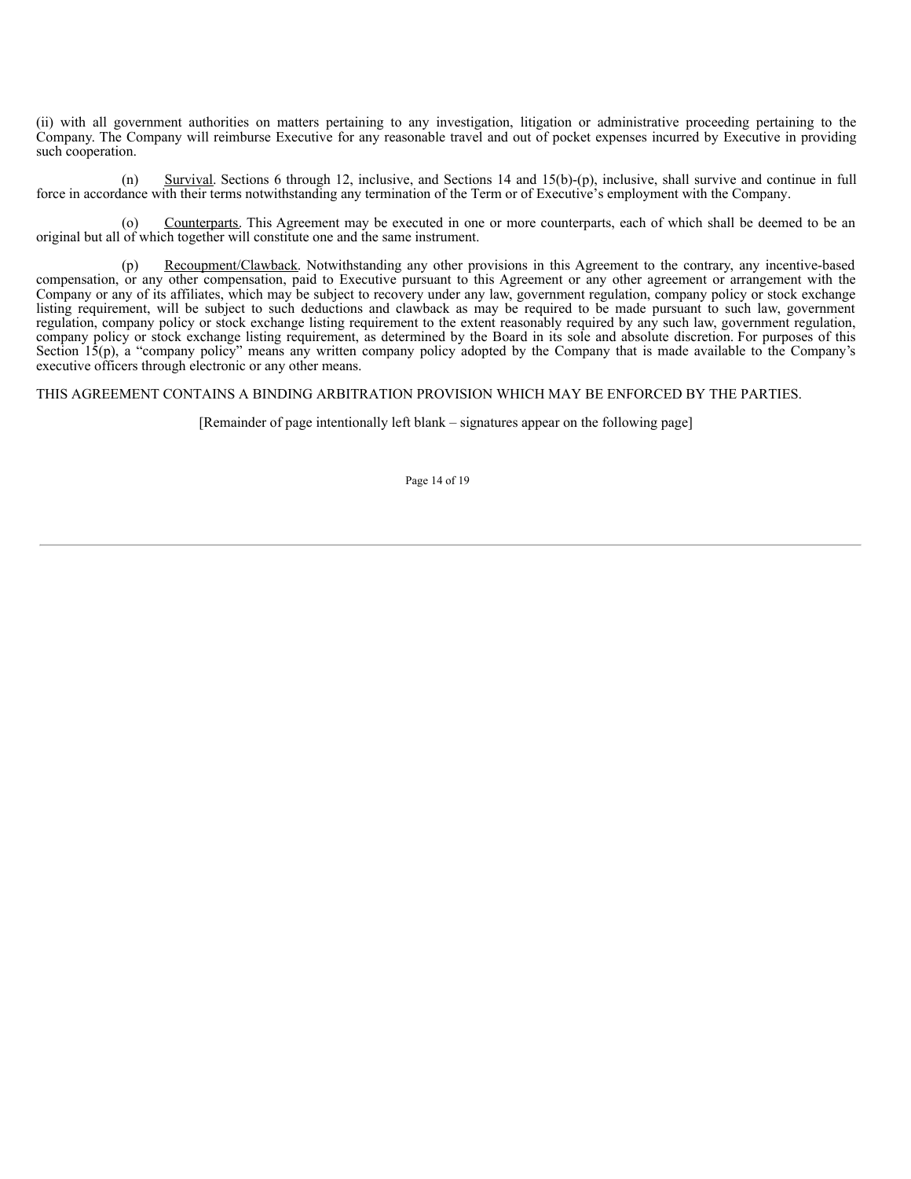(ii) with all government authorities on matters pertaining to any investigation, litigation or administrative proceeding pertaining to the Company. The Company will reimburse Executive for any reasonable travel and out of pocket expenses incurred by Executive in providing such cooperation.

(n) Survival. Sections 6 through 12, inclusive, and Sections 14 and 15(b)-(p), inclusive, shall survive and continue in full force in accordance with their terms notwithstanding any termination of the Term or of Executive's employment with the Company.

(o) Counterparts. This Agreement may be executed in one or more counterparts, each of which shall be deemed to be an original but all of which together will constitute one and the same instrument.

(p) Recoupment/Clawback. Notwithstanding any other provisions in this Agreement to the contrary, any incentive-based compensation, or any other compensation, paid to Executive pursuant to this Agreement or any other agreement or arrangement with the Company or any of its affiliates, which may be subject to recovery under any law, government regulation, company policy or stock exchange listing requirement, will be subject to such deductions and clawback as may be required to be made pursuant to such law, government regulation, company policy or stock exchange listing requirement to the extent reasonably required by any such law, government regulation, company policy or stock exchange listing requirement, as determined by the Board in its sole and absolute discretion. For purposes of this Section 15(p), a "company policy" means any written company policy adopted by the Company that is made available to the Company's executive officers through electronic or any other means.

THIS AGREEMENT CONTAINS A BINDING ARBITRATION PROVISION WHICH MAY BE ENFORCED BY THE PARTIES.

[Remainder of page intentionally left blank – signatures appear on the following page]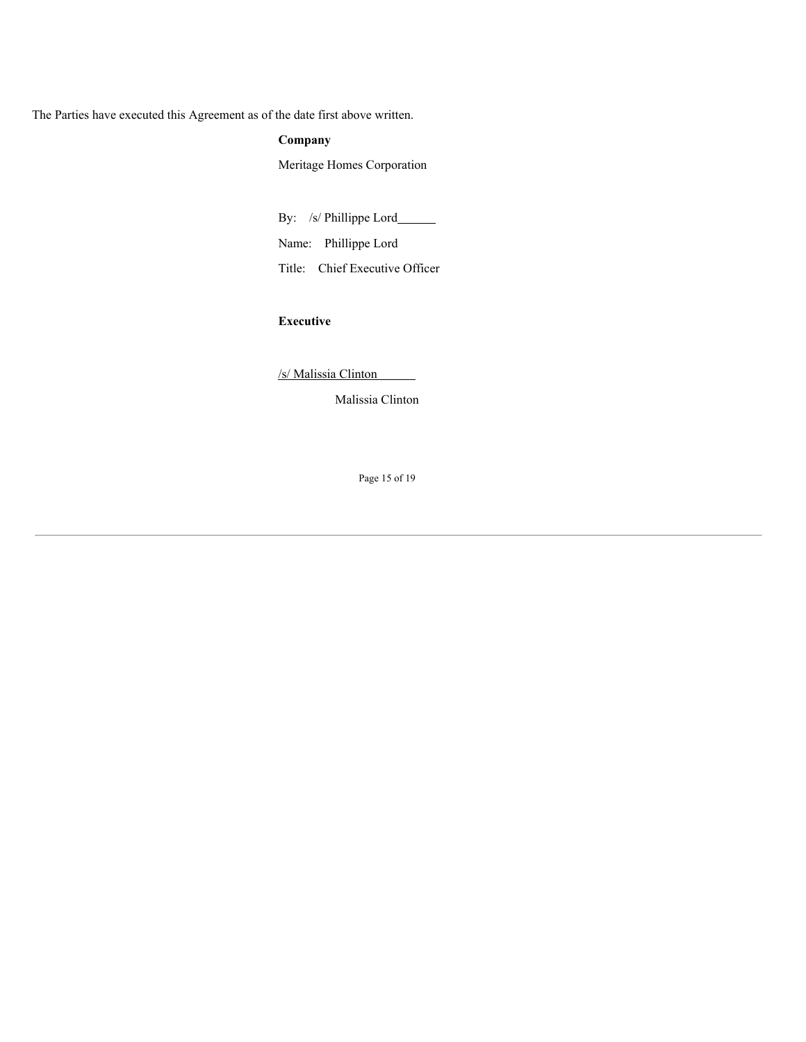The Parties have executed this Agreement as of the date first above written.

**Company**

Meritage Homes Corporation

By: /s/ Phillippe Lord

Name: Phillippe Lord

Title: Chief Executive Officer

**Executive**

/s/ Malissia Clinton

Malissia Clinton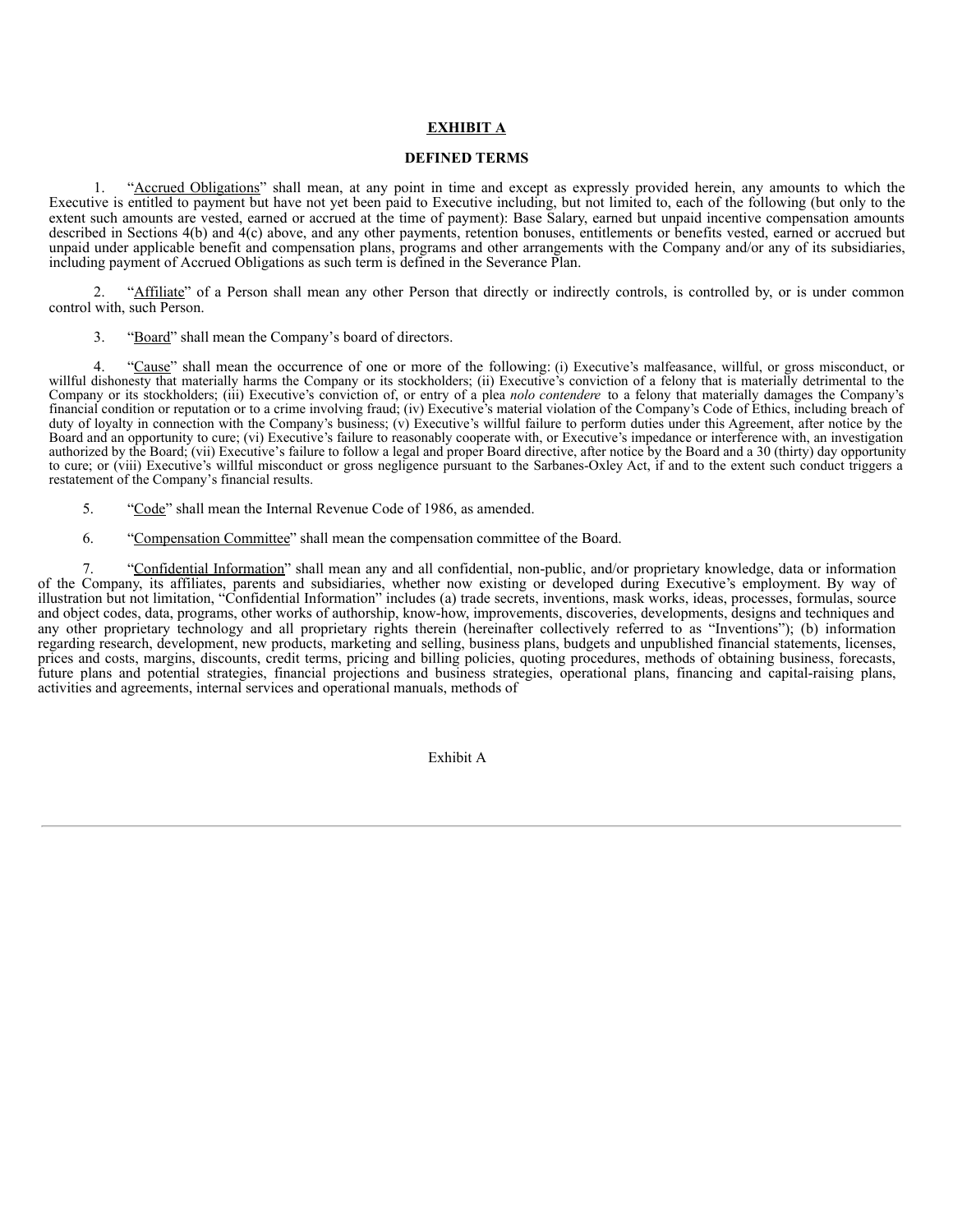# EXHIBIT A

## DEFINED TERMS

1. "Accrued Obligations" shall mean, at any point in time and except as expressly provided herein, any amounts to which the Executive is entitled to payment but have not yet been paid to Executive including, but not limited to, each of the following (but only to the extent such amounts are vested, earned or accrued at the time of payment): Base Salary, earned but unpaid incentive compensation amounts described in Sections 4(b) and 4(c) above, and any other payments, retention bonuses, entitlements or benefits vested, earned or accrued but unpaid under applicable benefit and compensation plans, programs and other arrangements with the Company and/or any of its subsidiaries, including payment of Accrued Obligations as such term is defined in the Severance Plan.

2. "Affiliate" of a Person shall mean any other Person that directly or indirectly controls, is controlled by, or is under common control with, such Person.

3. "Board" shall mean the Company's board of directors.

4. "Cause" shall mean the occurrence of one or more of the following: (i) Executive's malfeasance, willful, or gross misconduct, or willful dishonesty that materially harms the Company or its stockholders; (ii) Executive's conviction of a felony that is materially detrimental to the Company or its stockholders; (iii) Executive's conviction of, or entry of a plea *nolo contendere* to a felony that materially damages the Company's financial condition or reputation or to a crime involving fraud; (iv) Executive's material violation of the Company's Code of Ethics, including breach of duty of loyalty in connection with the Company's business; (v) Executive's willful failure to perform duties under this Agreement, after notice by the Board and an opportunity to cure; (vi) Executive's failure to reasonably cooperate with, or Executive's impedance or interference with, an investigation authorized by the Board; (vii) Executive's failure to follow a legal and proper Board directive, after notice by the Board and a 30 (thirty) day opportunity to cure; or (viii) Executive's willful misconduct or gross negligence pursuant to the Sarbanes-Oxley Act, if and to the extent such conduct triggers a restatement of the Company's financial results.

5. "Code" shall mean the Internal Revenue Code of 1986, as amended.

6. "Compensation Committee" shall mean the compensation committee of the Board.

7. "Confidential Information" shall mean any and all confidential, non-public, and/or proprietary knowledge, data or information of the Company, its affiliates, parents and subsidiaries, whether now existing or developed during Executive's employment. By way of illustration but not limitation, "Confidential Information" includes (a) trade secrets, inventions, mask works, ideas, processes, formulas, source and object codes, data, programs, other works of authorship, know-how, improvements, discoveries, developments, designs and techniques and any other proprietary technology and all proprietary rights therein (hereinafter collectively referred to as "Inventions"); (b) information regarding research, development, new products, marketing and selling, business plans, budgets and unpublished financial statements, licenses, prices and costs, margins, discounts, credit terms, pricing and billing policies, quoting procedures, methods of obtaining business, forecasts, future plans and potential strategies, financial projections and business strategies, operational plans, financing and capital-raising plans, activities and agreements, internal services and operational manuals, methods of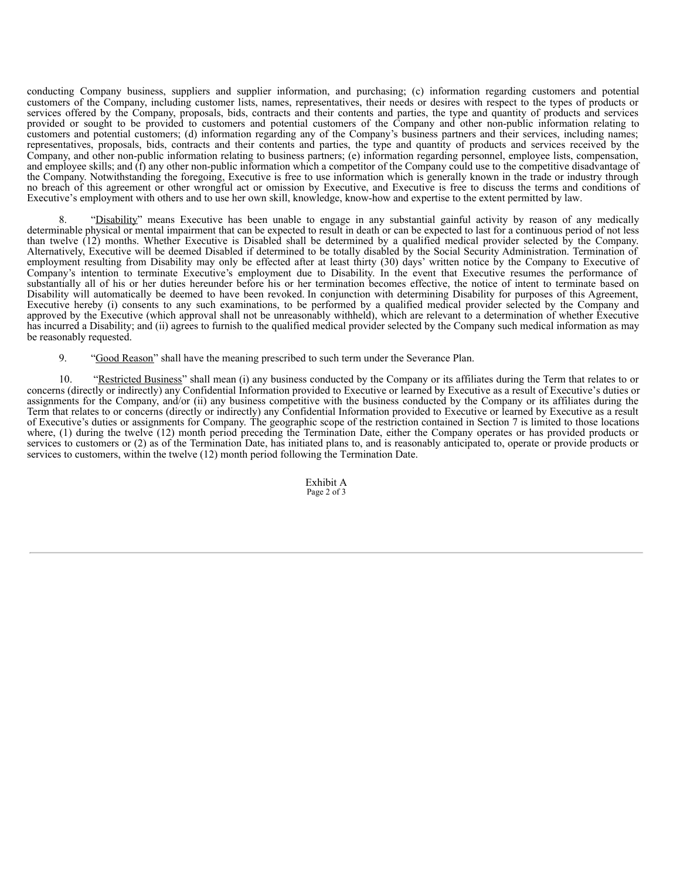conducting Company business, suppliers and supplier information, and purchasing; (c) information regarding customers and potential customers of the Company, including customer lists, names, representatives, their needs or desires with respect to the types of products or services offered by the Company, proposals, bids, contracts and their contents and parties, the type and quantity of products and services provided or sought to be provided to customers and potential customers of the Company and other non-public information relating to customers and potential customers; (d) information regarding any of the Company's business partners and their services, including names; representatives, proposals, bids, contracts and their contents and parties, the type and quantity of products and services received by the Company, and other non-public information relating to business partners; (e) information regarding personnel, employee lists, compensation, and employee skills; and (f) any other non-public information which a competitor of the Company could use to the competitive disadvantage of the Company. Notwithstanding the foregoing, Executive is free to use information which is generally known in the trade or industry through no breach of this agreement or other wrongful act or omission by Executive, and Executive is free to discuss the terms and conditions of Executive's employment with others and to use her own skill, knowledge, know-how and expertise to the extent permitted by law.

8. "Disability" means Executive has been unable to engage in any substantial gainful activity by reason of any medically determinable physical or mental impairment that can be expected to result in death or can be expected to last for a continuous period of not less than twelve (12) months. Whether Executive is Disabled shall be determined by a qualified medical provider selected by the Company. Alternatively, Executive will be deemed Disabled if determined to be totally disabled by the Social Security Administration. Termination of employment resulting from Disability may only be effected after at least thirty (30) days' written notice by the Company to Executive of Company's intention to terminate Executive's employment due to Disability. In the event that Executive resumes the performance of substantially all of his or her duties hereunder before his or her termination becomes effective, the notice of intent to terminate based on Disability will automatically be deemed to have been revoked. In conjunction with determining Disability for purposes of this Agreement, Executive hereby (i) consents to any such examinations, to be performed by a qualified medical provider selected by the Company and approved by the Executive (which approval shall not be unreasonably withheld), which are relevant to a determination of whether Executive has incurred a Disability; and (ii) agrees to furnish to the qualified medical provider selected by the Company such medical information as may be reasonably requested.

9. "Good Reason" shall have the meaning prescribed to such term under the Severance Plan.

10. "Restricted Business" shall mean (i) any business conducted by the Company or its affiliates during the Term that relates to or concerns (directly or indirectly) any Confidential Information provided to Executive or learned by Executive as a result of Executive's duties or assignments for the Company, and/or (ii) any business competitive with the business conducted by the Company or its affiliates during the Term that relates to or concerns (directly or indirectly) any Confidential Information provided to Executive or learned by Executive as a result of Executive's duties or assignments for Company. The geographic scope of the restriction contained in Section 7 is limited to those locations where, (1) during the twelve (12) month period preceding the Termination Date, either the Company operates or has provided products or services to customers or (2) as of the Termination Date, has initiated plans to, and is reasonably anticipated to, operate or provide products or services to customers, within the twelve (12) month period following the Termination Date.

Exhibit A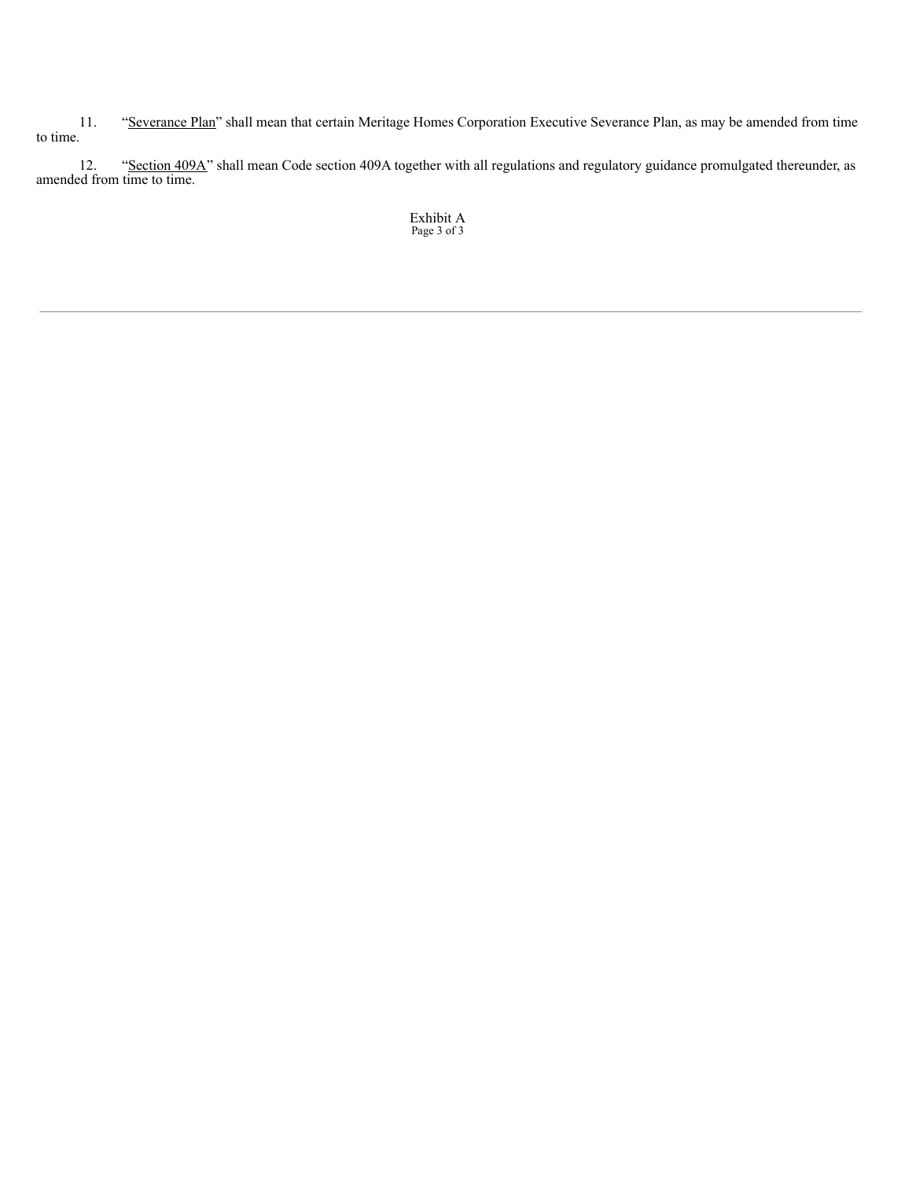11. "Severance Plan" shall mean that certain Meritage Homes Corporation Executive Severance Plan, as may be amended from time to time.

12. "Section 409A" shall mean Code section 409A together with all regulations and regulatory guidance promulgated thereunder, as amended from time to time.

Exhibit A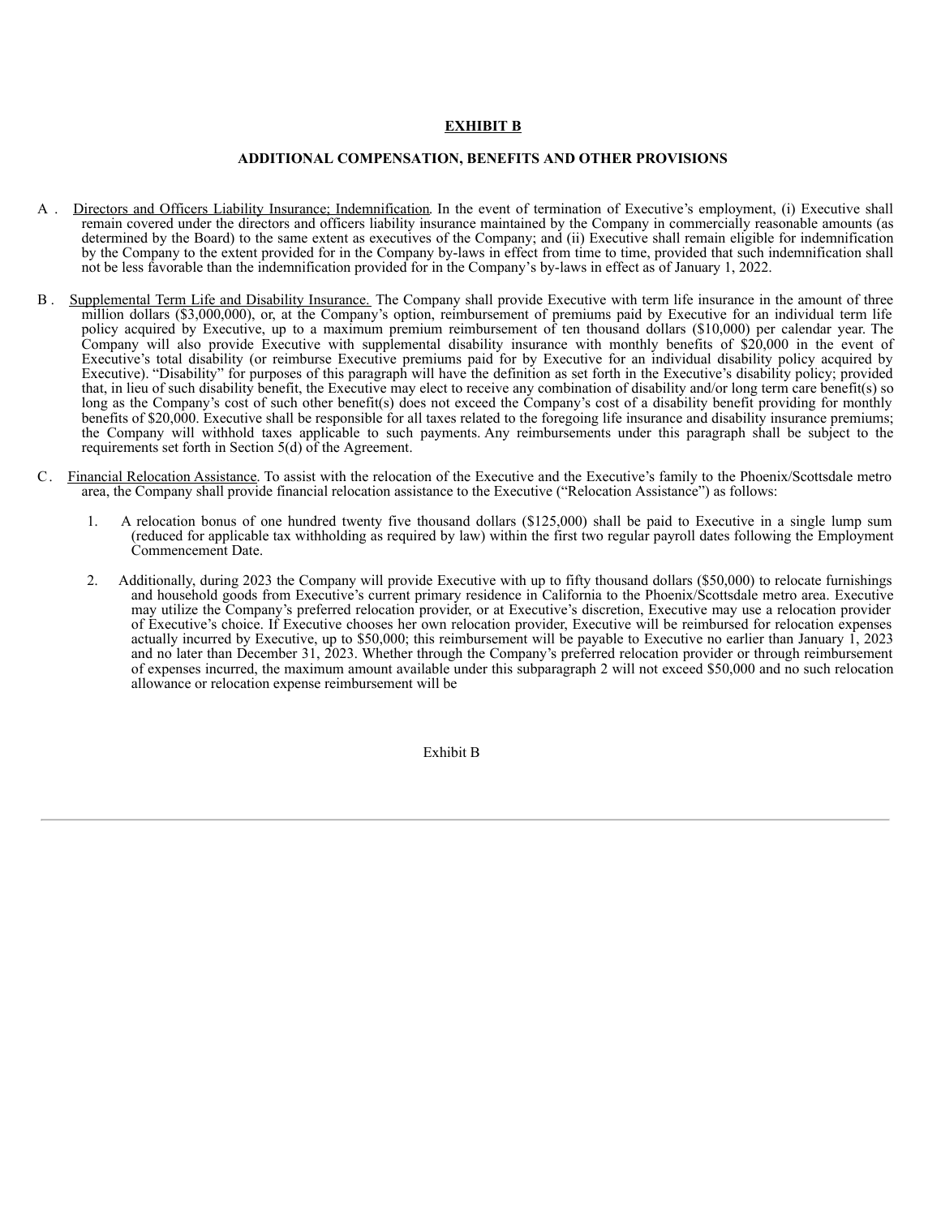# EXHIBIT B

## ADDITIONAL COMPENSATION, BENEFITS AND OTHER PROVISIONS

A. Directors and Officers Liability Insurance; Indemnification. In the event of termination of Executive's employment, (i) Executive shall remain covered under the directors and officers liability insurance maintained by the Company in commercially reasonable amounts (as determined by the Board) to the same extent as executives of the Company; and (ii) Executive shall remain eligible for indemnification by the Company to the extent provided for in the Company by-laws in effect from time to time, provided that such indemnification shall not be less favorable than the indemnification provided for in the Company's by-laws in effect as of January 1, 2022.

B. Supplemental Term Life and Disability Insurance. The Company shall provide Executive with term life insurance in the amount of three million dollars ($3,000,000), or, at the Company's option, reimbursement of premiums paid by Executive for an individual term life policy acquired by Executive, up to a maximum premium reimbursement of ten thousand dollars ($10,000) per calendar year. The Company will also provide Executive with supplemental disability insurance with monthly benefits of $20,000 in the event of Executive's total disability (or reimburse Executive premiums paid for by Executive for an individual disability policy acquired by Executive). "Disability" for purposes of this paragraph will have the definition as set forth in the Executive's disability policy; provided that, in lieu of such disability benefit, the Executive may elect to receive any combination of disability and/or long term care benefit(s) so long as the Company's cost of such other benefit(s) does not exceed the Company's cost of a disability benefit providing for monthly benefits of $20,000. Executive shall be responsible for all taxes related to the foregoing life insurance and disability insurance premiums; the Company will withhold taxes applicable to such payments. Any reimbursements under this paragraph shall be subject to the requirements set forth in Section 5(d) of the Agreement.

C. Financial Relocation Assistance. To assist with the relocation of the Executive and the Executive's family to the Phoenix/Scottsdale metro area, the Company shall provide financial relocation assistance to the Executive ("Relocation Assistance") as follows:

1. A relocation bonus of one hundred twenty five thousand dollars ($125,000) shall be paid to Executive in a single lump sum (reduced for applicable tax withholding as required by law) within the first two regular payroll dates following the Employment Commencement Date.

2. Additionally, during 2023 the Company will provide Executive with up to fifty thousand dollars ($50,000) to relocate furnishings and household goods from Executive's current primary residence in California to the Phoenix/Scottsdale metro area. Executive may utilize the Company's preferred relocation provider, or at Executive's discretion, Executive may use a relocation provider of Executive's choice. If Executive chooses her own relocation provider, Executive will be reimbursed for relocation expenses actually incurred by Executive, up to $50,000; this reimbursement will be payable to Executive no earlier than January 1, 2023 and no later than December 31, 2023. Whether through the Company's preferred relocation provider or through reimbursement of expenses incurred, the maximum amount available under this subparagraph 2 will not exceed $50,000 and no such relocation allowance or relocation expense reimbursement will be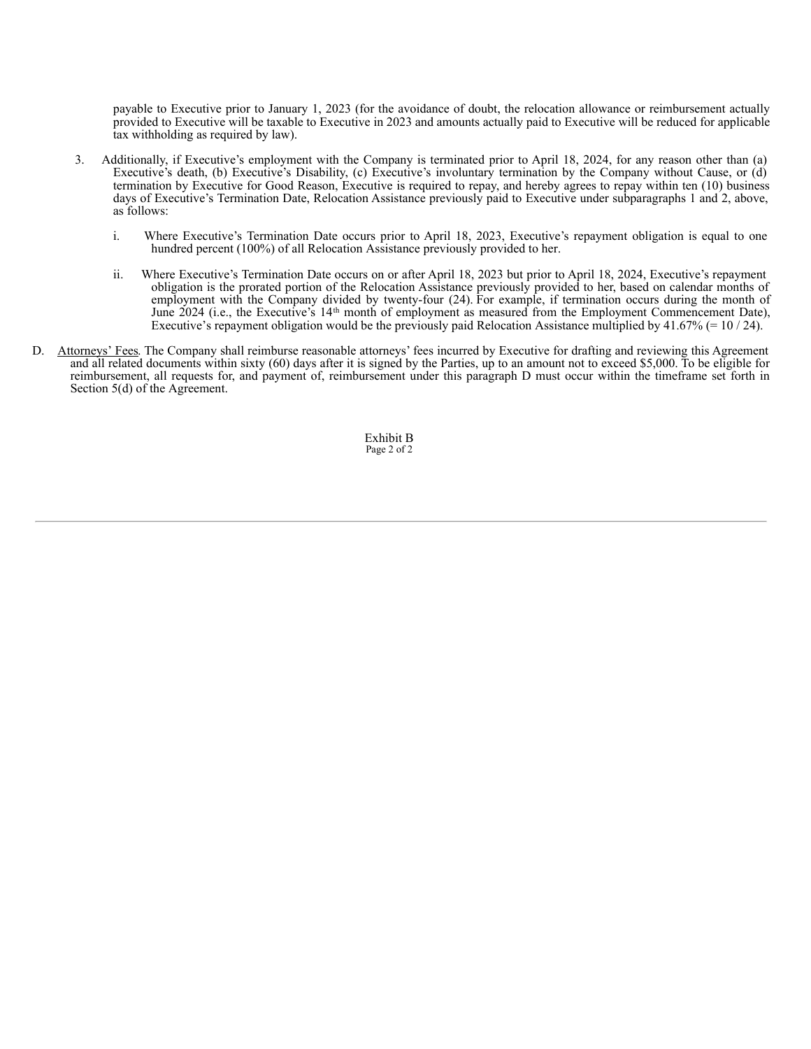payable to Executive prior to January 1, 2023 (for the avoidance of doubt, the relocation allowance or reimbursement actually provided to Executive will be taxable to Executive in 2023 and amounts actually paid to Executive will be reduced for applicable tax withholding as required by law).

3. Additionally, if Executive's employment with the Company is terminated prior to April 18, 2024, for any reason other than (a) Executive's death, (b) Executive's Disability, (c) Executive's involuntary termination by the Company without Cause, or (d) termination by Executive for Good Reason, Executive is required to repay, and hereby agrees to repay within ten (10) business days of Executive's Termination Date, Relocation Assistance previously paid to Executive under subparagraphs 1 and 2, above, as follows:

   i. Where Executive's Termination Date occurs prior to April 18, 2023, Executive's repayment obligation is equal to one hundred percent (100%) of all Relocation Assistance previously provided to her.

   ii. Where Executive's Termination Date occurs on or after April 18, 2023 but prior to April 18, 2024, Executive's repayment obligation is the prorated portion of the Relocation Assistance previously provided to her, based on calendar months of employment with the Company divided by twenty-four (24). For example, if termination occurs during the month of June 2024 (i.e., the Executive's 14th month of employment as measured from the Employment Commencement Date), Executive's repayment obligation would be the previously paid Relocation Assistance multiplied by 41.67% (= 10 / 24).

D. <u>Attorneys' Fees</u>. The Company shall reimburse reasonable attorneys' fees incurred by Executive for drafting and reviewing this Agreement and all related documents within sixty (60) days after it is signed by the Parties, up to an amount not to exceed $5,000. To be eligible for reimbursement, all requests for, and payment of, reimbursement under this paragraph D must occur within the timeframe set forth in Section 5(d) of the Agreement.

Exhibit B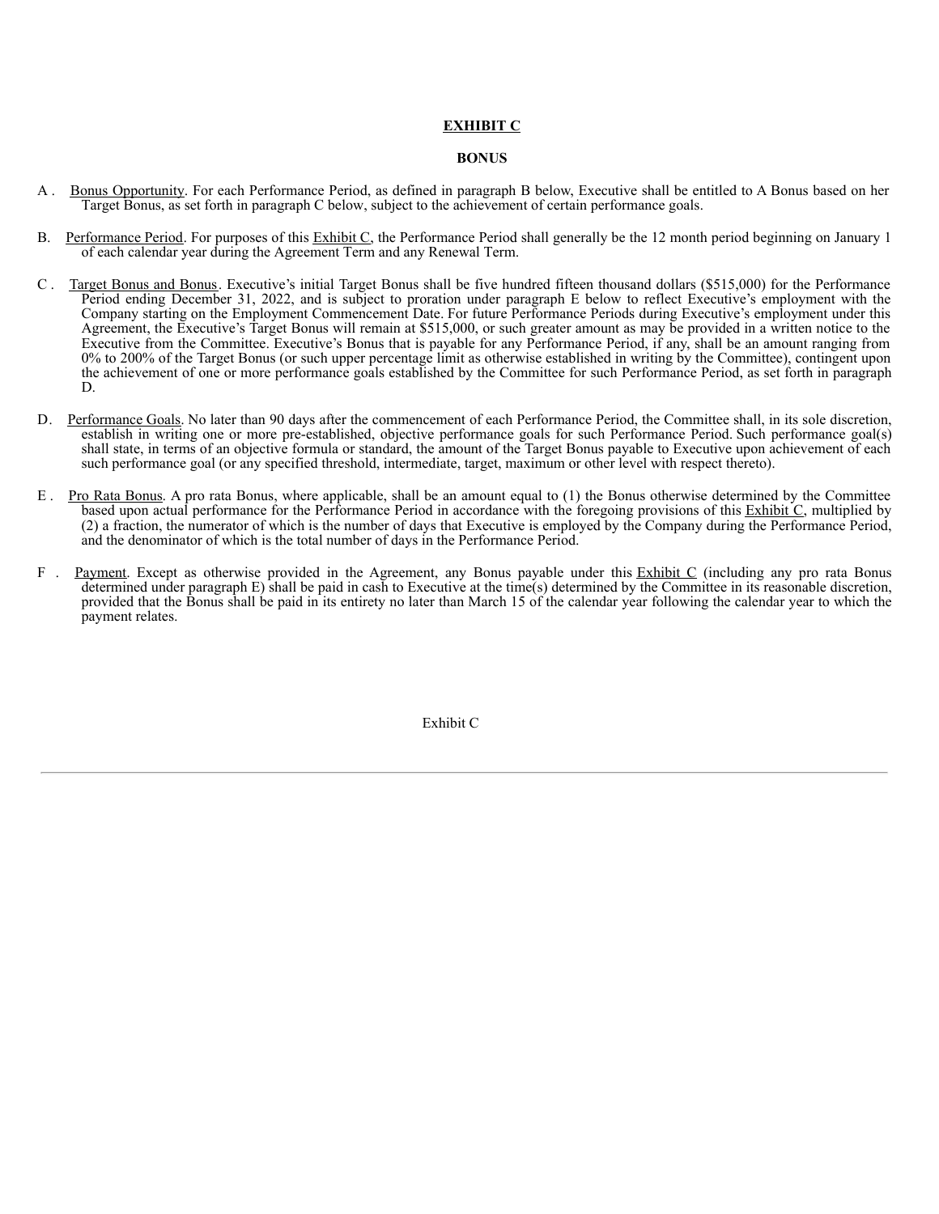# EXHIBIT C

## BONUS

A. Bonus Opportunity. For each Performance Period, as defined in paragraph B below, Executive shall be entitled to A Bonus based on her Target Bonus, as set forth in paragraph C below, subject to the achievement of certain performance goals.

B. Performance Period. For purposes of this Exhibit C, the Performance Period shall generally be the 12 month period beginning on January 1 of each calendar year during the Agreement Term and any Renewal Term.

C. Target Bonus and Bonus. Executive's initial Target Bonus shall be five hundred fifteen thousand dollars ($515,000) for the Performance Period ending December 31, 2022, and is subject to proration under paragraph E below to reflect Executive's employment with the Company starting on the Employment Commencement Date. For future Performance Periods during Executive's employment under this Agreement, the Executive's Target Bonus will remain at $515,000, or such greater amount as may be provided in a written notice to the Executive from the Committee. Executive's Bonus that is payable for any Performance Period, if any, shall be an amount ranging from 0% to 200% of the Target Bonus (or such upper percentage limit as otherwise established in writing by the Committee), contingent upon the achievement of one or more performance goals established by the Committee for such Performance Period, as set forth in paragraph D.

D. Performance Goals. No later than 90 days after the commencement of each Performance Period, the Committee shall, in its sole discretion, establish in writing one or more pre-established, objective performance goals for such Performance Period. Such performance goal(s) shall state, in terms of an objective formula or standard, the amount of the Target Bonus payable to Executive upon achievement of each such performance goal (or any specified threshold, intermediate, target, maximum or other level with respect thereto).

E. Pro Rata Bonus. A pro rata Bonus, where applicable, shall be an amount equal to (1) the Bonus otherwise determined by the Committee based upon actual performance for the Performance Period in accordance with the foregoing provisions of this Exhibit C, multiplied by (2) a fraction, the numerator of which is the number of days that Executive is employed by the Company during the Performance Period, and the denominator of which is the total number of days in the Performance Period.

F. Payment. Except as otherwise provided in the Agreement, any Bonus payable under this Exhibit C (including any pro rata Bonus determined under paragraph E) shall be paid in cash to Executive at the time(s) determined by the Committee in its reasonable discretion, provided that the Bonus shall be paid in its entirety no later than March 15 of the calendar year following the calendar year to which the payment relates.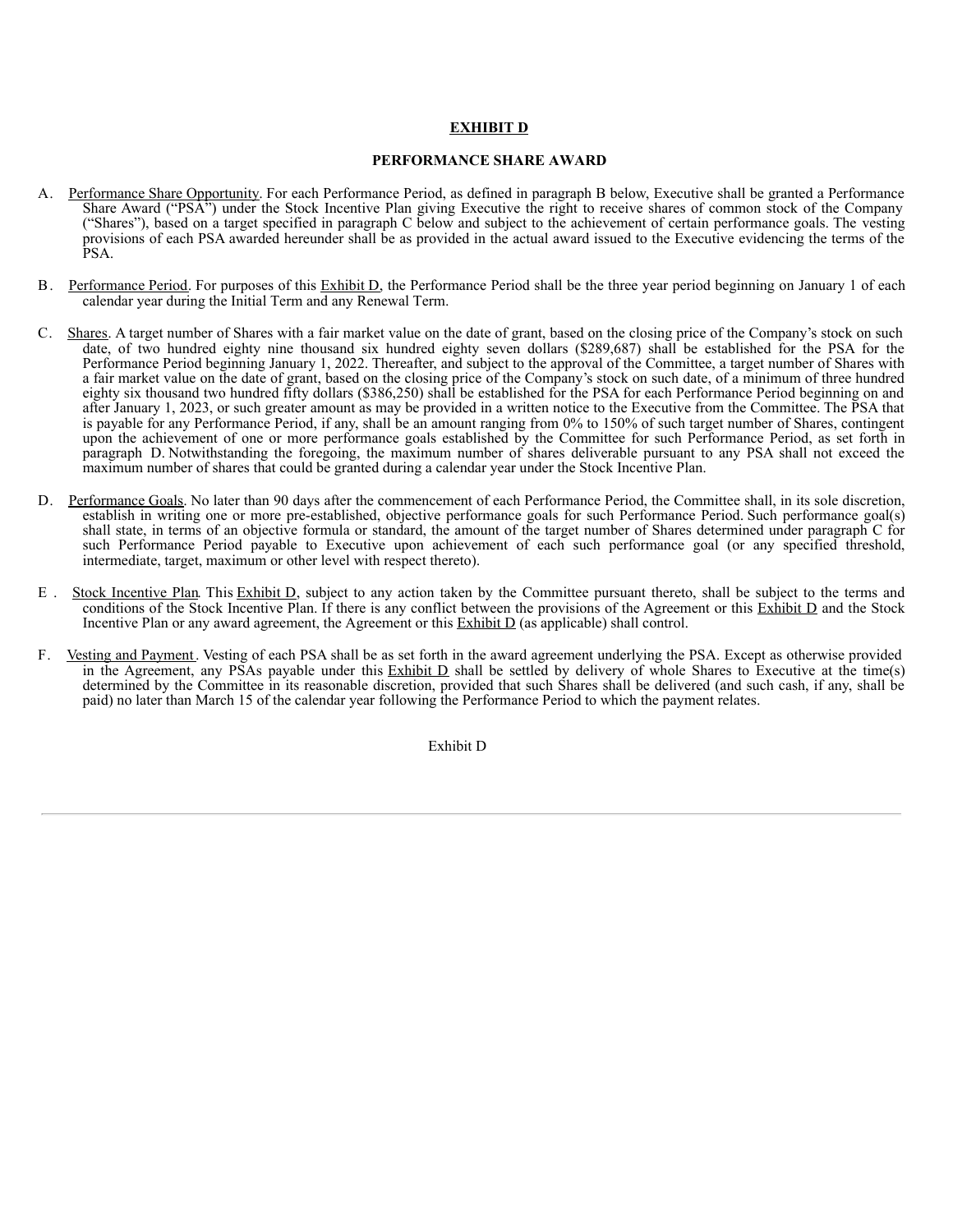# EXHIBIT D

## PERFORMANCE SHARE AWARD

A. Performance Share Opportunity. For each Performance Period, as defined in paragraph B below, Executive shall be granted a Performance Share Award ("PSA") under the Stock Incentive Plan giving Executive the right to receive shares of common stock of the Company ("Shares"), based on a target specified in paragraph C below and subject to the achievement of certain performance goals. The vesting provisions of each PSA awarded hereunder shall be as provided in the actual award issued to the Executive evidencing the terms of the PSA.

B. Performance Period. For purposes of this Exhibit D, the Performance Period shall be the three year period beginning on January 1 of each calendar year during the Initial Term and any Renewal Term.

C. Shares. A target number of Shares with a fair market value on the date of grant, based on the closing price of the Company's stock on such date, of two hundred eighty nine thousand six hundred eighty seven dollars ($289,687) shall be established for the PSA for the Performance Period beginning January 1, 2022. Thereafter, and subject to the approval of the Committee, a target number of Shares with a fair market value on the date of grant, based on the closing price of the Company's stock on such date, of a minimum of three hundred eighty six thousand two hundred fifty dollars ($386,250) shall be established for the PSA for each Performance Period beginning on and after January 1, 2023, or such greater amount as may be provided in a written notice to the Executive from the Committee. The PSA that is payable for any Performance Period, if any, shall be an amount ranging from 0% to 150% of such target number of Shares, contingent upon the achievement of one or more performance goals established by the Committee for such Performance Period, as set forth in paragraph D. Notwithstanding the foregoing, the maximum number of shares deliverable pursuant to any PSA shall not exceed the maximum number of shares that could be granted during a calendar year under the Stock Incentive Plan.

D. Performance Goals. No later than 90 days after the commencement of each Performance Period, the Committee shall, in its sole discretion, establish in writing one or more pre-established, objective performance goals for such Performance Period. Such performance goal(s) shall state, in terms of an objective formula or standard, the amount of the target number of Shares determined under paragraph C for such Performance Period payable to Executive upon achievement of each such performance goal (or any specified threshold, intermediate, target, maximum or other level with respect thereto).

E. Stock Incentive Plan. This Exhibit D, subject to any action taken by the Committee pursuant thereto, shall be subject to the terms and conditions of the Stock Incentive Plan. If there is any conflict between the provisions of the Agreement or this Exhibit D and the Stock Incentive Plan or any award agreement, the Agreement or this Exhibit D (as applicable) shall control.

F. Vesting and Payment. Vesting of each PSA shall be as set forth in the award agreement underlying the PSA. Except as otherwise provided in the Agreement, any PSAs payable under this Exhibit D shall be settled by delivery of whole Shares to Executive at the time(s) determined by the Committee in its reasonable discretion, provided that such Shares shall be delivered (and such cash, if any, shall be paid) no later than March 15 of the calendar year following the Performance Period to which the payment relates.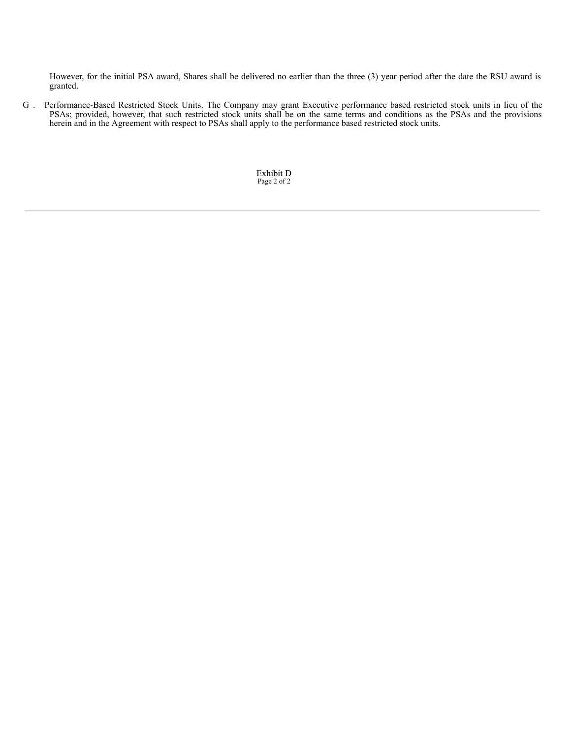However, for the initial PSA award, Shares shall be delivered no earlier than the three (3) year period after the date the RSU award is granted.

G. Performance-Based Restricted Stock Units. The Company may grant Executive performance based restricted stock units in lieu of the PSAs; provided, however, that such restricted stock units shall be on the same terms and conditions as the PSAs and the provisions herein and in the Agreement with respect to PSAs shall apply to the performance based restricted stock units.

Exhibit D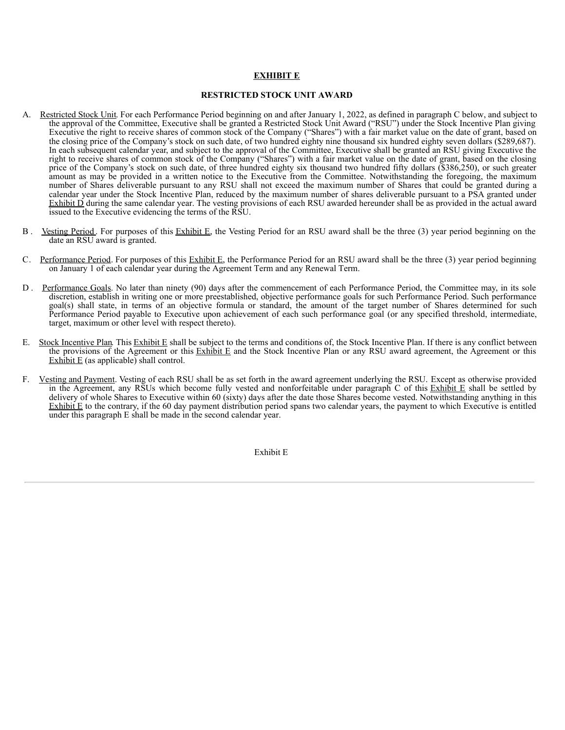**EXHIBIT E**

**RESTRICTED STOCK UNIT AWARD**

A. Restricted Stock Unit. For each Performance Period beginning on and after January 1, 2022, as defined in paragraph C below, and subject to the approval of the Committee, Executive shall be granted a Restricted Stock Unit Award ("RSU") under the Stock Incentive Plan giving Executive the right to receive shares of common stock of the Company ("Shares") with a fair market value on the date of grant, based on the closing price of the Company's stock on such date, of two hundred eighty nine thousand six hundred eighty seven dollars ($289,687). In each subsequent calendar year, and subject to the approval of the Committee, Executive shall be granted an RSU giving Executive the right to receive shares of common stock of the Company ("Shares") with a fair market value on the date of grant, based on the closing price of the Company's stock on such date, of three hundred eighty six thousand two hundred fifty dollars ($386,250), or such greater amount as may be provided in a written notice to the Executive from the Committee. Notwithstanding the foregoing, the maximum number of Shares deliverable pursuant to any RSU shall not exceed the maximum number of Shares that could be granted during a calendar year under the Stock Incentive Plan, reduced by the maximum number of shares deliverable pursuant to a PSA granted under Exhibit D during the same calendar year. The vesting provisions of each RSU awarded hereunder shall be as provided in the actual award issued to the Executive evidencing the terms of the RSU.

B. Vesting Period. For purposes of this Exhibit E, the Vesting Period for an RSU award shall be the three (3) year period beginning on the date an RSU award is granted.

C. Performance Period. For purposes of this Exhibit E, the Performance Period for an RSU award shall be the three (3) year period beginning on January 1 of each calendar year during the Agreement Term and any Renewal Term.

D. Performance Goals. No later than ninety (90) days after the commencement of each Performance Period, the Committee may, in its sole discretion, establish in writing one or more preestablished, objective performance goals for such Performance Period. Such performance goal(s) shall state, in terms of an objective formula or standard, the amount of the target number of Shares determined for such Performance Period payable to Executive upon achievement of each such performance goal (or any specified threshold, intermediate, target, maximum or other level with respect thereto).

E. Stock Incentive Plan. This Exhibit E shall be subject to the terms and conditions of, the Stock Incentive Plan. If there is any conflict between the provisions of the Agreement or this Exhibit E and the Stock Incentive Plan or any RSU award agreement, the Agreement or this Exhibit E (as applicable) shall control.

F. Vesting and Payment. Vesting of each RSU shall be as set forth in the award agreement underlying the RSU. Except as otherwise provided in the Agreement, any RSUs which become fully vested and nonforfeitable under paragraph C of this Exhibit E shall be settled by delivery of whole Shares to Executive within 60 (sixty) days after the date those Shares become vested. Notwithstanding anything in this Exhibit E to the contrary, if the 60 day payment distribution period spans two calendar years, the payment to which Executive is entitled under this paragraph E shall be made in the second calendar year.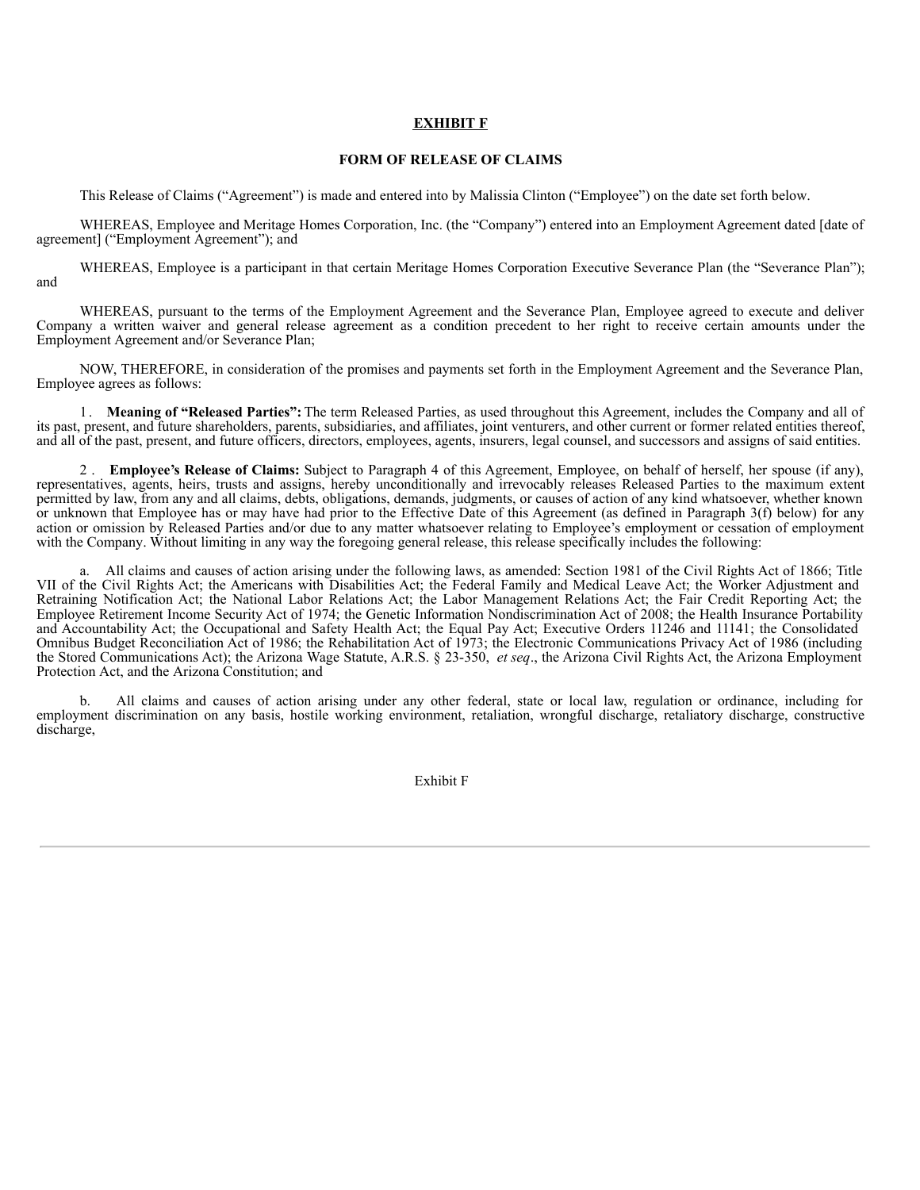**EXHIBIT F**

**FORM OF RELEASE OF CLAIMS**

This Release of Claims ("Agreement") is made and entered into by Malissia Clinton ("Employee") on the date set forth below.

WHEREAS, Employee and Meritage Homes Corporation, Inc. (the "Company") entered into an Employment Agreement dated [date of agreement] ("Employment Agreement"); and

WHEREAS, Employee is a participant in that certain Meritage Homes Corporation Executive Severance Plan (the "Severance Plan"); and

WHEREAS, pursuant to the terms of the Employment Agreement and the Severance Plan, Employee agreed to execute and deliver Company a written waiver and general release agreement as a condition precedent to her right to receive certain amounts under the Employment Agreement and/or Severance Plan;

NOW, THEREFORE, in consideration of the promises and payments set forth in the Employment Agreement and the Severance Plan, Employee agrees as follows:

1. **Meaning of "Released Parties":** The term Released Parties, as used throughout this Agreement, includes the Company and all of its past, present, and future shareholders, parents, subsidiaries, and affiliates, joint venturers, and other current or former related entities thereof, and all of the past, present, and future officers, directors, employees, agents, insurers, legal counsel, and successors and assigns of said entities.

2. **Employee's Release of Claims:** Subject to Paragraph 4 of this Agreement, Employee, on behalf of herself, her spouse (if any), representatives, agents, heirs, trusts and assigns, hereby unconditionally and irrevocably releases Released Parties to the maximum extent permitted by law, from any and all claims, debts, obligations, demands, judgments, or causes of action of any kind whatsoever, whether known or unknown that Employee has or may have had prior to the Effective Date of this Agreement (as defined in Paragraph 3(f) below) for any action or omission by Released Parties and/or due to any matter whatsoever relating to Employee's employment or cessation of employment with the Company. Without limiting in any way the foregoing general release, this release specifically includes the following:

a. All claims and causes of action arising under the following laws, as amended: Section 1981 of the Civil Rights Act of 1866; Title VII of the Civil Rights Act; the Americans with Disabilities Act; the Federal Family and Medical Leave Act; the Worker Adjustment and Retraining Notification Act; the National Labor Relations Act; the Labor Management Relations Act; the Fair Credit Reporting Act; the Employee Retirement Income Security Act of 1974; the Genetic Information Nondiscrimination Act of 2008; the Health Insurance Portability and Accountability Act; the Occupational and Safety Health Act; the Equal Pay Act; Executive Orders 11246 and 11141; the Consolidated Omnibus Budget Reconciliation Act of 1986; the Rehabilitation Act of 1973; the Electronic Communications Privacy Act of 1986 (including the Stored Communications Act); the Arizona Wage Statute, A.R.S. § 23-350, *et seq*., the Arizona Civil Rights Act, the Arizona Employment Protection Act, and the Arizona Constitution; and

b. All claims and causes of action arising under any other federal, state or local law, regulation or ordinance, including for employment discrimination on any basis, hostile working environment, retaliation, wrongful discharge, retaliatory discharge, constructive discharge,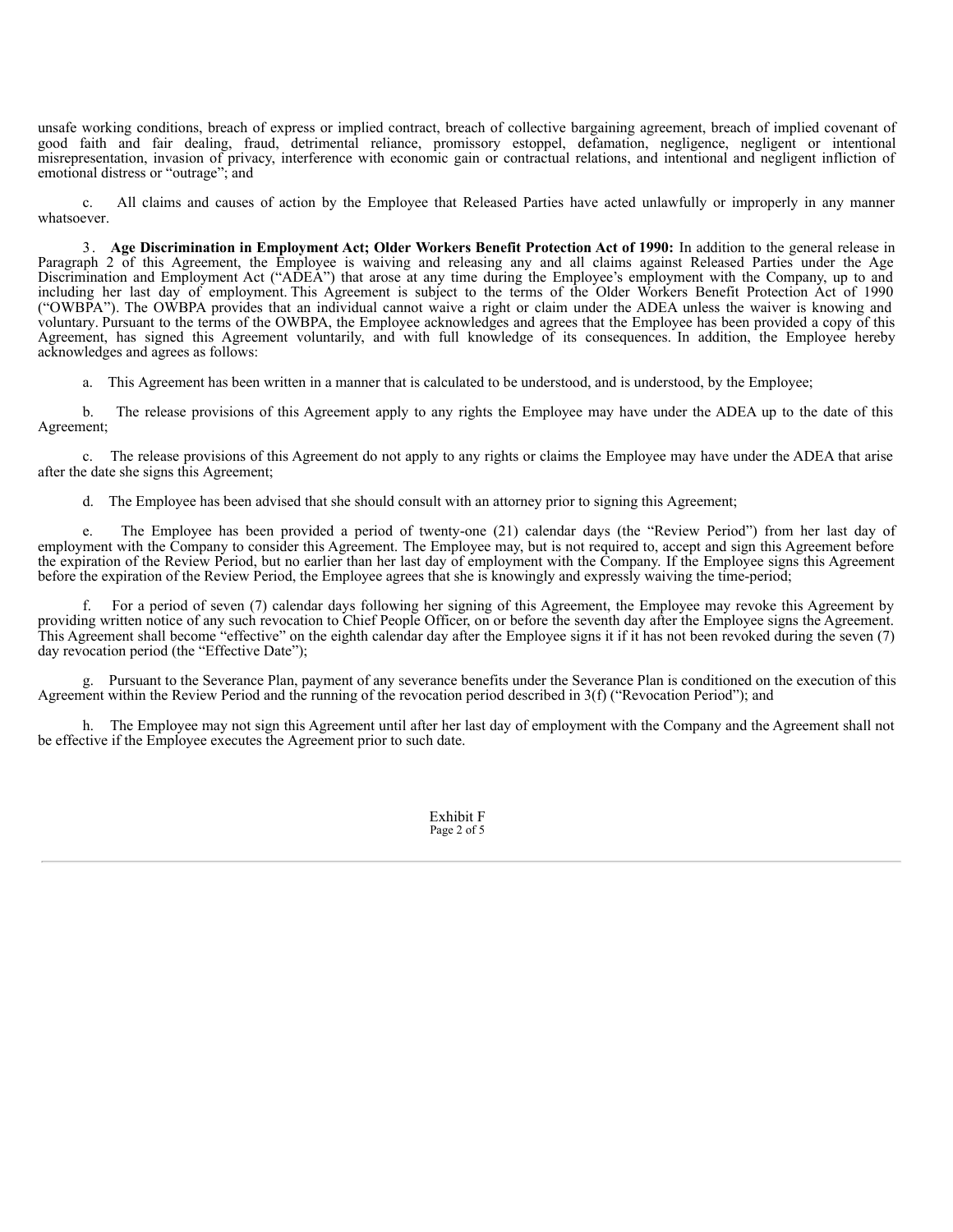unsafe working conditions, breach of express or implied contract, breach of collective bargaining agreement, breach of implied covenant of good faith and fair dealing, fraud, detrimental reliance, promissory estoppel, defamation, negligence, negligent or intentional misrepresentation, invasion of privacy, interference with economic gain or contractual relations, and intentional and negligent infliction of emotional distress or "outrage"; and

c. All claims and causes of action by the Employee that Released Parties have acted unlawfully or improperly in any manner whatsoever.

3. **Age Discrimination in Employment Act; Older Workers Benefit Protection Act of 1990:** In addition to the general release in Paragraph 2 of this Agreement, the Employee is waiving and releasing any and all claims against Released Parties under the Age Discrimination and Employment Act ("ADEA") that arose at any time during the Employee's employment with the Company, up to and including her last day of employment. This Agreement is subject to the terms of the Older Workers Benefit Protection Act of 1990 ("OWBPA"). The OWBPA provides that an individual cannot waive a right or claim under the ADEA unless the waiver is knowing and voluntary. Pursuant to the terms of the OWBPA, the Employee acknowledges and agrees that the Employee has been provided a copy of this Agreement, has signed this Agreement voluntarily, and with full knowledge of its consequences. In addition, the Employee hereby acknowledges and agrees as follows:

a. This Agreement has been written in a manner that is calculated to be understood, and is understood, by the Employee;

b. The release provisions of this Agreement apply to any rights the Employee may have under the ADEA up to the date of this Agreement;

c. The release provisions of this Agreement do not apply to any rights or claims the Employee may have under the ADEA that arise after the date she signs this Agreement;

d. The Employee has been advised that she should consult with an attorney prior to signing this Agreement;

e. The Employee has been provided a period of twenty-one (21) calendar days (the "Review Period") from her last day of employment with the Company to consider this Agreement. The Employee may, but is not required to, accept and sign this Agreement before the expiration of the Review Period, but no earlier than her last day of employment with the Company. If the Employee signs this Agreement before the expiration of the Review Period, the Employee agrees that she is knowingly and expressly waiving the time-period;

f. For a period of seven (7) calendar days following her signing of this Agreement, the Employee may revoke this Agreement by providing written notice of any such revocation to Chief People Officer, on or before the seventh day after the Employee signs the Agreement. This Agreement shall become "effective" on the eighth calendar day after the Employee signs it if it has not been revoked during the seven (7) day revocation period (the "Effective Date");

g. Pursuant to the Severance Plan, payment of any severance benefits under the Severance Plan is conditioned on the execution of this Agreement within the Review Period and the running of the revocation period described in 3(f) ("Revocation Period"); and

h. The Employee may not sign this Agreement until after her last day of employment with the Company and the Agreement shall not be effective if the Employee executes the Agreement prior to such date.

Exhibit F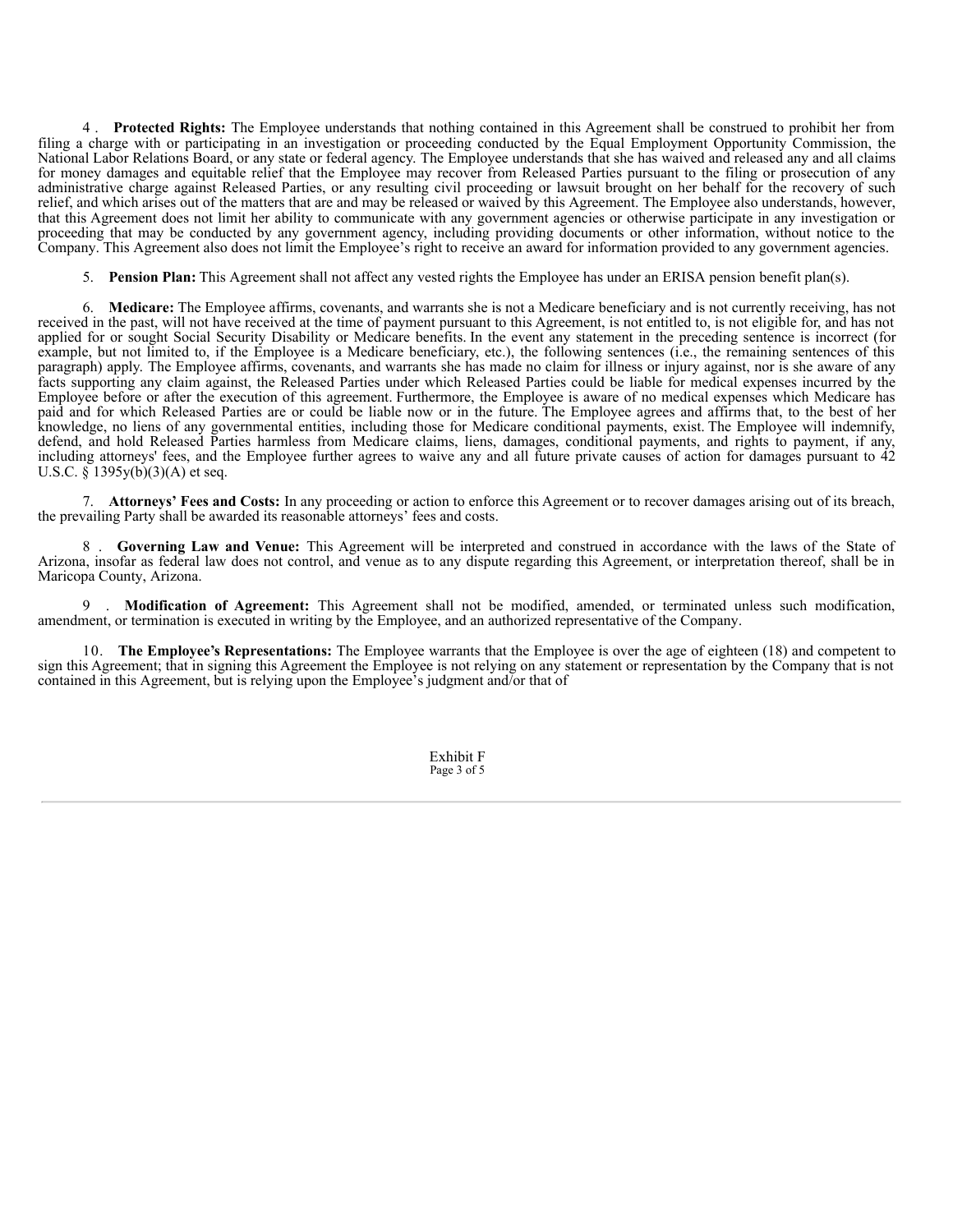4. **Protected Rights:** The Employee understands that nothing contained in this Agreement shall be construed to prohibit her from filing a charge with or participating in an investigation or proceeding conducted by the Equal Employment Opportunity Commission, the National Labor Relations Board, or any state or federal agency. The Employee understands that she has waived and released any and all claims for money damages and equitable relief that the Employee may recover from Released Parties pursuant to the filing or prosecution of any administrative charge against Released Parties, or any resulting civil proceeding or lawsuit brought on her behalf for the recovery of such relief, and which arises out of the matters that are and may be released or waived by this Agreement. The Employee also understands, however, that this Agreement does not limit her ability to communicate with any government agencies or otherwise participate in any investigation or proceeding that may be conducted by any government agency, including providing documents or other information, without notice to the Company. This Agreement also does not limit the Employee's right to receive an award for information provided to any government agencies.

5. **Pension Plan:** This Agreement shall not affect any vested rights the Employee has under an ERISA pension benefit plan(s).

6. **Medicare:** The Employee affirms, covenants, and warrants she is not a Medicare beneficiary and is not currently receiving, has not received in the past, will not have received at the time of payment pursuant to this Agreement, is not entitled to, is not eligible for, and has not applied for or sought Social Security Disability or Medicare benefits. In the event any statement in the preceding sentence is incorrect (for example, but not limited to, if the Employee is a Medicare beneficiary, etc.), the following sentences (i.e., the remaining sentences of this paragraph) apply. The Employee affirms, covenants, and warrants she has made no claim for illness or injury against, nor is she aware of any facts supporting any claim against, the Released Parties under which Released Parties could be liable for medical expenses incurred by the Employee before or after the execution of this agreement. Furthermore, the Employee is aware of no medical expenses which Medicare has paid and for which Released Parties are or could be liable now or in the future. The Employee agrees and affirms that, to the best of her knowledge, no liens of any governmental entities, including those for Medicare conditional payments, exist. The Employee will indemnify, defend, and hold Released Parties harmless from Medicare claims, liens, damages, conditional payments, and rights to payment, if any, including attorneys' fees, and the Employee further agrees to waive any and all future private causes of action for damages pursuant to 42 U.S.C. § 1395y(b)(3)(A) et seq.

7. **Attorneys' Fees and Costs:** In any proceeding or action to enforce this Agreement or to recover damages arising out of its breach, the prevailing Party shall be awarded its reasonable attorneys' fees and costs.

8. **Governing Law and Venue:** This Agreement will be interpreted and construed in accordance with the laws of the State of Arizona, insofar as federal law does not control, and venue as to any dispute regarding this Agreement, or interpretation thereof, shall be in Maricopa County, Arizona.

9. **Modification of Agreement:** This Agreement shall not be modified, amended, or terminated unless such modification, amendment, or termination is executed in writing by the Employee, and an authorized representative of the Company.

10. **The Employee's Representations:** The Employee warrants that the Employee is over the age of eighteen (18) and competent to sign this Agreement; that in signing this Agreement the Employee is not relying on any statement or representation by the Company that is not contained in this Agreement, but is relying upon the Employee's judgment and/or that of

Exhibit F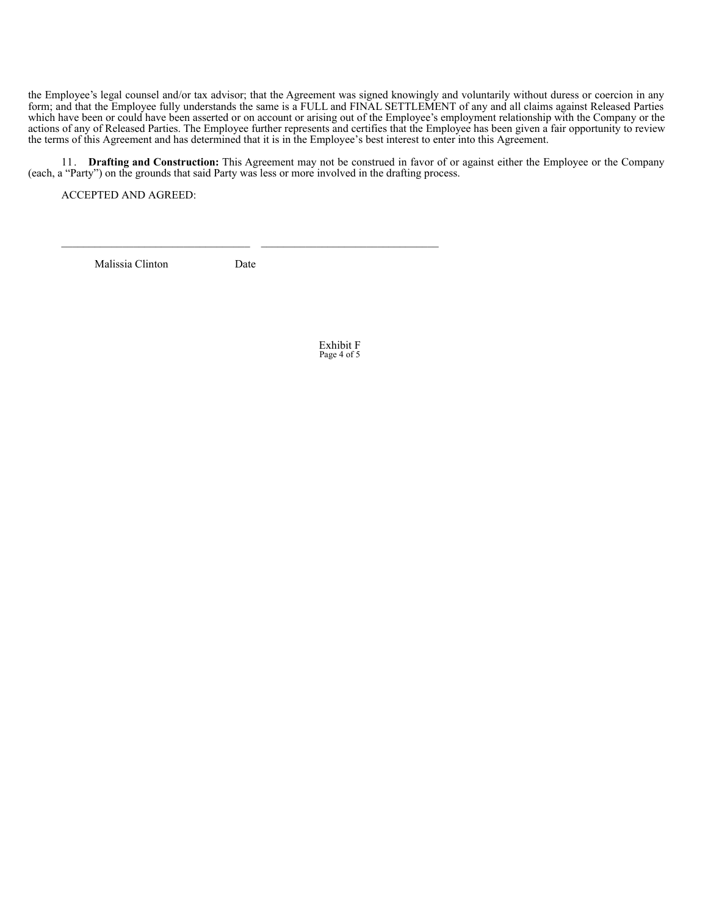the Employee's legal counsel and/or tax advisor; that the Agreement was signed knowingly and voluntarily without duress or coercion in any form; and that the Employee fully understands the same is a FULL and FINAL SETTLEMENT of any and all claims against Released Parties which have been or could have been asserted or on account or arising out of the Employee's employment relationship with the Company or the actions of any of Released Parties. The Employee further represents and certifies that the Employee has been given a fair opportunity to review the terms of this Agreement and has determined that it is in the Employee's best interest to enter into this Agreement.

11. **Drafting and Construction:** This Agreement may not be construed in favor of or against either the Employee or the Company (each, a "Party") on the grounds that said Party was less or more involved in the drafting process.

ACCEPTED AND AGREED:

\_\_\_\_\_\_\_\_\_\_\_\_\_\_\_\_\_\_\_\_\_\_\_\_\_\_\_\_\_\_\_\_\_\_\_ \_\_\_\_\_\_\_\_\_\_\_\_\_\_\_\_\_\_\_\_\_\_\_\_\_\_\_\_\_\_\_\_\_

Malissia Clinton Date

Exhibit F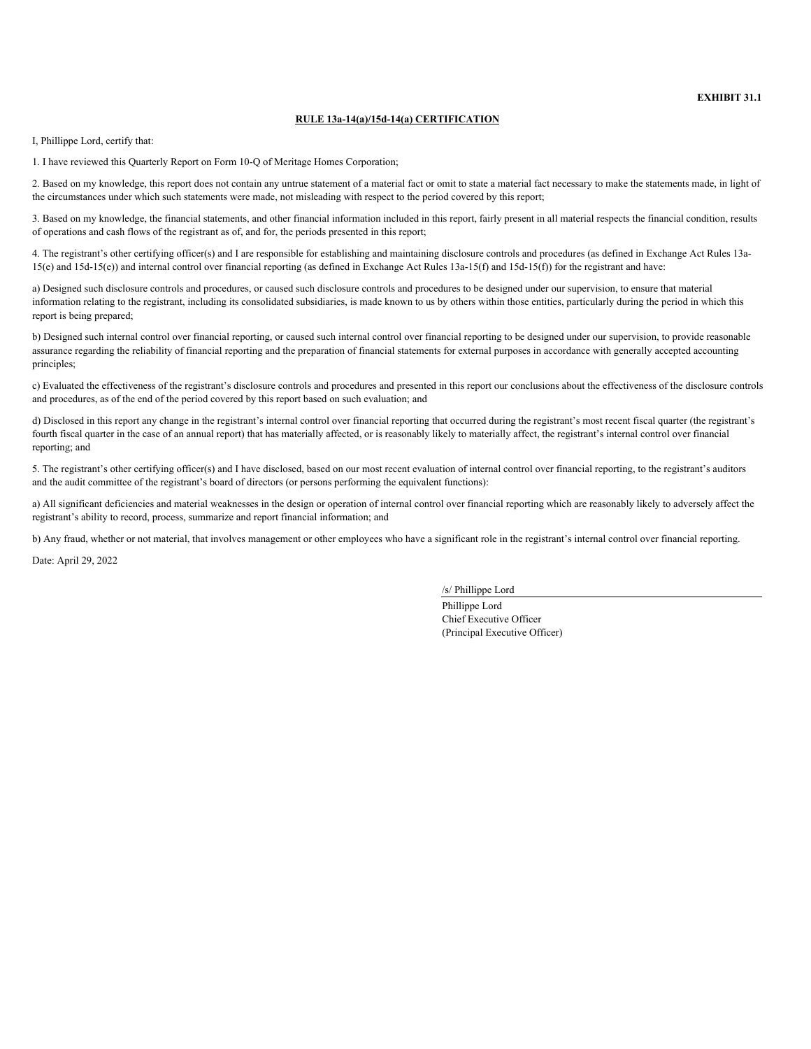**EXHIBIT 31.1**

**RULE 13a-14(a)/15d-14(a) CERTIFICATION**

I, Phillippe Lord, certify that:

1. I have reviewed this Quarterly Report on Form 10-Q of Meritage Homes Corporation;

2. Based on my knowledge, this report does not contain any untrue statement of a material fact or omit to state a material fact necessary to make the statements made, in light of the circumstances under which such statements were made, not misleading with respect to the period covered by this report;

3. Based on my knowledge, the financial statements, and other financial information included in this report, fairly present in all material respects the financial condition, results of operations and cash flows of the registrant as of, and for, the periods presented in this report;

4. The registrant's other certifying officer(s) and I are responsible for establishing and maintaining disclosure controls and procedures (as defined in Exchange Act Rules 13a-15(e) and 15d-15(e)) and internal control over financial reporting (as defined in Exchange Act Rules 13a-15(f) and 15d-15(f)) for the registrant and have:

a) Designed such disclosure controls and procedures, or caused such disclosure controls and procedures to be designed under our supervision, to ensure that material information relating to the registrant, including its consolidated subsidiaries, is made known to us by others within those entities, particularly during the period in which this report is being prepared;

b) Designed such internal control over financial reporting, or caused such internal control over financial reporting to be designed under our supervision, to provide reasonable assurance regarding the reliability of financial reporting and the preparation of financial statements for external purposes in accordance with generally accepted accounting principles;

c) Evaluated the effectiveness of the registrant's disclosure controls and procedures and presented in this report our conclusions about the effectiveness of the disclosure controls and procedures, as of the end of the period covered by this report based on such evaluation; and

d) Disclosed in this report any change in the registrant's internal control over financial reporting that occurred during the registrant's most recent fiscal quarter (the registrant's fourth fiscal quarter in the case of an annual report) that has materially affected, or is reasonably likely to materially affect, the registrant's internal control over financial reporting; and

5. The registrant's other certifying officer(s) and I have disclosed, based on our most recent evaluation of internal control over financial reporting, to the registrant's auditors and the audit committee of the registrant's board of directors (or persons performing the equivalent functions):

a) All significant deficiencies and material weaknesses in the design or operation of internal control over financial reporting which are reasonably likely to adversely affect the registrant's ability to record, process, summarize and report financial information; and

b) Any fraud, whether or not material, that involves management or other employees who have a significant role in the registrant's internal control over financial reporting.

Date: April 29, 2022

/s/ Phillippe Lord

Phillippe Lord
Chief Executive Officer
(Principal Executive Officer)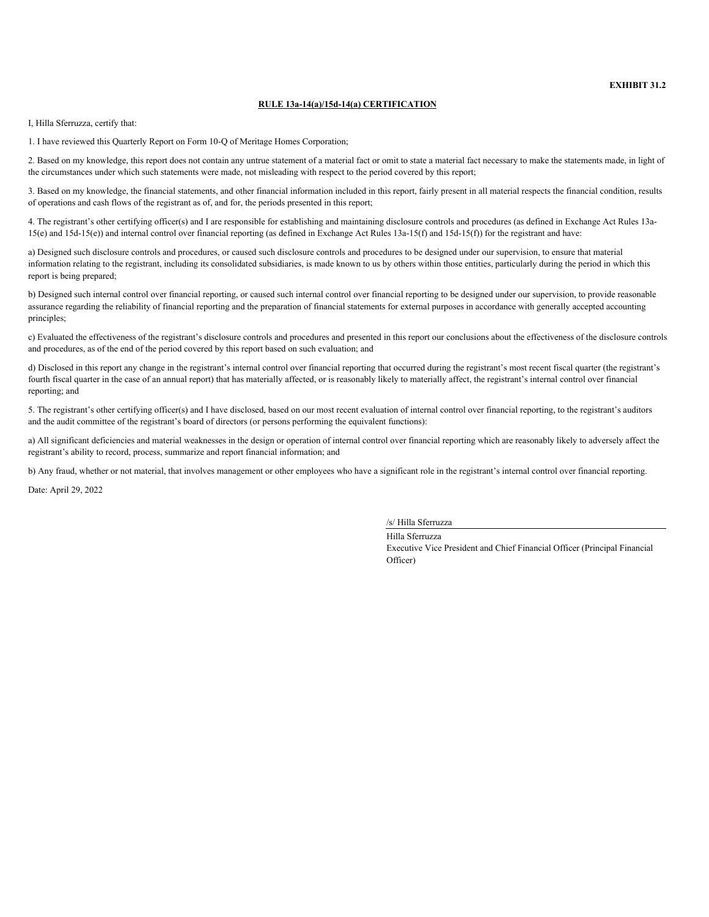**EXHIBIT 31.2**

**RULE 13a-14(a)/15d-14(a) CERTIFICATION**

I, Hilla Sferruzza, certify that:

1. I have reviewed this Quarterly Report on Form 10-Q of Meritage Homes Corporation;

2. Based on my knowledge, this report does not contain any untrue statement of a material fact or omit to state a material fact necessary to make the statements made, in light of the circumstances under which such statements were made, not misleading with respect to the period covered by this report;

3. Based on my knowledge, the financial statements, and other financial information included in this report, fairly present in all material respects the financial condition, results of operations and cash flows of the registrant as of, and for, the periods presented in this report;

4. The registrant's other certifying officer(s) and I are responsible for establishing and maintaining disclosure controls and procedures (as defined in Exchange Act Rules 13a-15(e) and 15d-15(e)) and internal control over financial reporting (as defined in Exchange Act Rules 13a-15(f) and 15d-15(f)) for the registrant and have:

a) Designed such disclosure controls and procedures, or caused such disclosure controls and procedures to be designed under our supervision, to ensure that material information relating to the registrant, including its consolidated subsidiaries, is made known to us by others within those entities, particularly during the period in which this report is being prepared;

b) Designed such internal control over financial reporting, or caused such internal control over financial reporting to be designed under our supervision, to provide reasonable assurance regarding the reliability of financial reporting and the preparation of financial statements for external purposes in accordance with generally accepted accounting principles;

c) Evaluated the effectiveness of the registrant's disclosure controls and procedures and presented in this report our conclusions about the effectiveness of the disclosure controls and procedures, as of the end of the period covered by this report based on such evaluation; and

d) Disclosed in this report any change in the registrant's internal control over financial reporting that occurred during the registrant's most recent fiscal quarter (the registrant's fourth fiscal quarter in the case of an annual report) that has materially affected, or is reasonably likely to materially affect, the registrant's internal control over financial reporting; and

5. The registrant's other certifying officer(s) and I have disclosed, based on our most recent evaluation of internal control over financial reporting, to the registrant's auditors and the audit committee of the registrant's board of directors (or persons performing the equivalent functions):

a) All significant deficiencies and material weaknesses in the design or operation of internal control over financial reporting which are reasonably likely to adversely affect the registrant's ability to record, process, summarize and report financial information; and

b) Any fraud, whether or not material, that involves management or other employees who have a significant role in the registrant's internal control over financial reporting.

Date: April 29, 2022

/s/ Hilla Sferruzza

Hilla Sferruzza
Executive Vice President and Chief Financial Officer (Principal Financial Officer)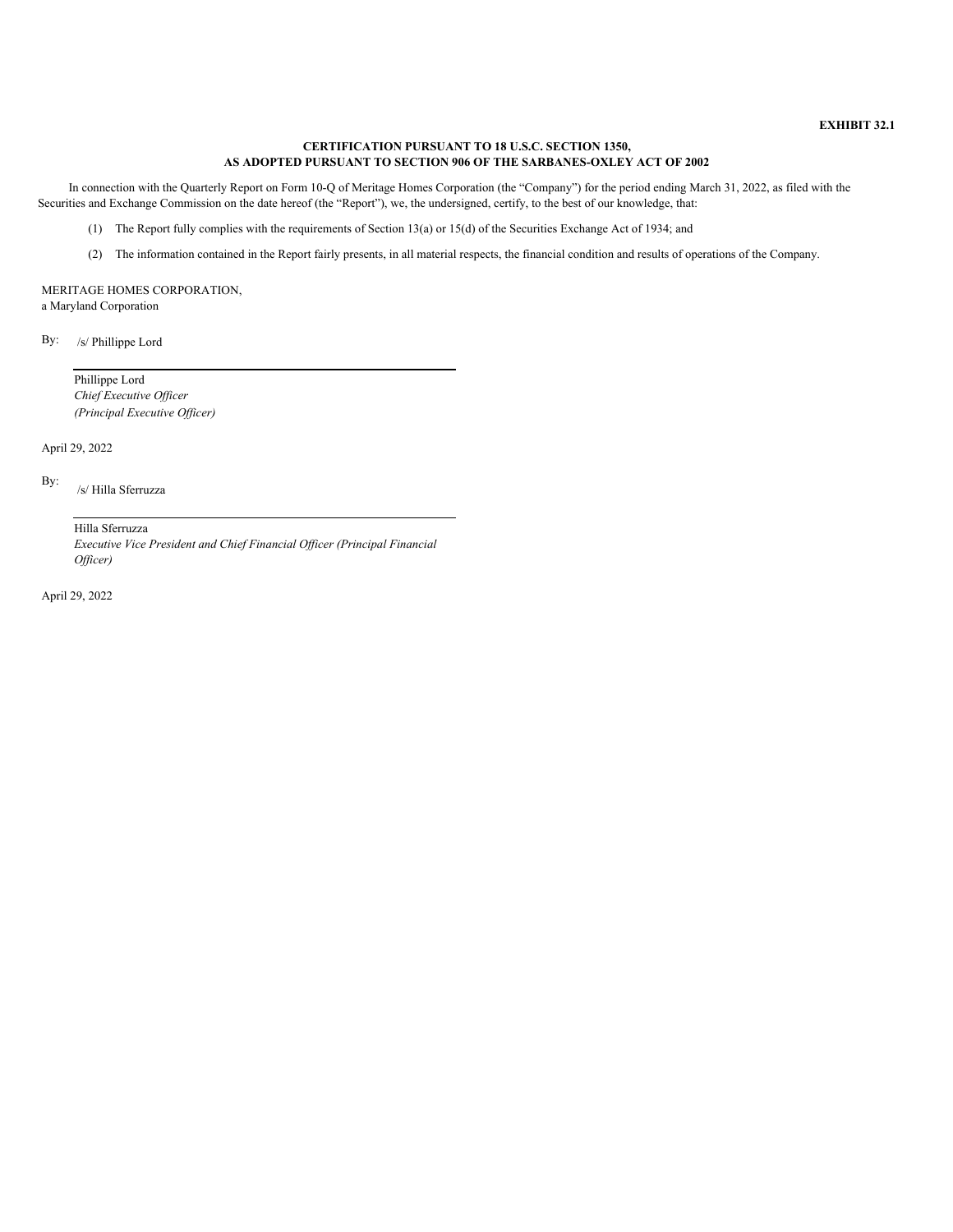**EXHIBIT 32.1**

**CERTIFICATION PURSUANT TO 18 U.S.C. SECTION 1350,**
**AS ADOPTED PURSUANT TO SECTION 906 OF THE SARBANES-OXLEY ACT OF 2002**

In connection with the Quarterly Report on Form 10-Q of Meritage Homes Corporation (the “Company”) for the period ending March 31, 2022, as filed with the Securities and Exchange Commission on the date hereof (the “Report”), we, the undersigned, certify, to the best of our knowledge, that:

(1) The Report fully complies with the requirements of Section 13(a) or 15(d) of the Securities Exchange Act of 1934; and

(2) The information contained in the Report fairly presents, in all material respects, the financial condition and results of operations of the Company.

MERITAGE HOMES CORPORATION,
a Maryland Corporation

By: /s/ Phillippe Lord

Phillippe Lord
*Chief Executive Officer*
*(Principal Executive Officer)*

April 29, 2022

By: /s/ Hilla Sferruzza

Hilla Sferruzza
*Executive Vice President and Chief Financial Officer (Principal Financial Officer)*

April 29, 2022